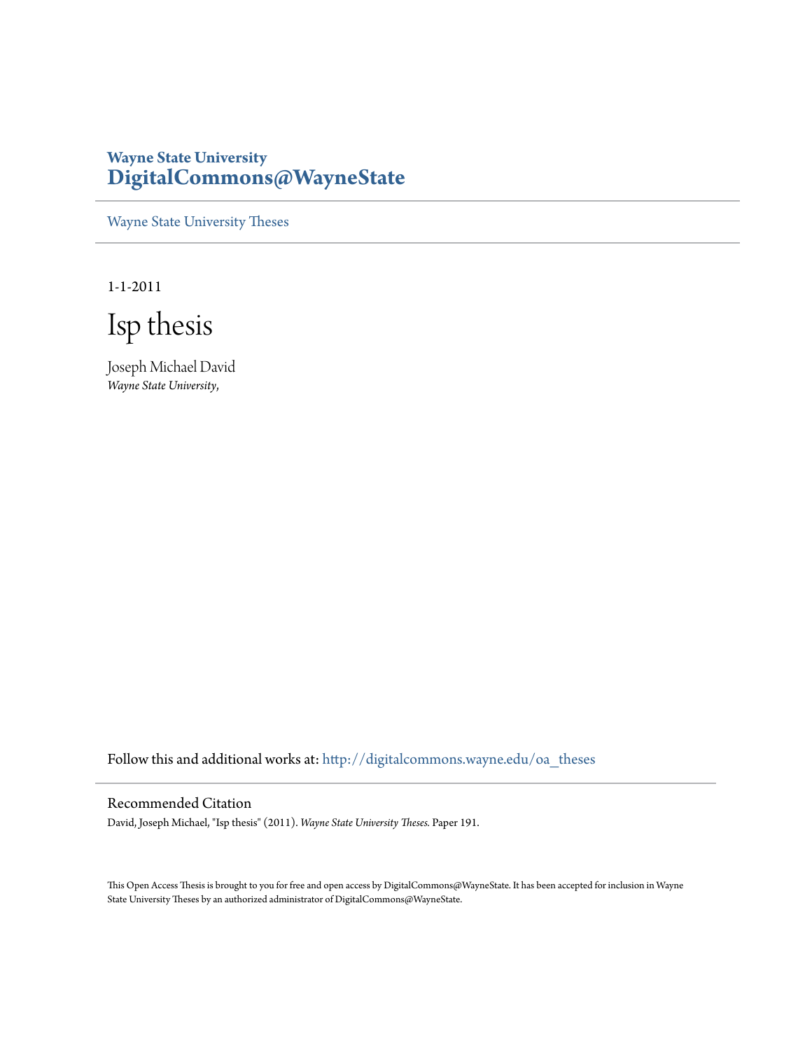**Wayne State University**
**DigitalCommons@WayneState**

Wayne State University Theses

1-1-2011

# Isp thesis

Joseph Michael David
*Wayne State University,*

Follow this and additional works at: http://digitalcommons.wayne.edu/oa_theses

## Recommended Citation

David, Joseph Michael, "Isp thesis" (2011). *Wayne State University Theses.* Paper 191.

This Open Access Thesis is brought to you for free and open access by DigitalCommons@WayneState. It has been accepted for inclusion in Wayne State University Theses by an authorized administrator of DigitalCommons@WayneState.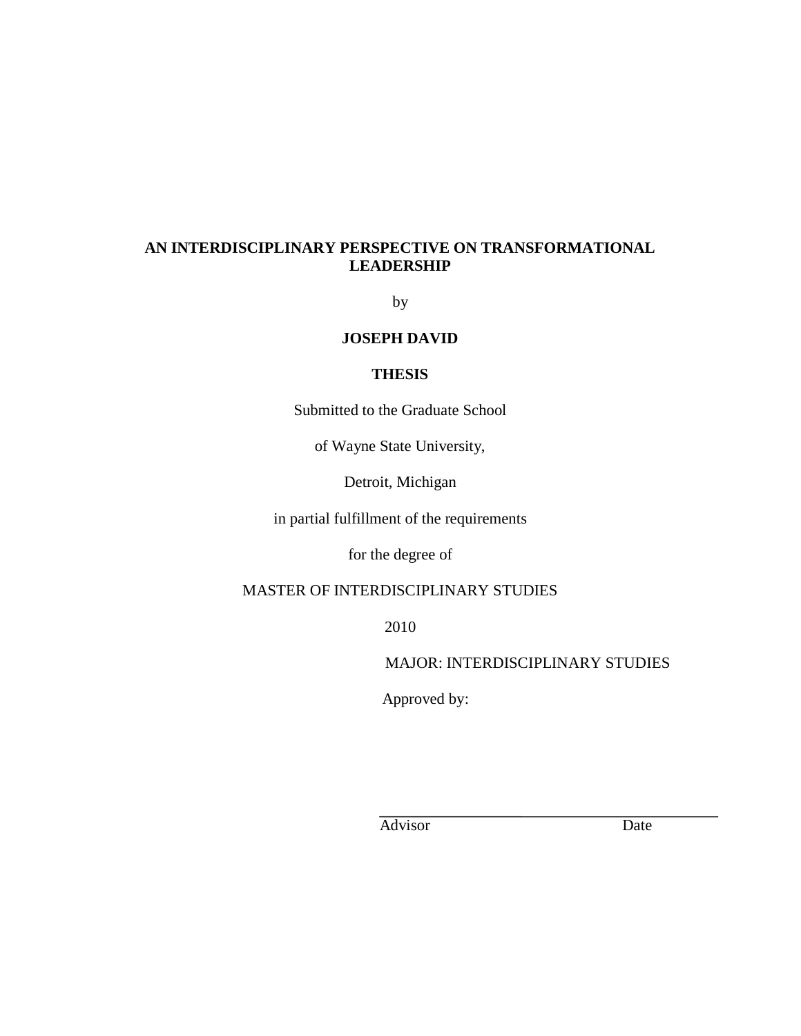**AN INTERDISCIPLINARY PERSPECTIVE ON TRANSFORMATIONAL LEADERSHIP**

by

**JOSEPH DAVID**

**THESIS**

Submitted to the Graduate School

of Wayne State University,

Detroit, Michigan

in partial fulfillment of the requirements

for the degree of

MASTER OF INTERDISCIPLINARY STUDIES

2010

MAJOR: INTERDISCIPLINARY STUDIES

Approved by:

\_\_\_\_\_\_\_\_\_\_\_\_\_\_\_\_\_\_\_\_\_\_\_\_\_\_\_\_\_\_\_\_\_\_\_\_\_\_\_\_\_\_

Advisor                                        Date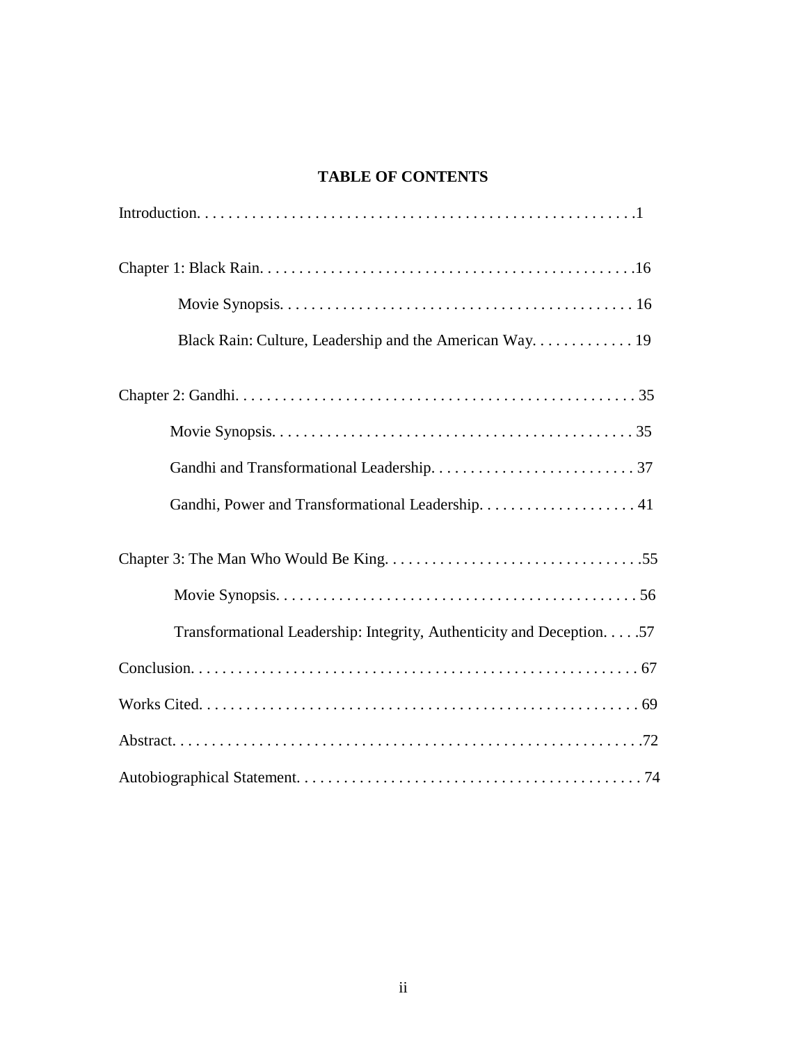# TABLE OF CONTENTS

Introduction. . . . . . . . . . . . . . . . . . . . . . . . . . . . . . . . . . . . . . . . . . . . . . . . . . . . . .1

Chapter 1: Black Rain. . . . . . . . . . . . . . . . . . . . . . . . . . . . . . . . . . . . . . . . . . . . . . . .16

- Movie Synopsis. . . . . . . . . . . . . . . . . . . . . . . . . . . . . . . . . . . . . . . . . . . . 16
- Black Rain: Culture, Leadership and the American Way. . . . . . . . . . . . . 19

Chapter 2: Gandhi. . . . . . . . . . . . . . . . . . . . . . . . . . . . . . . . . . . . . . . . . . . . . . . . . . . 35

- Movie Synopsis. . . . . . . . . . . . . . . . . . . . . . . . . . . . . . . . . . . . . . . . . . . . . 35
- Gandhi and Transformational Leadership. . . . . . . . . . . . . . . . . . . . . . . . . . 37
- Gandhi, Power and Transformational Leadership. . . . . . . . . . . . . . . . . . . . 41

Chapter 3: The Man Who Would Be King. . . . . . . . . . . . . . . . . . . . . . . . . . . . . . . . .55

- Movie Synopsis. . . . . . . . . . . . . . . . . . . . . . . . . . . . . . . . . . . . . . . . . . . . . . 56
- Transformational Leadership: Integrity, Authenticity and Deception. . . . .57

Conclusion. . . . . . . . . . . . . . . . . . . . . . . . . . . . . . . . . . . . . . . . . . . . . . . . . . . . . . . . . 67

Works Cited. . . . . . . . . . . . . . . . . . . . . . . . . . . . . . . . . . . . . . . . . . . . . . . . . . . . . . . . 69

Abstract. . . . . . . . . . . . . . . . . . . . . . . . . . . . . . . . . . . . . . . . . . . . . . . . . . . . . . . . . . . .72

Autobiographical Statement. . . . . . . . . . . . . . . . . . . . . . . . . . . . . . . . . . . . . . . . . . . . 74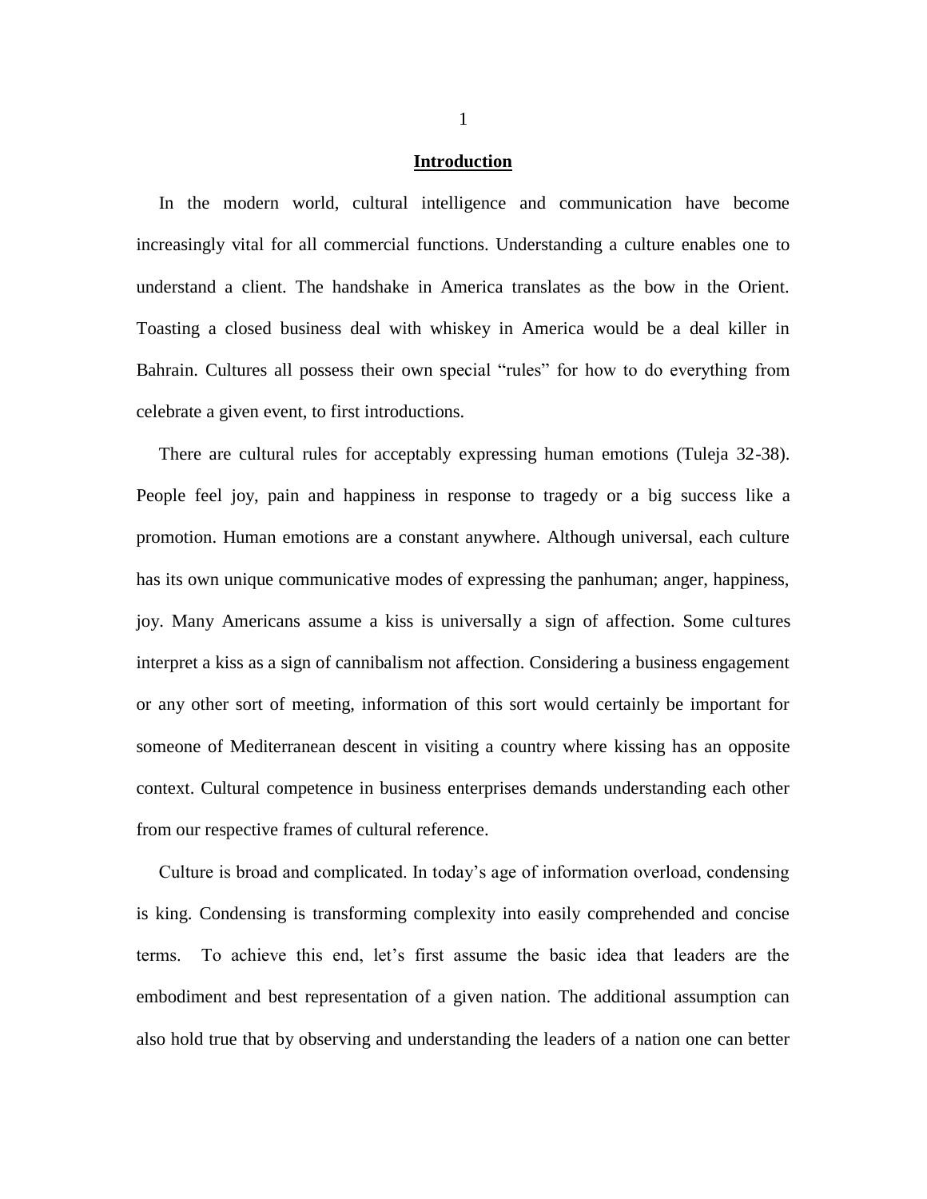## **Introduction**

In the modern world, cultural intelligence and communication have become increasingly vital for all commercial functions. Understanding a culture enables one to understand a client. The handshake in America translates as the bow in the Orient. Toasting a closed business deal with whiskey in America would be a deal killer in Bahrain. Cultures all possess their own special "rules" for how to do everything from celebrate a given event, to first introductions.

There are cultural rules for acceptably expressing human emotions (Tuleja 32-38). People feel joy, pain and happiness in response to tragedy or a big success like a promotion. Human emotions are a constant anywhere. Although universal, each culture has its own unique communicative modes of expressing the panhuman; anger, happiness, joy. Many Americans assume a kiss is universally a sign of affection. Some cultures interpret a kiss as a sign of cannibalism not affection. Considering a business engagement or any other sort of meeting, information of this sort would certainly be important for someone of Mediterranean descent in visiting a country where kissing has an opposite context. Cultural competence in business enterprises demands understanding each other from our respective frames of cultural reference.

Culture is broad and complicated. In today's age of information overload, condensing is king. Condensing is transforming complexity into easily comprehended and concise terms. To achieve this end, let's first assume the basic idea that leaders are the embodiment and best representation of a given nation. The additional assumption can also hold true that by observing and understanding the leaders of a nation one can better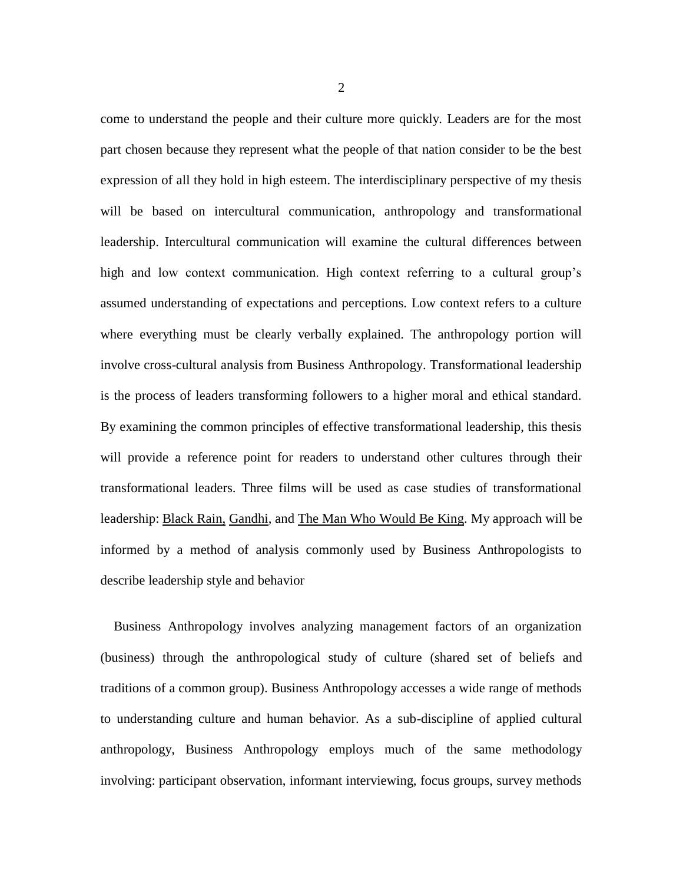come to understand the people and their culture more quickly. Leaders are for the most part chosen because they represent what the people of that nation consider to be the best expression of all they hold in high esteem. The interdisciplinary perspective of my thesis will be based on intercultural communication, anthropology and transformational leadership. Intercultural communication will examine the cultural differences between high and low context communication. High context referring to a cultural group's assumed understanding of expectations and perceptions. Low context refers to a culture where everything must be clearly verbally explained. The anthropology portion will involve cross-cultural analysis from Business Anthropology. Transformational leadership is the process of leaders transforming followers to a higher moral and ethical standard. By examining the common principles of effective transformational leadership, this thesis will provide a reference point for readers to understand other cultures through their transformational leaders. Three films will be used as case studies of transformational leadership: Black Rain, Gandhi, and The Man Who Would Be King. My approach will be informed by a method of analysis commonly used by Business Anthropologists to describe leadership style and behavior

Business Anthropology involves analyzing management factors of an organization (business) through the anthropological study of culture (shared set of beliefs and traditions of a common group). Business Anthropology accesses a wide range of methods to understanding culture and human behavior. As a sub-discipline of applied cultural anthropology, Business Anthropology employs much of the same methodology involving: participant observation, informant interviewing, focus groups, survey methods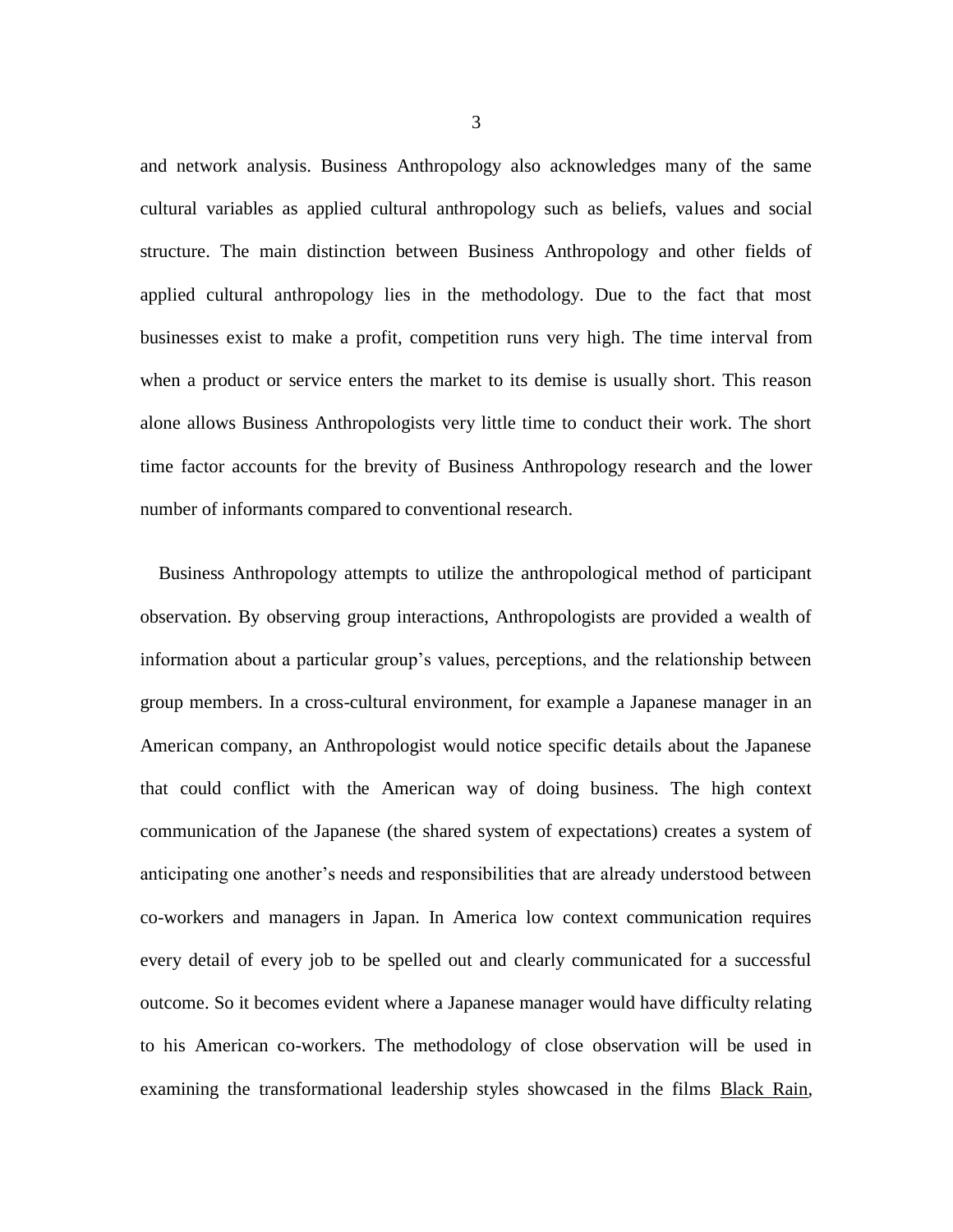and network analysis. Business Anthropology also acknowledges many of the same cultural variables as applied cultural anthropology such as beliefs, values and social structure. The main distinction between Business Anthropology and other fields of applied cultural anthropology lies in the methodology. Due to the fact that most businesses exist to make a profit, competition runs very high. The time interval from when a product or service enters the market to its demise is usually short. This reason alone allows Business Anthropologists very little time to conduct their work. The short time factor accounts for the brevity of Business Anthropology research and the lower number of informants compared to conventional research.

Business Anthropology attempts to utilize the anthropological method of participant observation. By observing group interactions, Anthropologists are provided a wealth of information about a particular group's values, perceptions, and the relationship between group members. In a cross-cultural environment, for example a Japanese manager in an American company, an Anthropologist would notice specific details about the Japanese that could conflict with the American way of doing business. The high context communication of the Japanese (the shared system of expectations) creates a system of anticipating one another's needs and responsibilities that are already understood between co-workers and managers in Japan. In America low context communication requires every detail of every job to be spelled out and clearly communicated for a successful outcome. So it becomes evident where a Japanese manager would have difficulty relating to his American co-workers. The methodology of close observation will be used in examining the transformational leadership styles showcased in the films Black Rain,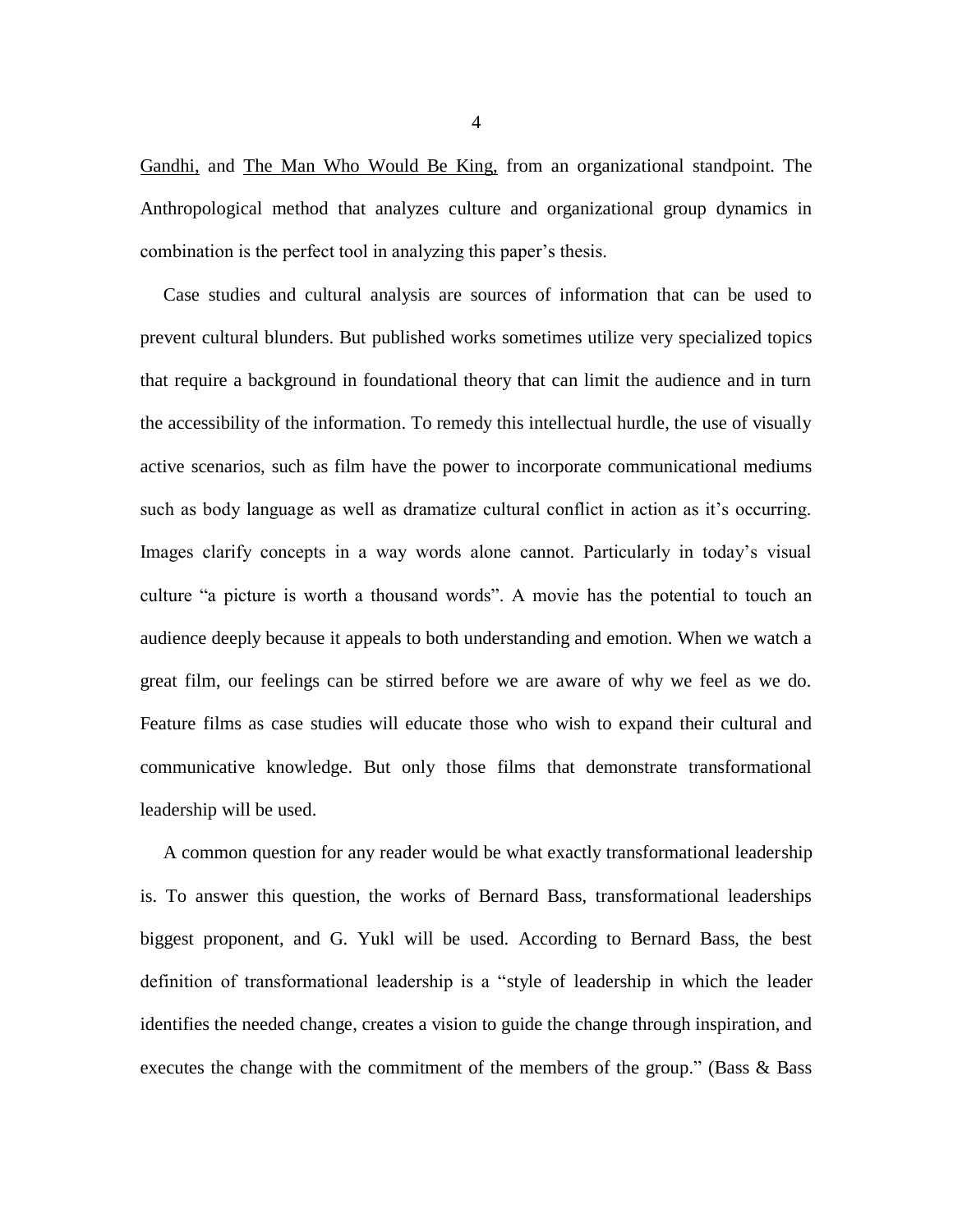Gandhi, and The Man Who Would Be King, from an organizational standpoint. The Anthropological method that analyzes culture and organizational group dynamics in combination is the perfect tool in analyzing this paper's thesis.

Case studies and cultural analysis are sources of information that can be used to prevent cultural blunders. But published works sometimes utilize very specialized topics that require a background in foundational theory that can limit the audience and in turn the accessibility of the information. To remedy this intellectual hurdle, the use of visually active scenarios, such as film have the power to incorporate communicational mediums such as body language as well as dramatize cultural conflict in action as it's occurring. Images clarify concepts in a way words alone cannot. Particularly in today's visual culture "a picture is worth a thousand words". A movie has the potential to touch an audience deeply because it appeals to both understanding and emotion. When we watch a great film, our feelings can be stirred before we are aware of why we feel as we do. Feature films as case studies will educate those who wish to expand their cultural and communicative knowledge. But only those films that demonstrate transformational leadership will be used.

A common question for any reader would be what exactly transformational leadership is. To answer this question, the works of Bernard Bass, transformational leaderships biggest proponent, and G. Yukl will be used. According to Bernard Bass, the best definition of transformational leadership is a "style of leadership in which the leader identifies the needed change, creates a vision to guide the change through inspiration, and executes the change with the commitment of the members of the group." (Bass & Bass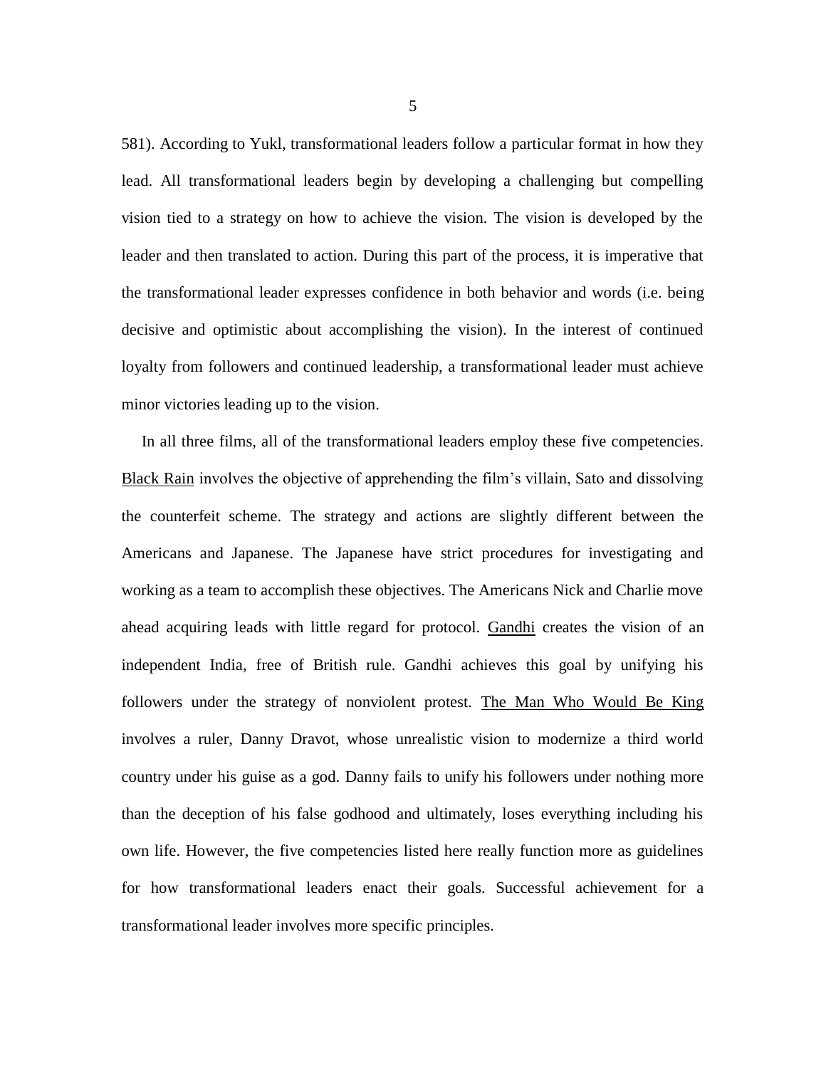581). According to Yukl, transformational leaders follow a particular format in how they lead. All transformational leaders begin by developing a challenging but compelling vision tied to a strategy on how to achieve the vision. The vision is developed by the leader and then translated to action. During this part of the process, it is imperative that the transformational leader expresses confidence in both behavior and words (i.e. being decisive and optimistic about accomplishing the vision). In the interest of continued loyalty from followers and continued leadership, a transformational leader must achieve minor victories leading up to the vision.

In all three films, all of the transformational leaders employ these five competencies. <u>Black Rain</u> involves the objective of apprehending the film's villain, Sato and dissolving the counterfeit scheme. The strategy and actions are slightly different between the Americans and Japanese. The Japanese have strict procedures for investigating and working as a team to accomplish these objectives. The Americans Nick and Charlie move ahead acquiring leads with little regard for protocol. <u>Gandhi</u> creates the vision of an independent India, free of British rule. Gandhi achieves this goal by unifying his followers under the strategy of nonviolent protest. <u>The Man Who Would Be King</u> involves a ruler, Danny Dravot, whose unrealistic vision to modernize a third world country under his guise as a god. Danny fails to unify his followers under nothing more than the deception of his false godhood and ultimately, loses everything including his own life. However, the five competencies listed here really function more as guidelines for how transformational leaders enact their goals. Successful achievement for a transformational leader involves more specific principles.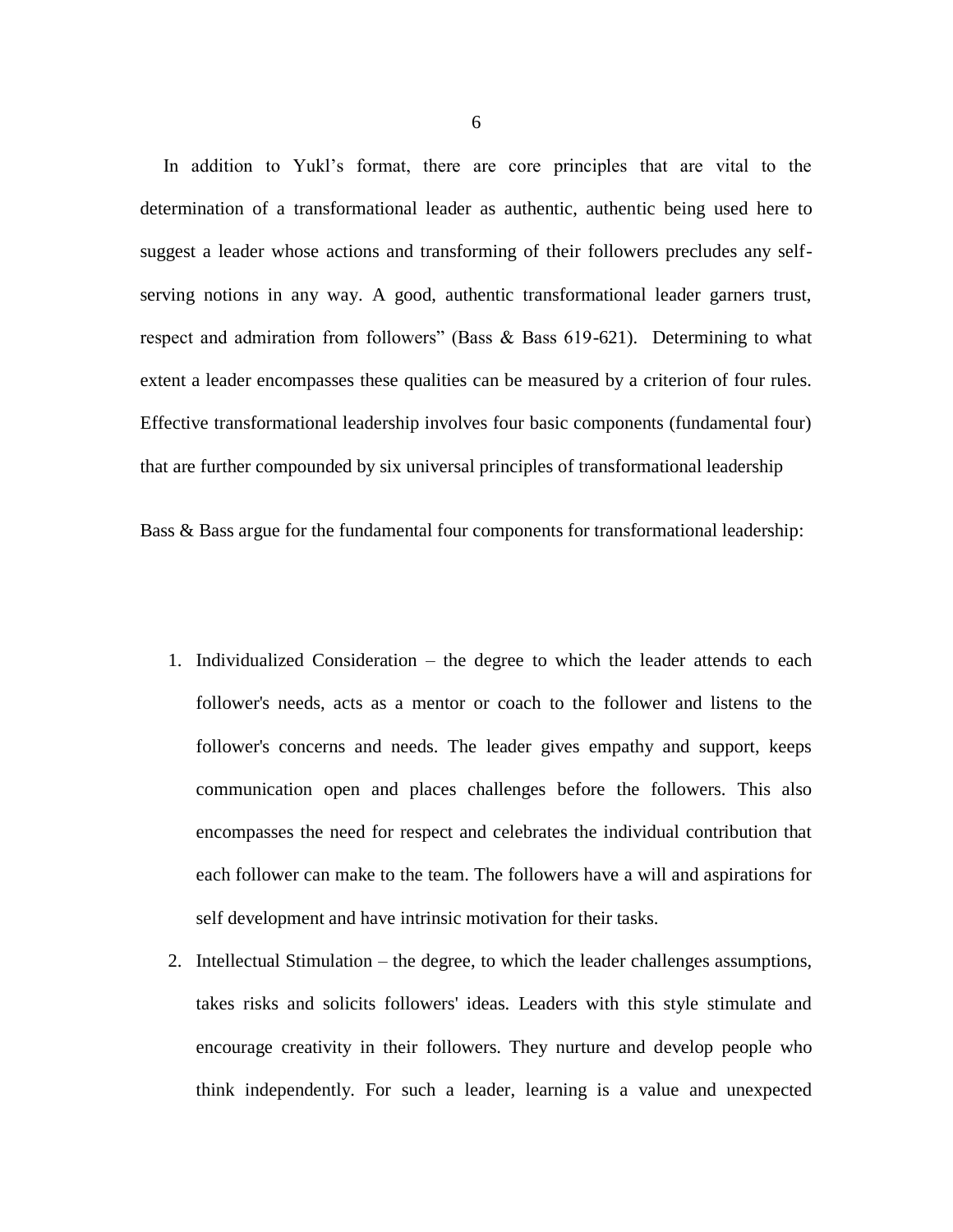In addition to Yukl's format, there are core principles that are vital to the determination of a transformational leader as authentic, authentic being used here to suggest a leader whose actions and transforming of their followers precludes any self-serving notions in any way. A good, authentic transformational leader garners trust, respect and admiration from followers" (Bass & Bass 619-621). Determining to what extent a leader encompasses these qualities can be measured by a criterion of four rules. Effective transformational leadership involves four basic components (fundamental four) that are further compounded by six universal principles of transformational leadership

Bass & Bass argue for the fundamental four components for transformational leadership:

1. Individualized Consideration – the degree to which the leader attends to each follower's needs, acts as a mentor or coach to the follower and listens to the follower's concerns and needs. The leader gives empathy and support, keeps communication open and places challenges before the followers. This also encompasses the need for respect and celebrates the individual contribution that each follower can make to the team. The followers have a will and aspirations for self development and have intrinsic motivation for their tasks.
2. Intellectual Stimulation – the degree, to which the leader challenges assumptions, takes risks and solicits followers' ideas. Leaders with this style stimulate and encourage creativity in their followers. They nurture and develop people who think independently. For such a leader, learning is a value and unexpected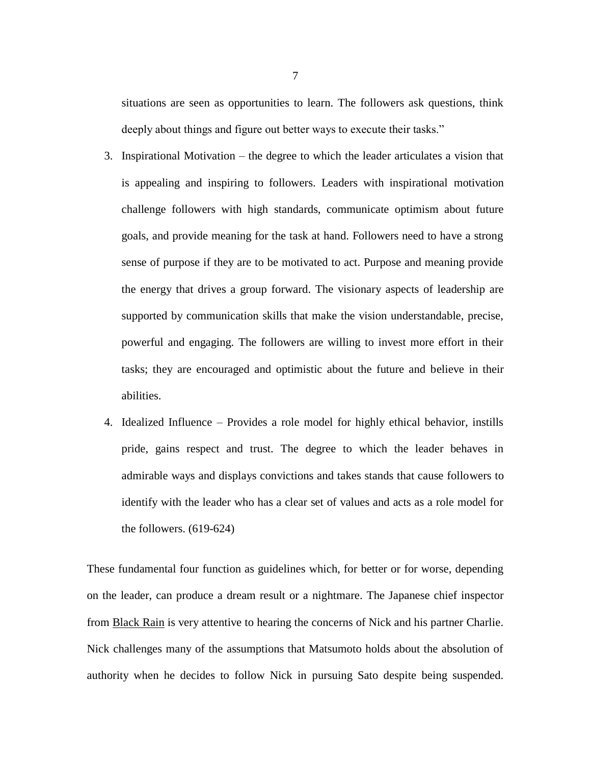situations are seen as opportunities to learn. The followers ask questions, think deeply about things and figure out better ways to execute their tasks."

3. Inspirational Motivation – the degree to which the leader articulates a vision that is appealing and inspiring to followers. Leaders with inspirational motivation challenge followers with high standards, communicate optimism about future goals, and provide meaning for the task at hand. Followers need to have a strong sense of purpose if they are to be motivated to act. Purpose and meaning provide the energy that drives a group forward. The visionary aspects of leadership are supported by communication skills that make the vision understandable, precise, powerful and engaging. The followers are willing to invest more effort in their tasks; they are encouraged and optimistic about the future and believe in their abilities.

4. Idealized Influence – Provides a role model for highly ethical behavior, instills pride, gains respect and trust. The degree to which the leader behaves in admirable ways and displays convictions and takes stands that cause followers to identify with the leader who has a clear set of values and acts as a role model for the followers. (619-624)

These fundamental four function as guidelines which, for better or for worse, depending on the leader, can produce a dream result or a nightmare. The Japanese chief inspector from Black Rain is very attentive to hearing the concerns of Nick and his partner Charlie. Nick challenges many of the assumptions that Matsumoto holds about the absolution of authority when he decides to follow Nick in pursuing Sato despite being suspended.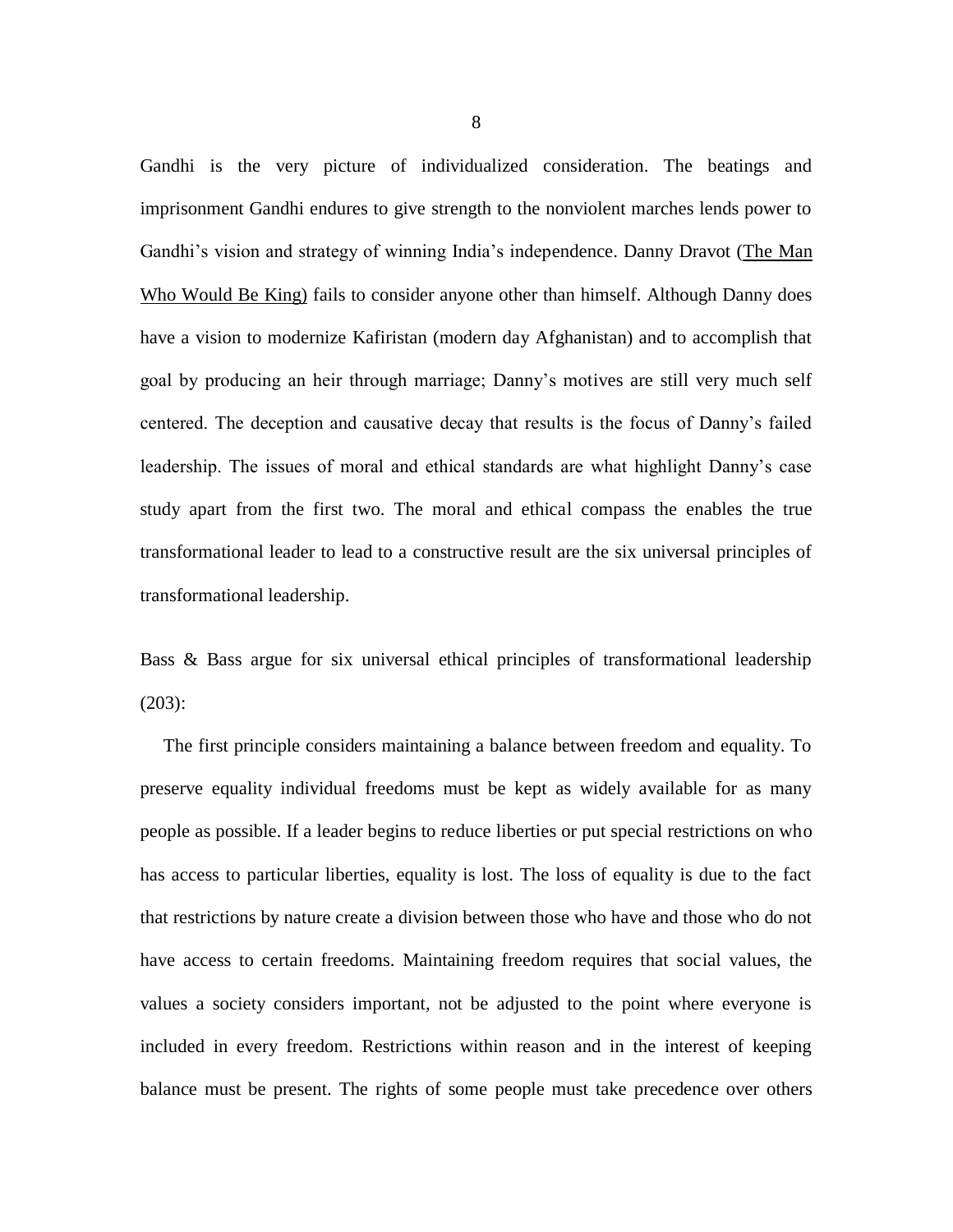Gandhi is the very picture of individualized consideration. The beatings and imprisonment Gandhi endures to give strength to the nonviolent marches lends power to Gandhi's vision and strategy of winning India's independence. Danny Dravot (<u>The Man Who Would Be King)</u> fails to consider anyone other than himself. Although Danny does have a vision to modernize Kafiristan (modern day Afghanistan) and to accomplish that goal by producing an heir through marriage; Danny's motives are still very much self centered. The deception and causative decay that results is the focus of Danny's failed leadership. The issues of moral and ethical standards are what highlight Danny's case study apart from the first two. The moral and ethical compass the enables the true transformational leader to lead to a constructive result are the six universal principles of transformational leadership.

Bass & Bass argue for six universal ethical principles of transformational leadership (203):

The first principle considers maintaining a balance between freedom and equality. To preserve equality individual freedoms must be kept as widely available for as many people as possible. If a leader begins to reduce liberties or put special restrictions on who has access to particular liberties, equality is lost. The loss of equality is due to the fact that restrictions by nature create a division between those who have and those who do not have access to certain freedoms. Maintaining freedom requires that social values, the values a society considers important, not be adjusted to the point where everyone is included in every freedom. Restrictions within reason and in the interest of keeping balance must be present. The rights of some people must take precedence over others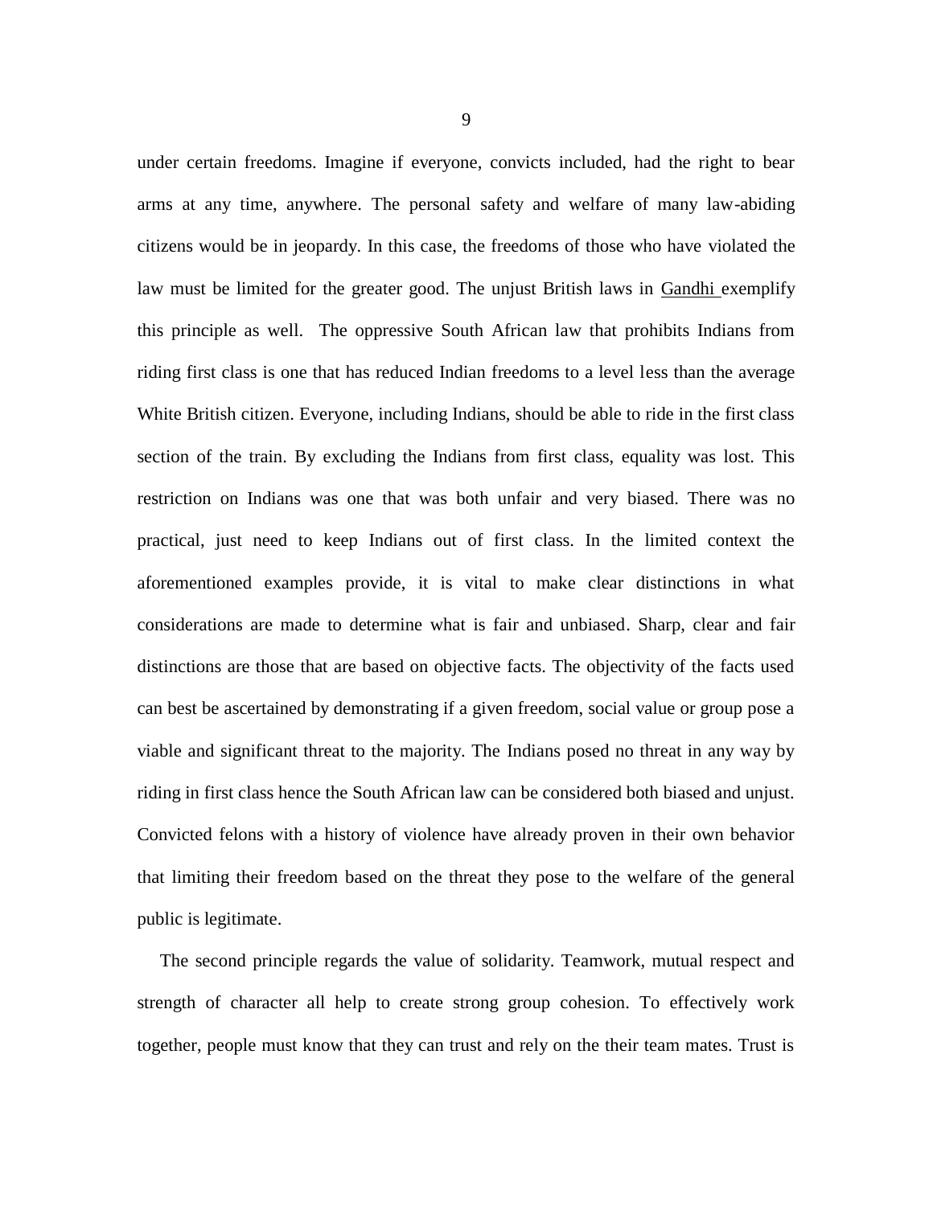under certain freedoms. Imagine if everyone, convicts included, had the right to bear arms at any time, anywhere. The personal safety and welfare of many law-abiding citizens would be in jeopardy. In this case, the freedoms of those who have violated the law must be limited for the greater good. The unjust British laws in Gandhi exemplify this principle as well. The oppressive South African law that prohibits Indians from riding first class is one that has reduced Indian freedoms to a level less than the average White British citizen. Everyone, including Indians, should be able to ride in the first class section of the train. By excluding the Indians from first class, equality was lost. This restriction on Indians was one that was both unfair and very biased. There was no practical, just need to keep Indians out of first class. In the limited context the aforementioned examples provide, it is vital to make clear distinctions in what considerations are made to determine what is fair and unbiased. Sharp, clear and fair distinctions are those that are based on objective facts. The objectivity of the facts used can best be ascertained by demonstrating if a given freedom, social value or group pose a viable and significant threat to the majority. The Indians posed no threat in any way by riding in first class hence the South African law can be considered both biased and unjust. Convicted felons with a history of violence have already proven in their own behavior that limiting their freedom based on the threat they pose to the welfare of the general public is legitimate.

The second principle regards the value of solidarity. Teamwork, mutual respect and strength of character all help to create strong group cohesion. To effectively work together, people must know that they can trust and rely on the their team mates. Trust is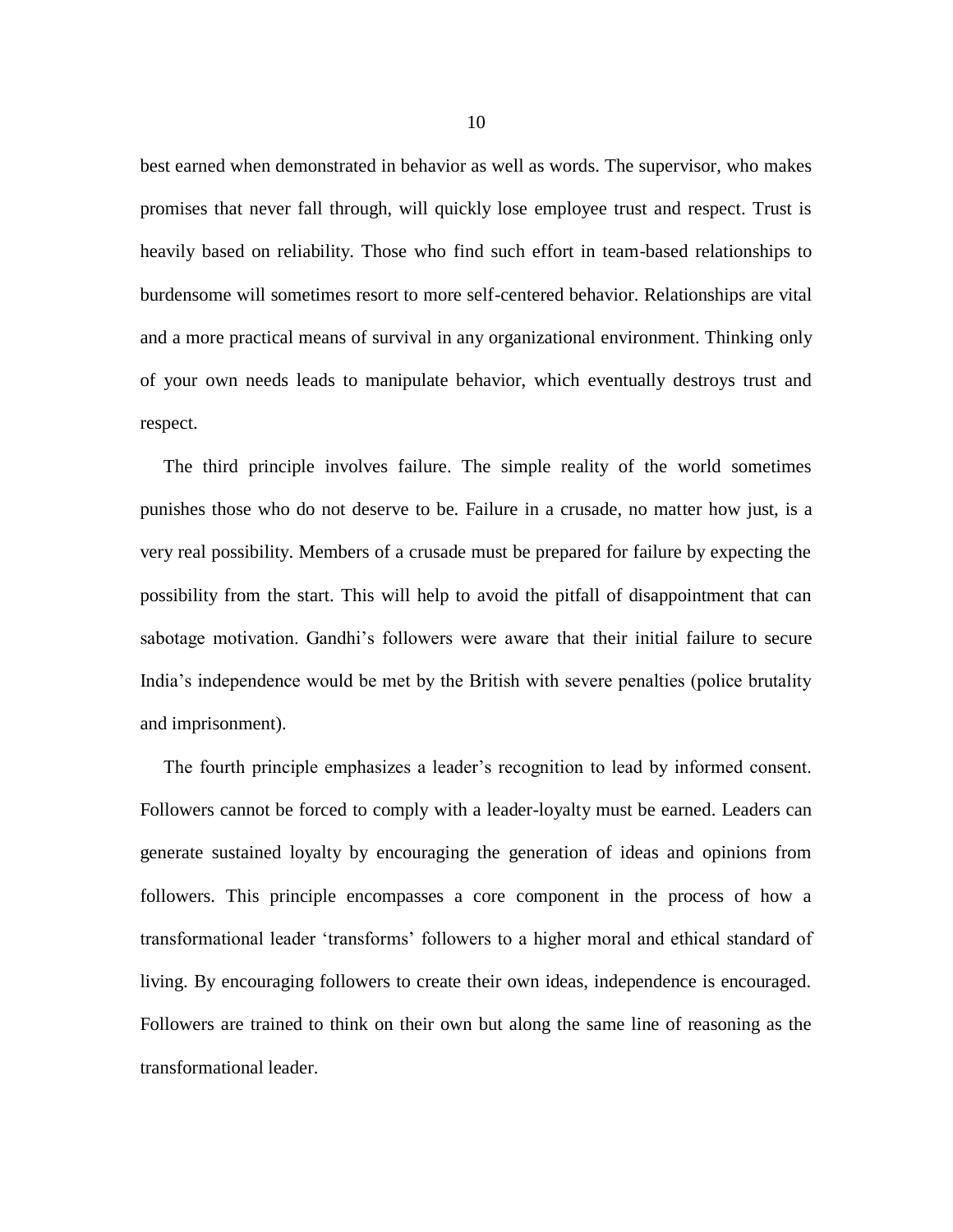best earned when demonstrated in behavior as well as words. The supervisor, who makes promises that never fall through, will quickly lose employee trust and respect. Trust is heavily based on reliability. Those who find such effort in team-based relationships to burdensome will sometimes resort to more self-centered behavior. Relationships are vital and a more practical means of survival in any organizational environment. Thinking only of your own needs leads to manipulate behavior, which eventually destroys trust and respect.

The third principle involves failure. The simple reality of the world sometimes punishes those who do not deserve to be. Failure in a crusade, no matter how just, is a very real possibility. Members of a crusade must be prepared for failure by expecting the possibility from the start. This will help to avoid the pitfall of disappointment that can sabotage motivation. Gandhi's followers were aware that their initial failure to secure India's independence would be met by the British with severe penalties (police brutality and imprisonment).

The fourth principle emphasizes a leader's recognition to lead by informed consent. Followers cannot be forced to comply with a leader-loyalty must be earned. Leaders can generate sustained loyalty by encouraging the generation of ideas and opinions from followers. This principle encompasses a core component in the process of how a transformational leader 'transforms' followers to a higher moral and ethical standard of living. By encouraging followers to create their own ideas, independence is encouraged. Followers are trained to think on their own but along the same line of reasoning as the transformational leader.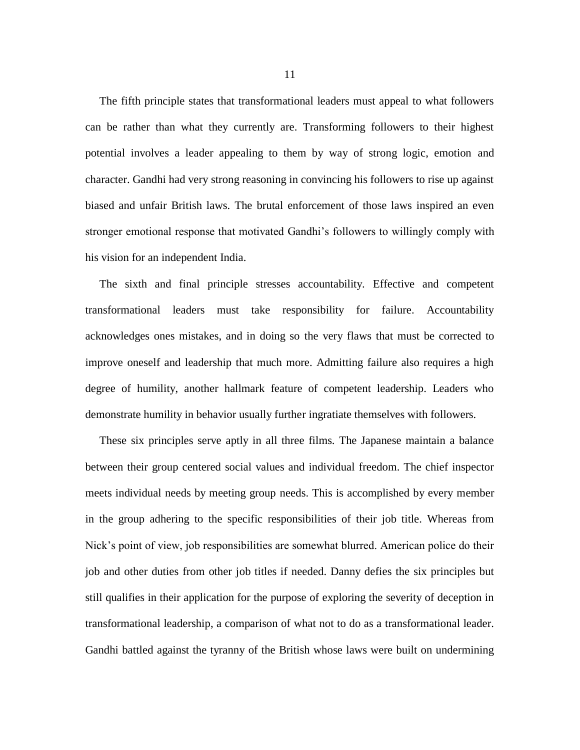The fifth principle states that transformational leaders must appeal to what followers can be rather than what they currently are. Transforming followers to their highest potential involves a leader appealing to them by way of strong logic, emotion and character. Gandhi had very strong reasoning in convincing his followers to rise up against biased and unfair British laws. The brutal enforcement of those laws inspired an even stronger emotional response that motivated Gandhi's followers to willingly comply with his vision for an independent India.

The sixth and final principle stresses accountability. Effective and competent transformational leaders must take responsibility for failure. Accountability acknowledges ones mistakes, and in doing so the very flaws that must be corrected to improve oneself and leadership that much more. Admitting failure also requires a high degree of humility, another hallmark feature of competent leadership. Leaders who demonstrate humility in behavior usually further ingratiate themselves with followers.

These six principles serve aptly in all three films. The Japanese maintain a balance between their group centered social values and individual freedom. The chief inspector meets individual needs by meeting group needs. This is accomplished by every member in the group adhering to the specific responsibilities of their job title. Whereas from Nick's point of view, job responsibilities are somewhat blurred. American police do their job and other duties from other job titles if needed. Danny defies the six principles but still qualifies in their application for the purpose of exploring the severity of deception in transformational leadership, a comparison of what not to do as a transformational leader. Gandhi battled against the tyranny of the British whose laws were built on undermining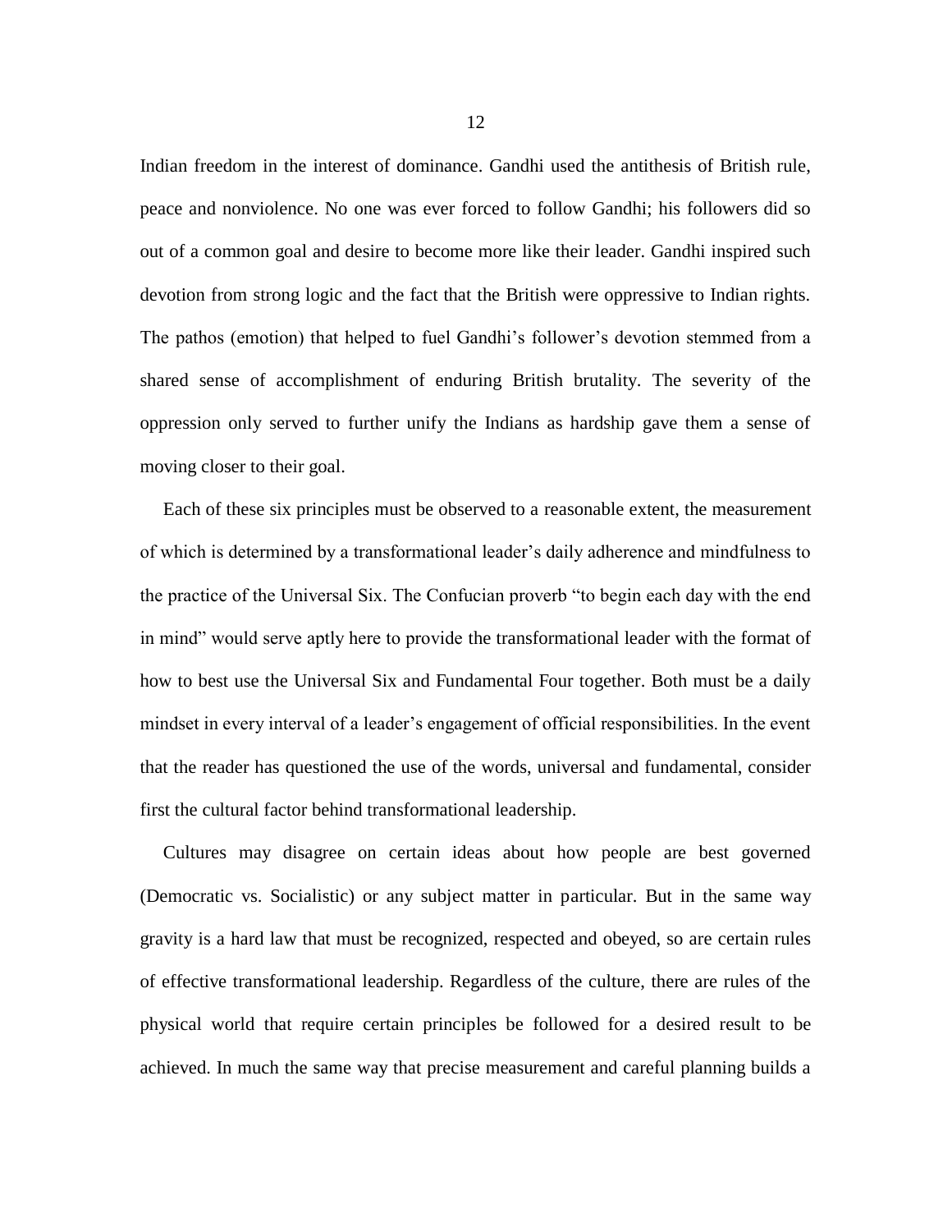Indian freedom in the interest of dominance. Gandhi used the antithesis of British rule, peace and nonviolence. No one was ever forced to follow Gandhi; his followers did so out of a common goal and desire to become more like their leader. Gandhi inspired such devotion from strong logic and the fact that the British were oppressive to Indian rights. The pathos (emotion) that helped to fuel Gandhi's follower's devotion stemmed from a shared sense of accomplishment of enduring British brutality. The severity of the oppression only served to further unify the Indians as hardship gave them a sense of moving closer to their goal.

Each of these six principles must be observed to a reasonable extent, the measurement of which is determined by a transformational leader's daily adherence and mindfulness to the practice of the Universal Six. The Confucian proverb "to begin each day with the end in mind" would serve aptly here to provide the transformational leader with the format of how to best use the Universal Six and Fundamental Four together. Both must be a daily mindset in every interval of a leader's engagement of official responsibilities. In the event that the reader has questioned the use of the words, universal and fundamental, consider first the cultural factor behind transformational leadership.

Cultures may disagree on certain ideas about how people are best governed (Democratic vs. Socialistic) or any subject matter in particular. But in the same way gravity is a hard law that must be recognized, respected and obeyed, so are certain rules of effective transformational leadership. Regardless of the culture, there are rules of the physical world that require certain principles be followed for a desired result to be achieved. In much the same way that precise measurement and careful planning builds a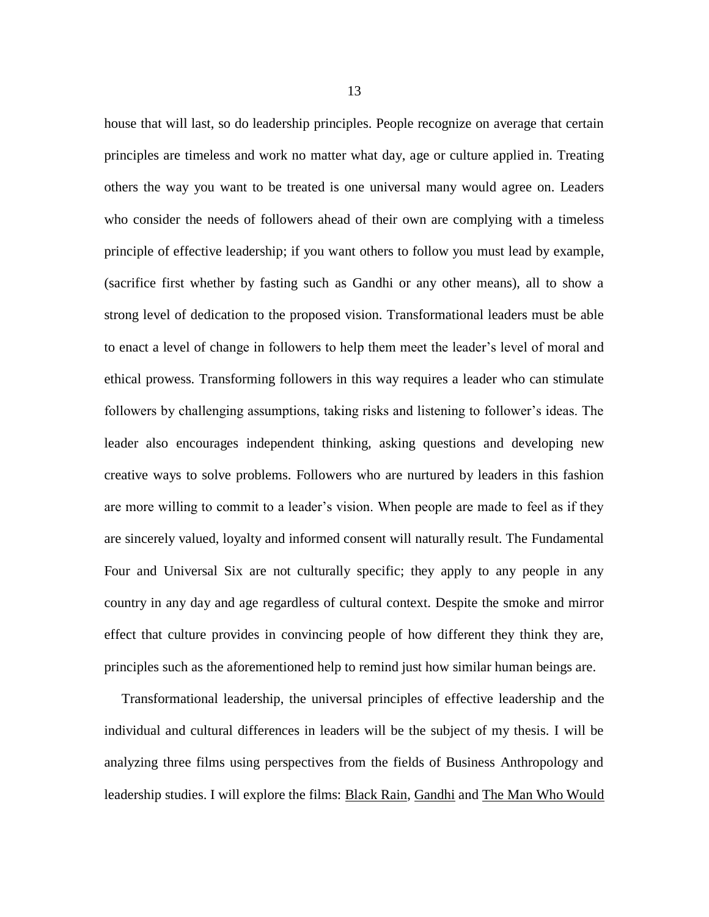house that will last, so do leadership principles. People recognize on average that certain principles are timeless and work no matter what day, age or culture applied in. Treating others the way you want to be treated is one universal many would agree on. Leaders who consider the needs of followers ahead of their own are complying with a timeless principle of effective leadership; if you want others to follow you must lead by example, (sacrifice first whether by fasting such as Gandhi or any other means), all to show a strong level of dedication to the proposed vision. Transformational leaders must be able to enact a level of change in followers to help them meet the leader's level of moral and ethical prowess. Transforming followers in this way requires a leader who can stimulate followers by challenging assumptions, taking risks and listening to follower's ideas. The leader also encourages independent thinking, asking questions and developing new creative ways to solve problems. Followers who are nurtured by leaders in this fashion are more willing to commit to a leader's vision. When people are made to feel as if they are sincerely valued, loyalty and informed consent will naturally result. The Fundamental Four and Universal Six are not culturally specific; they apply to any people in any country in any day and age regardless of cultural context. Despite the smoke and mirror effect that culture provides in convincing people of how different they think they are, principles such as the aforementioned help to remind just how similar human beings are.

Transformational leadership, the universal principles of effective leadership and the individual and cultural differences in leaders will be the subject of my thesis. I will be analyzing three films using perspectives from the fields of Business Anthropology and leadership studies. I will explore the films: Black Rain, Gandhi and The Man Who Would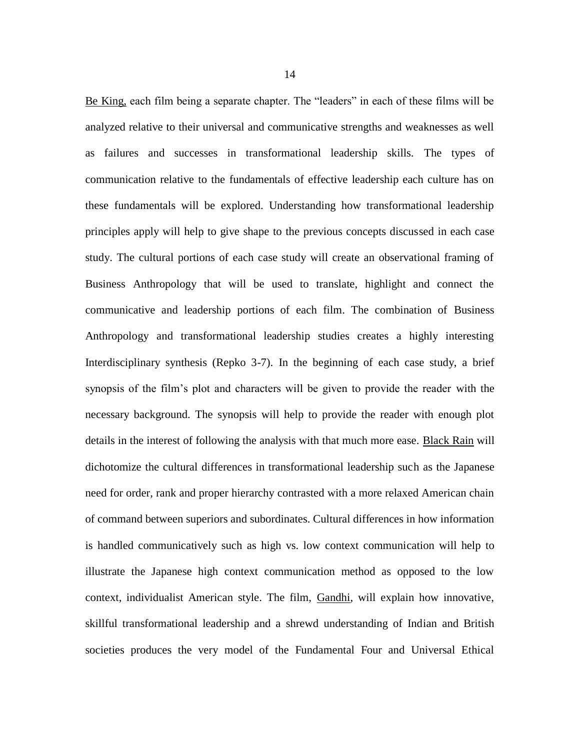Be King, each film being a separate chapter. The "leaders" in each of these films will be analyzed relative to their universal and communicative strengths and weaknesses as well as failures and successes in transformational leadership skills. The types of communication relative to the fundamentals of effective leadership each culture has on these fundamentals will be explored. Understanding how transformational leadership principles apply will help to give shape to the previous concepts discussed in each case study. The cultural portions of each case study will create an observational framing of Business Anthropology that will be used to translate, highlight and connect the communicative and leadership portions of each film. The combination of Business Anthropology and transformational leadership studies creates a highly interesting Interdisciplinary synthesis (Repko 3-7). In the beginning of each case study, a brief synopsis of the film's plot and characters will be given to provide the reader with the necessary background. The synopsis will help to provide the reader with enough plot details in the interest of following the analysis with that much more ease. Black Rain will dichotomize the cultural differences in transformational leadership such as the Japanese need for order, rank and proper hierarchy contrasted with a more relaxed American chain of command between superiors and subordinates. Cultural differences in how information is handled communicatively such as high vs. low context communication will help to illustrate the Japanese high context communication method as opposed to the low context, individualist American style. The film, Gandhi, will explain how innovative, skillful transformational leadership and a shrewd understanding of Indian and British societies produces the very model of the Fundamental Four and Universal Ethical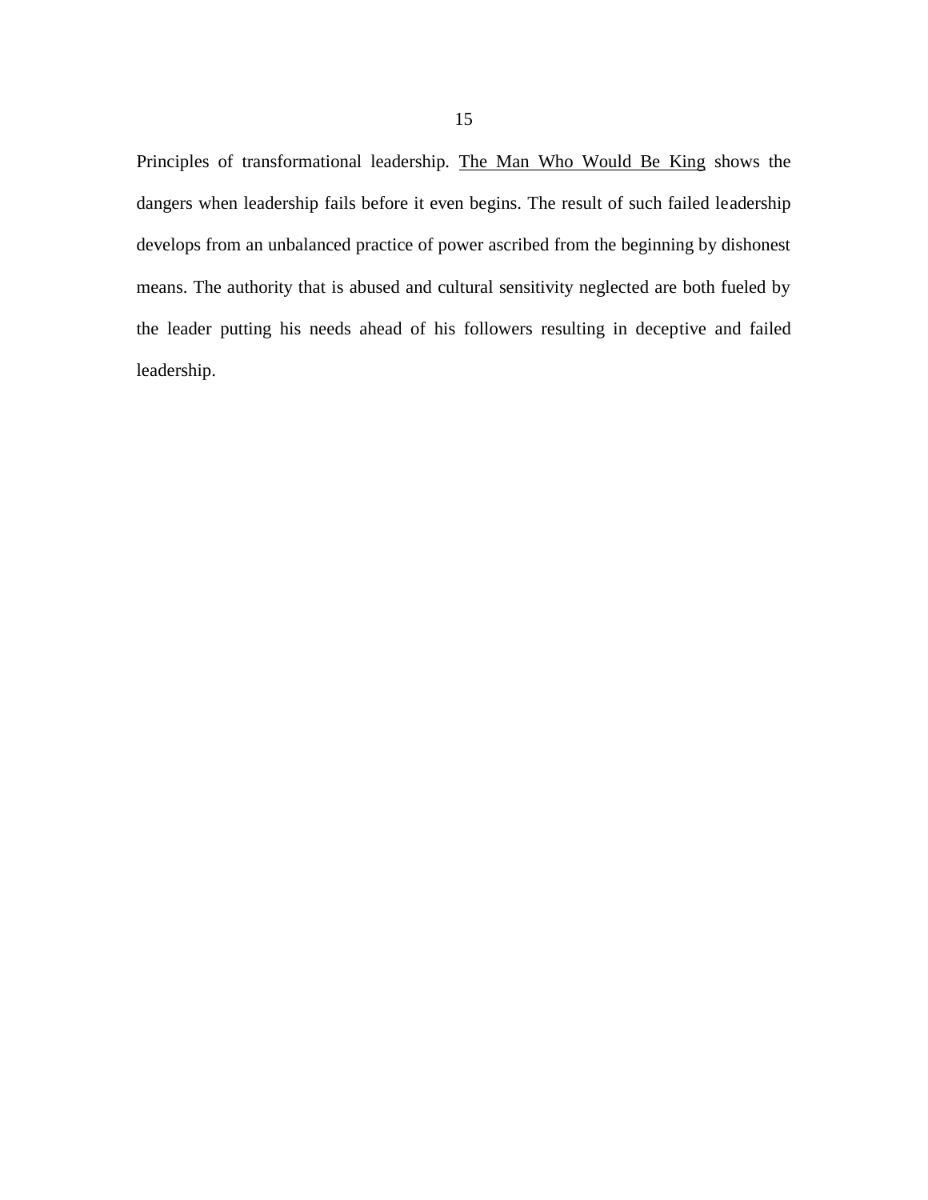Principles of transformational leadership. The Man Who Would Be King shows the dangers when leadership fails before it even begins. The result of such failed leadership develops from an unbalanced practice of power ascribed from the beginning by dishonest means. The authority that is abused and cultural sensitivity neglected are both fueled by the leader putting his needs ahead of his followers resulting in deceptive and failed leadership.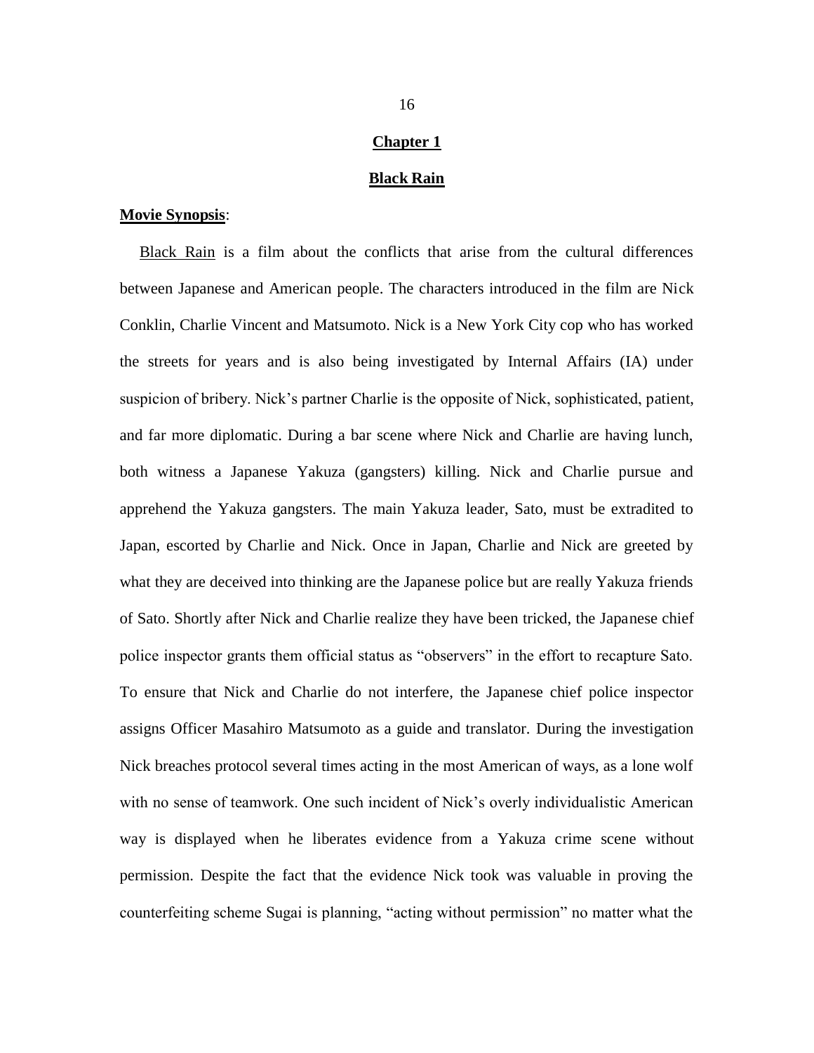# Chapter 1

## Black Rain

**Movie Synopsis**:

Black Rain is a film about the conflicts that arise from the cultural differences between Japanese and American people. The characters introduced in the film are Nick Conklin, Charlie Vincent and Matsumoto. Nick is a New York City cop who has worked the streets for years and is also being investigated by Internal Affairs (IA) under suspicion of bribery. Nick's partner Charlie is the opposite of Nick, sophisticated, patient, and far more diplomatic. During a bar scene where Nick and Charlie are having lunch, both witness a Japanese Yakuza (gangsters) killing. Nick and Charlie pursue and apprehend the Yakuza gangsters. The main Yakuza leader, Sato, must be extradited to Japan, escorted by Charlie and Nick. Once in Japan, Charlie and Nick are greeted by what they are deceived into thinking are the Japanese police but are really Yakuza friends of Sato. Shortly after Nick and Charlie realize they have been tricked, the Japanese chief police inspector grants them official status as "observers" in the effort to recapture Sato. To ensure that Nick and Charlie do not interfere, the Japanese chief police inspector assigns Officer Masahiro Matsumoto as a guide and translator. During the investigation Nick breaches protocol several times acting in the most American of ways, as a lone wolf with no sense of teamwork. One such incident of Nick's overly individualistic American way is displayed when he liberates evidence from a Yakuza crime scene without permission. Despite the fact that the evidence Nick took was valuable in proving the counterfeiting scheme Sugai is planning, "acting without permission" no matter what the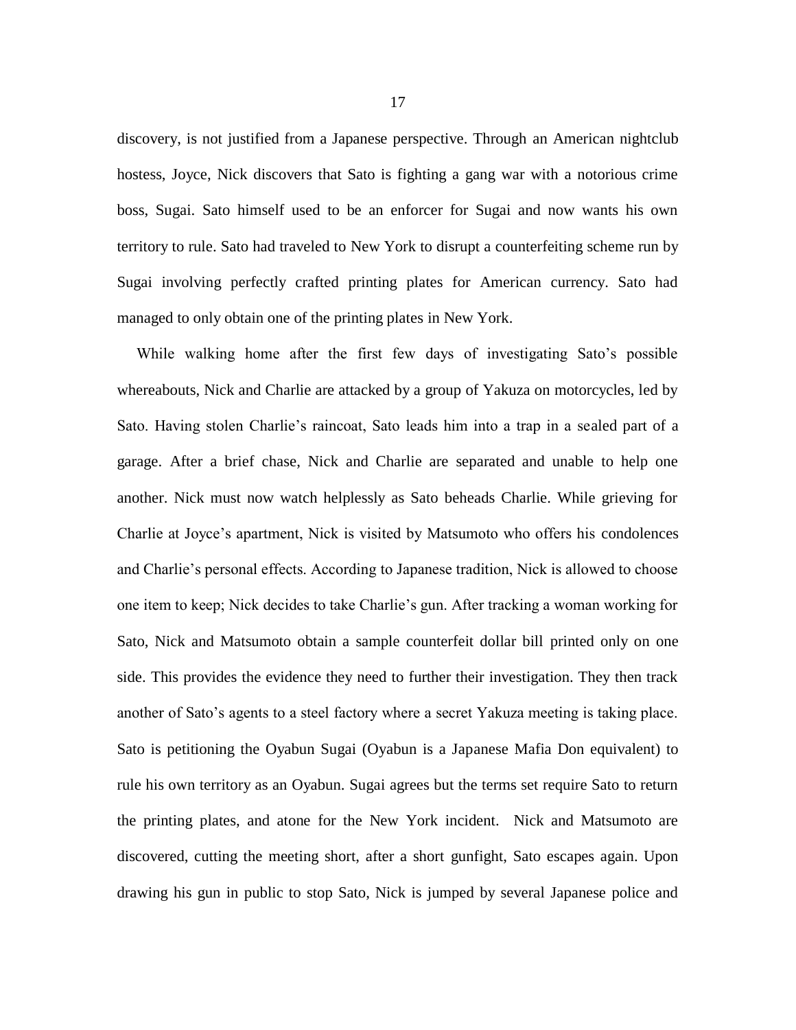discovery, is not justified from a Japanese perspective. Through an American nightclub hostess, Joyce, Nick discovers that Sato is fighting a gang war with a notorious crime boss, Sugai. Sato himself used to be an enforcer for Sugai and now wants his own territory to rule. Sato had traveled to New York to disrupt a counterfeiting scheme run by Sugai involving perfectly crafted printing plates for American currency. Sato had managed to only obtain one of the printing plates in New York.

While walking home after the first few days of investigating Sato's possible whereabouts, Nick and Charlie are attacked by a group of Yakuza on motorcycles, led by Sato. Having stolen Charlie's raincoat, Sato leads him into a trap in a sealed part of a garage. After a brief chase, Nick and Charlie are separated and unable to help one another. Nick must now watch helplessly as Sato beheads Charlie. While grieving for Charlie at Joyce's apartment, Nick is visited by Matsumoto who offers his condolences and Charlie's personal effects. According to Japanese tradition, Nick is allowed to choose one item to keep; Nick decides to take Charlie's gun. After tracking a woman working for Sato, Nick and Matsumoto obtain a sample counterfeit dollar bill printed only on one side. This provides the evidence they need to further their investigation. They then track another of Sato's agents to a steel factory where a secret Yakuza meeting is taking place. Sato is petitioning the Oyabun Sugai (Oyabun is a Japanese Mafia Don equivalent) to rule his own territory as an Oyabun. Sugai agrees but the terms set require Sato to return the printing plates, and atone for the New York incident. Nick and Matsumoto are discovered, cutting the meeting short, after a short gunfight, Sato escapes again. Upon drawing his gun in public to stop Sato, Nick is jumped by several Japanese police and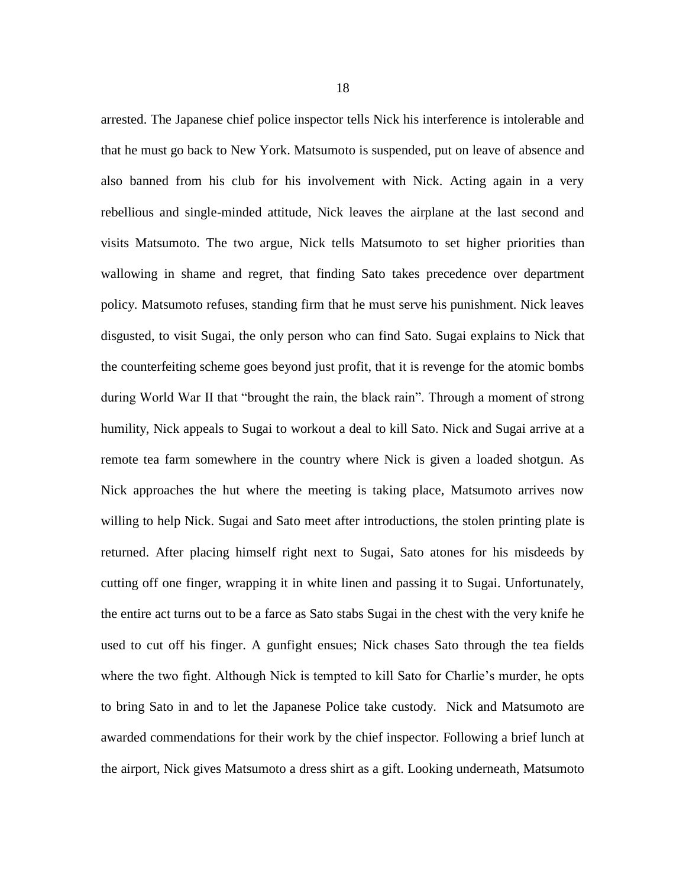arrested. The Japanese chief police inspector tells Nick his interference is intolerable and that he must go back to New York. Matsumoto is suspended, put on leave of absence and also banned from his club for his involvement with Nick. Acting again in a very rebellious and single-minded attitude, Nick leaves the airplane at the last second and visits Matsumoto. The two argue, Nick tells Matsumoto to set higher priorities than wallowing in shame and regret, that finding Sato takes precedence over department policy. Matsumoto refuses, standing firm that he must serve his punishment. Nick leaves disgusted, to visit Sugai, the only person who can find Sato. Sugai explains to Nick that the counterfeiting scheme goes beyond just profit, that it is revenge for the atomic bombs during World War II that "brought the rain, the black rain". Through a moment of strong humility, Nick appeals to Sugai to workout a deal to kill Sato. Nick and Sugai arrive at a remote tea farm somewhere in the country where Nick is given a loaded shotgun. As Nick approaches the hut where the meeting is taking place, Matsumoto arrives now willing to help Nick. Sugai and Sato meet after introductions, the stolen printing plate is returned. After placing himself right next to Sugai, Sato atones for his misdeeds by cutting off one finger, wrapping it in white linen and passing it to Sugai. Unfortunately, the entire act turns out to be a farce as Sato stabs Sugai in the chest with the very knife he used to cut off his finger. A gunfight ensues; Nick chases Sato through the tea fields where the two fight. Although Nick is tempted to kill Sato for Charlie's murder, he opts to bring Sato in and to let the Japanese Police take custody. Nick and Matsumoto are awarded commendations for their work by the chief inspector. Following a brief lunch at the airport, Nick gives Matsumoto a dress shirt as a gift. Looking underneath, Matsumoto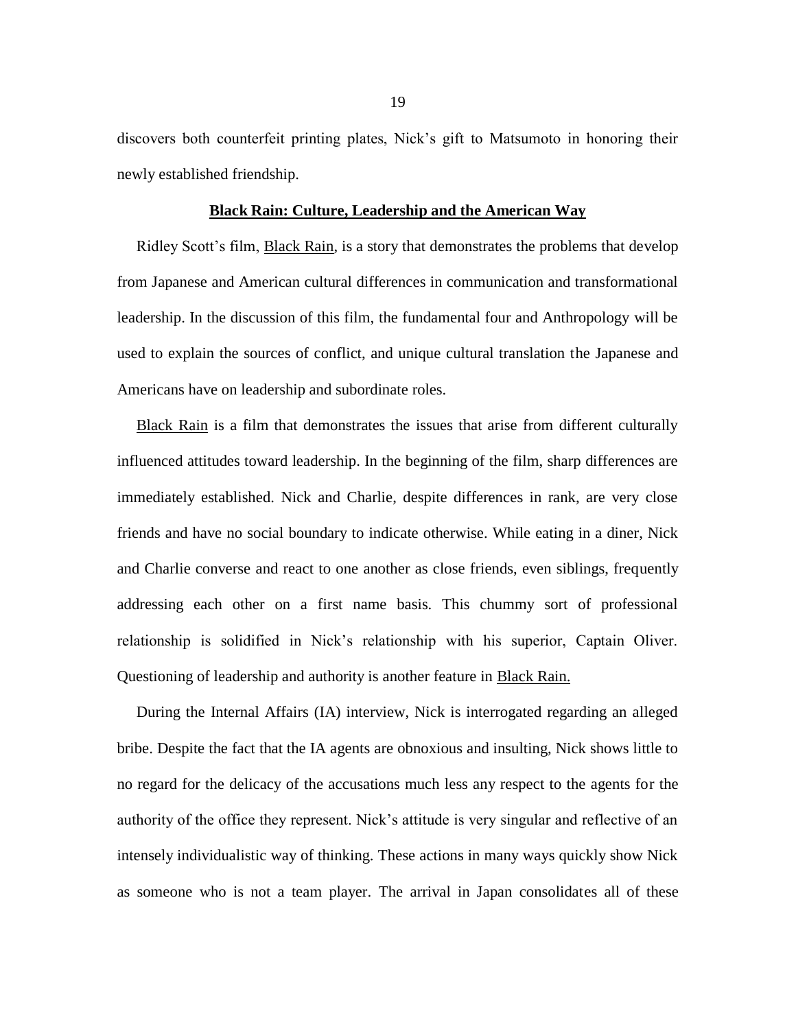discovers both counterfeit printing plates, Nick's gift to Matsumoto in honoring their newly established friendship.

## Black Rain: Culture, Leadership and the American Way

Ridley Scott's film, Black Rain, is a story that demonstrates the problems that develop from Japanese and American cultural differences in communication and transformational leadership. In the discussion of this film, the fundamental four and Anthropology will be used to explain the sources of conflict, and unique cultural translation the Japanese and Americans have on leadership and subordinate roles.

Black Rain is a film that demonstrates the issues that arise from different culturally influenced attitudes toward leadership. In the beginning of the film, sharp differences are immediately established. Nick and Charlie, despite differences in rank, are very close friends and have no social boundary to indicate otherwise. While eating in a diner, Nick and Charlie converse and react to one another as close friends, even siblings, frequently addressing each other on a first name basis. This chummy sort of professional relationship is solidified in Nick's relationship with his superior, Captain Oliver. Questioning of leadership and authority is another feature in Black Rain.

During the Internal Affairs (IA) interview, Nick is interrogated regarding an alleged bribe. Despite the fact that the IA agents are obnoxious and insulting, Nick shows little to no regard for the delicacy of the accusations much less any respect to the agents for the authority of the office they represent. Nick's attitude is very singular and reflective of an intensely individualistic way of thinking. These actions in many ways quickly show Nick as someone who is not a team player. The arrival in Japan consolidates all of these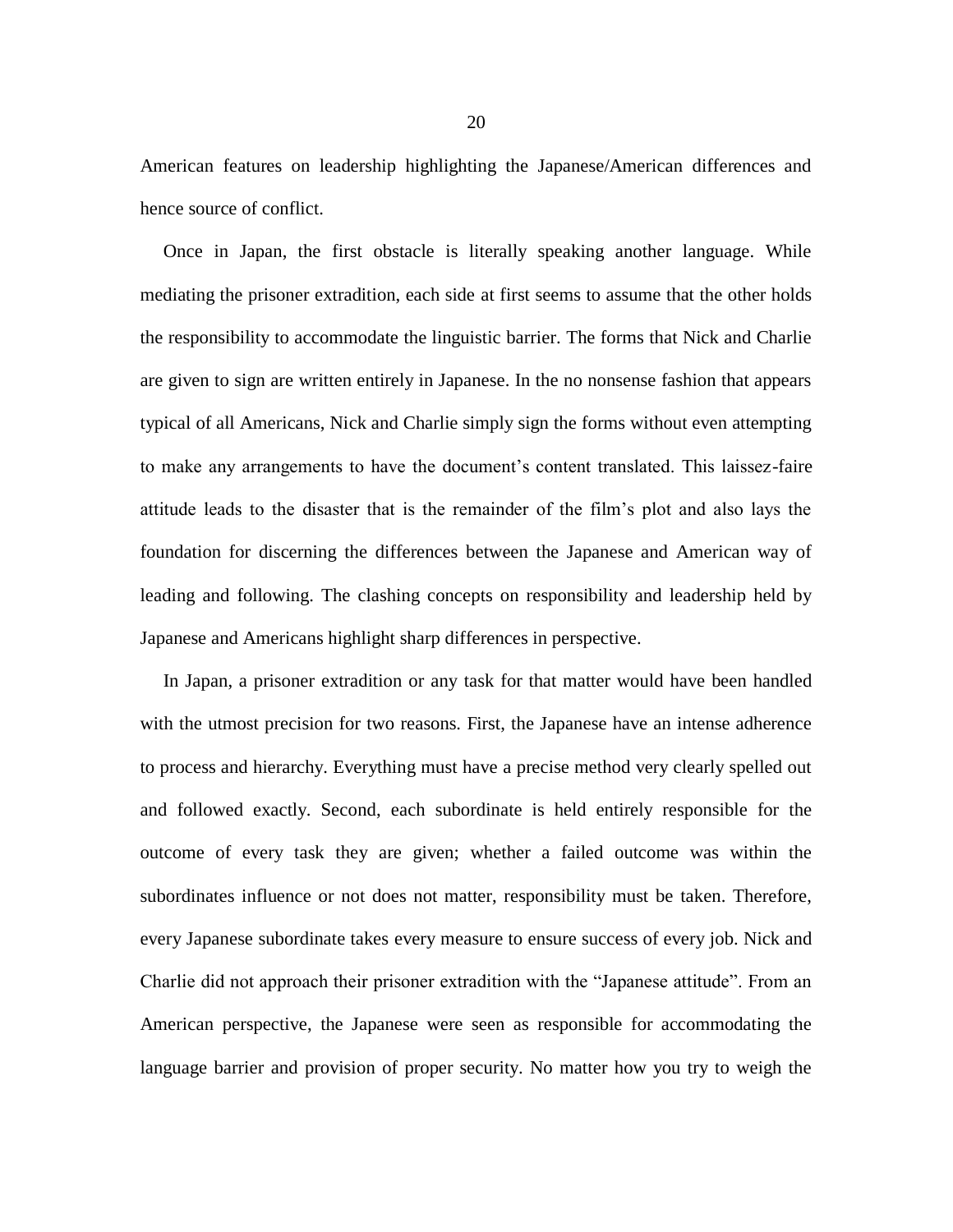American features on leadership highlighting the Japanese/American differences and hence source of conflict.

Once in Japan, the first obstacle is literally speaking another language. While mediating the prisoner extradition, each side at first seems to assume that the other holds the responsibility to accommodate the linguistic barrier. The forms that Nick and Charlie are given to sign are written entirely in Japanese. In the no nonsense fashion that appears typical of all Americans, Nick and Charlie simply sign the forms without even attempting to make any arrangements to have the document's content translated. This laissez-faire attitude leads to the disaster that is the remainder of the film's plot and also lays the foundation for discerning the differences between the Japanese and American way of leading and following. The clashing concepts on responsibility and leadership held by Japanese and Americans highlight sharp differences in perspective.

In Japan, a prisoner extradition or any task for that matter would have been handled with the utmost precision for two reasons. First, the Japanese have an intense adherence to process and hierarchy. Everything must have a precise method very clearly spelled out and followed exactly. Second, each subordinate is held entirely responsible for the outcome of every task they are given; whether a failed outcome was within the subordinates influence or not does not matter, responsibility must be taken. Therefore, every Japanese subordinate takes every measure to ensure success of every job. Nick and Charlie did not approach their prisoner extradition with the "Japanese attitude". From an American perspective, the Japanese were seen as responsible for accommodating the language barrier and provision of proper security. No matter how you try to weigh the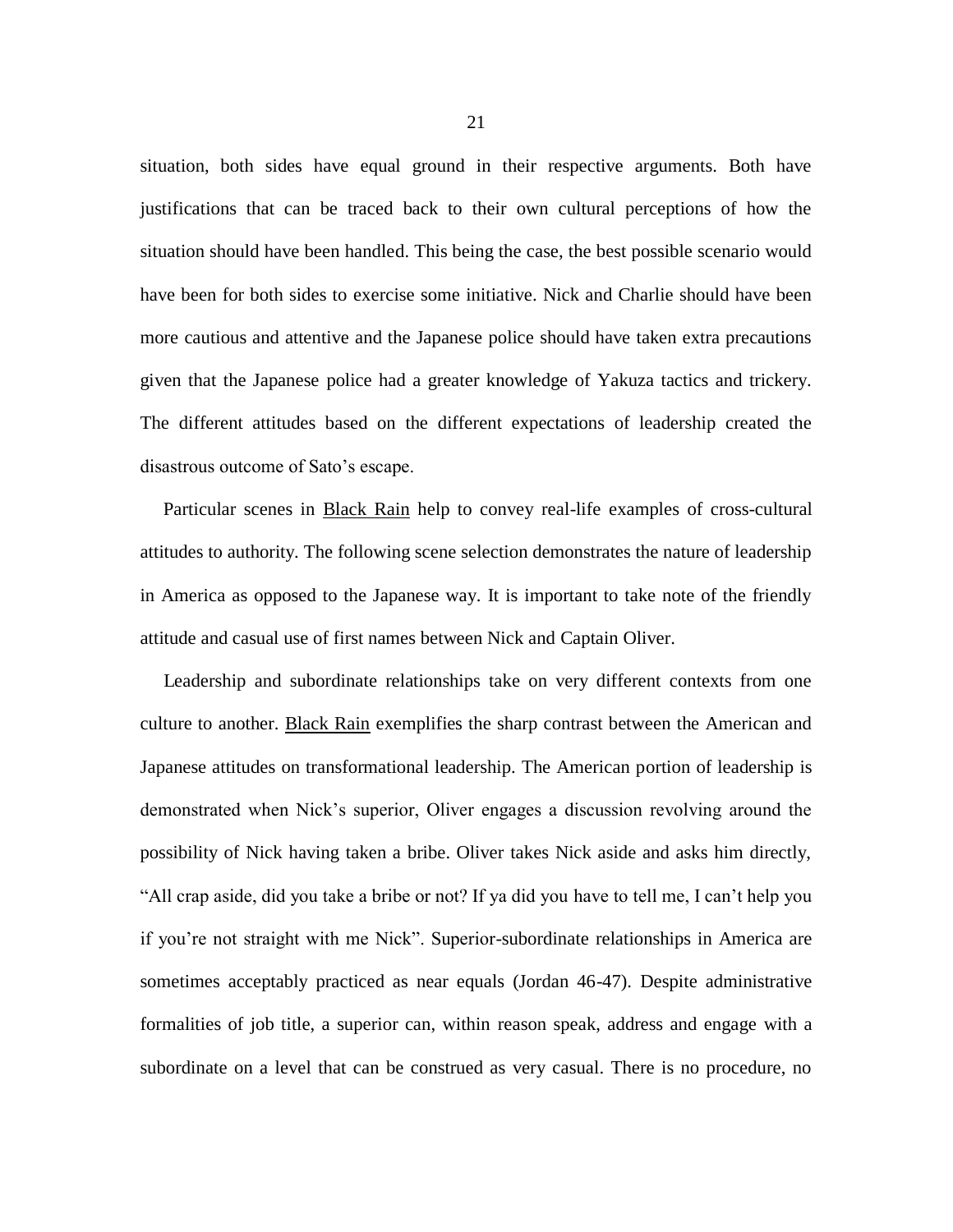situation, both sides have equal ground in their respective arguments. Both have justifications that can be traced back to their own cultural perceptions of how the situation should have been handled. This being the case, the best possible scenario would have been for both sides to exercise some initiative. Nick and Charlie should have been more cautious and attentive and the Japanese police should have taken extra precautions given that the Japanese police had a greater knowledge of Yakuza tactics and trickery. The different attitudes based on the different expectations of leadership created the disastrous outcome of Sato's escape.

Particular scenes in Black Rain help to convey real-life examples of cross-cultural attitudes to authority. The following scene selection demonstrates the nature of leadership in America as opposed to the Japanese way. It is important to take note of the friendly attitude and casual use of first names between Nick and Captain Oliver.

Leadership and subordinate relationships take on very different contexts from one culture to another. Black Rain exemplifies the sharp contrast between the American and Japanese attitudes on transformational leadership. The American portion of leadership is demonstrated when Nick's superior, Oliver engages a discussion revolving around the possibility of Nick having taken a bribe. Oliver takes Nick aside and asks him directly, "All crap aside, did you take a bribe or not? If ya did you have to tell me, I can't help you if you're not straight with me Nick". Superior-subordinate relationships in America are sometimes acceptably practiced as near equals (Jordan 46-47). Despite administrative formalities of job title, a superior can, within reason speak, address and engage with a subordinate on a level that can be construed as very casual. There is no procedure, no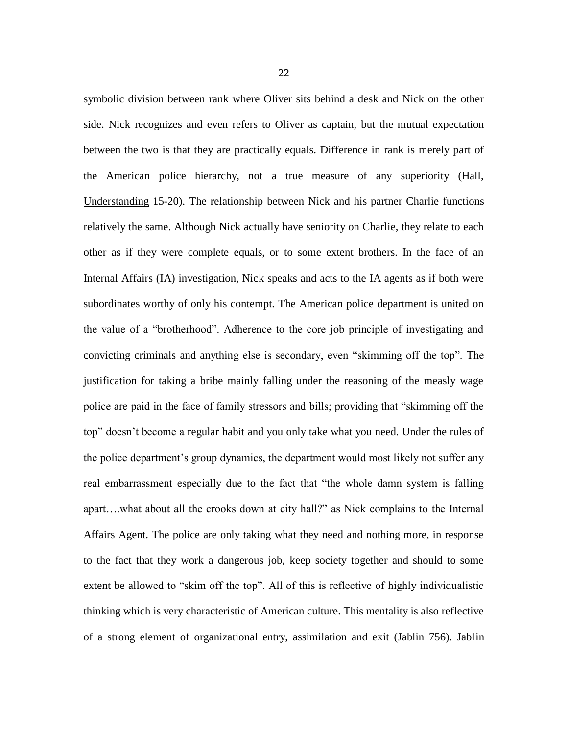symbolic division between rank where Oliver sits behind a desk and Nick on the other side. Nick recognizes and even refers to Oliver as captain, but the mutual expectation between the two is that they are practically equals. Difference in rank is merely part of the American police hierarchy, not a true measure of any superiority (Hall, Understanding 15-20). The relationship between Nick and his partner Charlie functions relatively the same. Although Nick actually have seniority on Charlie, they relate to each other as if they were complete equals, or to some extent brothers. In the face of an Internal Affairs (IA) investigation, Nick speaks and acts to the IA agents as if both were subordinates worthy of only his contempt. The American police department is united on the value of a "brotherhood". Adherence to the core job principle of investigating and convicting criminals and anything else is secondary, even "skimming off the top". The justification for taking a bribe mainly falling under the reasoning of the measly wage police are paid in the face of family stressors and bills; providing that "skimming off the top" doesn't become a regular habit and you only take what you need. Under the rules of the police department's group dynamics, the department would most likely not suffer any real embarrassment especially due to the fact that "the whole damn system is falling apart….what about all the crooks down at city hall?" as Nick complains to the Internal Affairs Agent. The police are only taking what they need and nothing more, in response to the fact that they work a dangerous job, keep society together and should to some extent be allowed to "skim off the top". All of this is reflective of highly individualistic thinking which is very characteristic of American culture. This mentality is also reflective of a strong element of organizational entry, assimilation and exit (Jablin 756). Jablin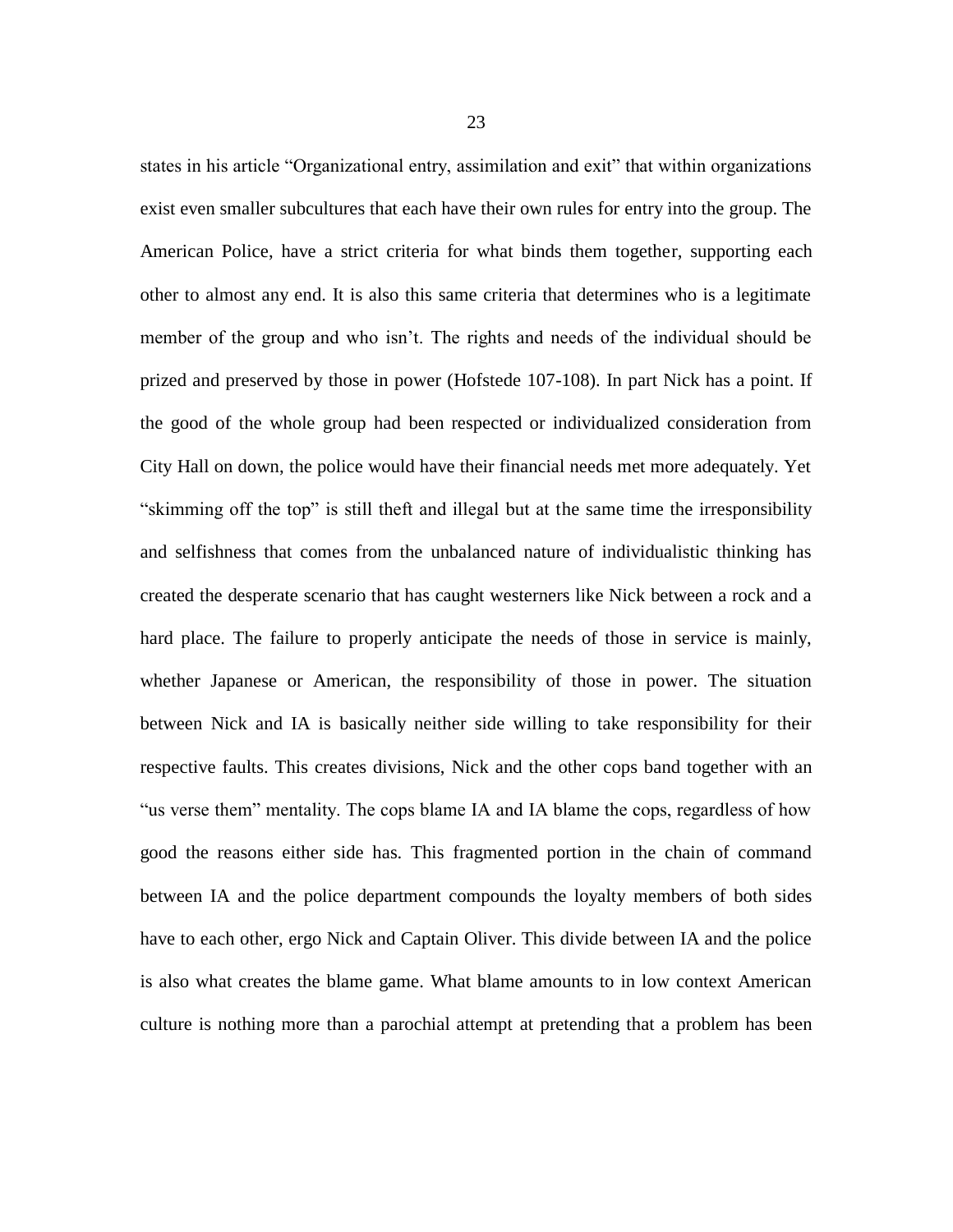states in his article "Organizational entry, assimilation and exit" that within organizations exist even smaller subcultures that each have their own rules for entry into the group. The American Police, have a strict criteria for what binds them together, supporting each other to almost any end. It is also this same criteria that determines who is a legitimate member of the group and who isn't. The rights and needs of the individual should be prized and preserved by those in power (Hofstede 107-108). In part Nick has a point. If the good of the whole group had been respected or individualized consideration from City Hall on down, the police would have their financial needs met more adequately. Yet "skimming off the top" is still theft and illegal but at the same time the irresponsibility and selfishness that comes from the unbalanced nature of individualistic thinking has created the desperate scenario that has caught westerners like Nick between a rock and a hard place. The failure to properly anticipate the needs of those in service is mainly, whether Japanese or American, the responsibility of those in power. The situation between Nick and IA is basically neither side willing to take responsibility for their respective faults. This creates divisions, Nick and the other cops band together with an "us verse them" mentality. The cops blame IA and IA blame the cops, regardless of how good the reasons either side has. This fragmented portion in the chain of command between IA and the police department compounds the loyalty members of both sides have to each other, ergo Nick and Captain Oliver. This divide between IA and the police is also what creates the blame game. What blame amounts to in low context American culture is nothing more than a parochial attempt at pretending that a problem has been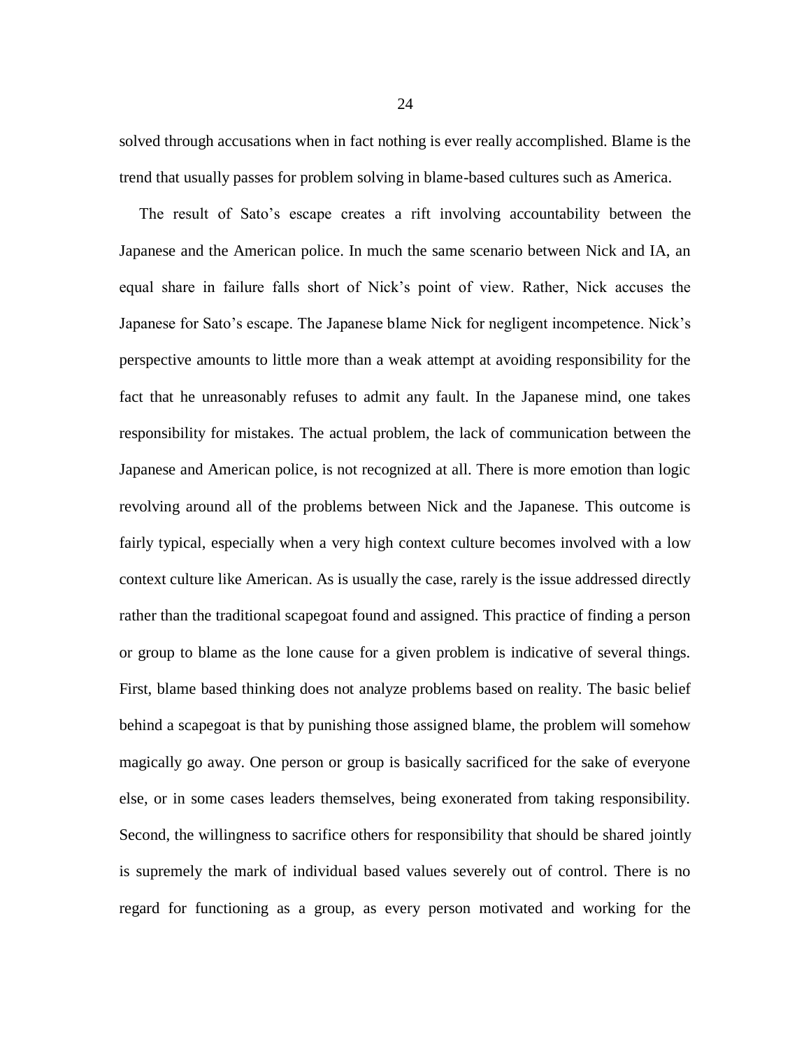solved through accusations when in fact nothing is ever really accomplished. Blame is the trend that usually passes for problem solving in blame-based cultures such as America.

The result of Sato's escape creates a rift involving accountability between the Japanese and the American police. In much the same scenario between Nick and IA, an equal share in failure falls short of Nick's point of view. Rather, Nick accuses the Japanese for Sato's escape. The Japanese blame Nick for negligent incompetence. Nick's perspective amounts to little more than a weak attempt at avoiding responsibility for the fact that he unreasonably refuses to admit any fault. In the Japanese mind, one takes responsibility for mistakes. The actual problem, the lack of communication between the Japanese and American police, is not recognized at all. There is more emotion than logic revolving around all of the problems between Nick and the Japanese. This outcome is fairly typical, especially when a very high context culture becomes involved with a low context culture like American. As is usually the case, rarely is the issue addressed directly rather than the traditional scapegoat found and assigned. This practice of finding a person or group to blame as the lone cause for a given problem is indicative of several things. First, blame based thinking does not analyze problems based on reality. The basic belief behind a scapegoat is that by punishing those assigned blame, the problem will somehow magically go away. One person or group is basically sacrificed for the sake of everyone else, or in some cases leaders themselves, being exonerated from taking responsibility. Second, the willingness to sacrifice others for responsibility that should be shared jointly is supremely the mark of individual based values severely out of control. There is no regard for functioning as a group, as every person motivated and working for the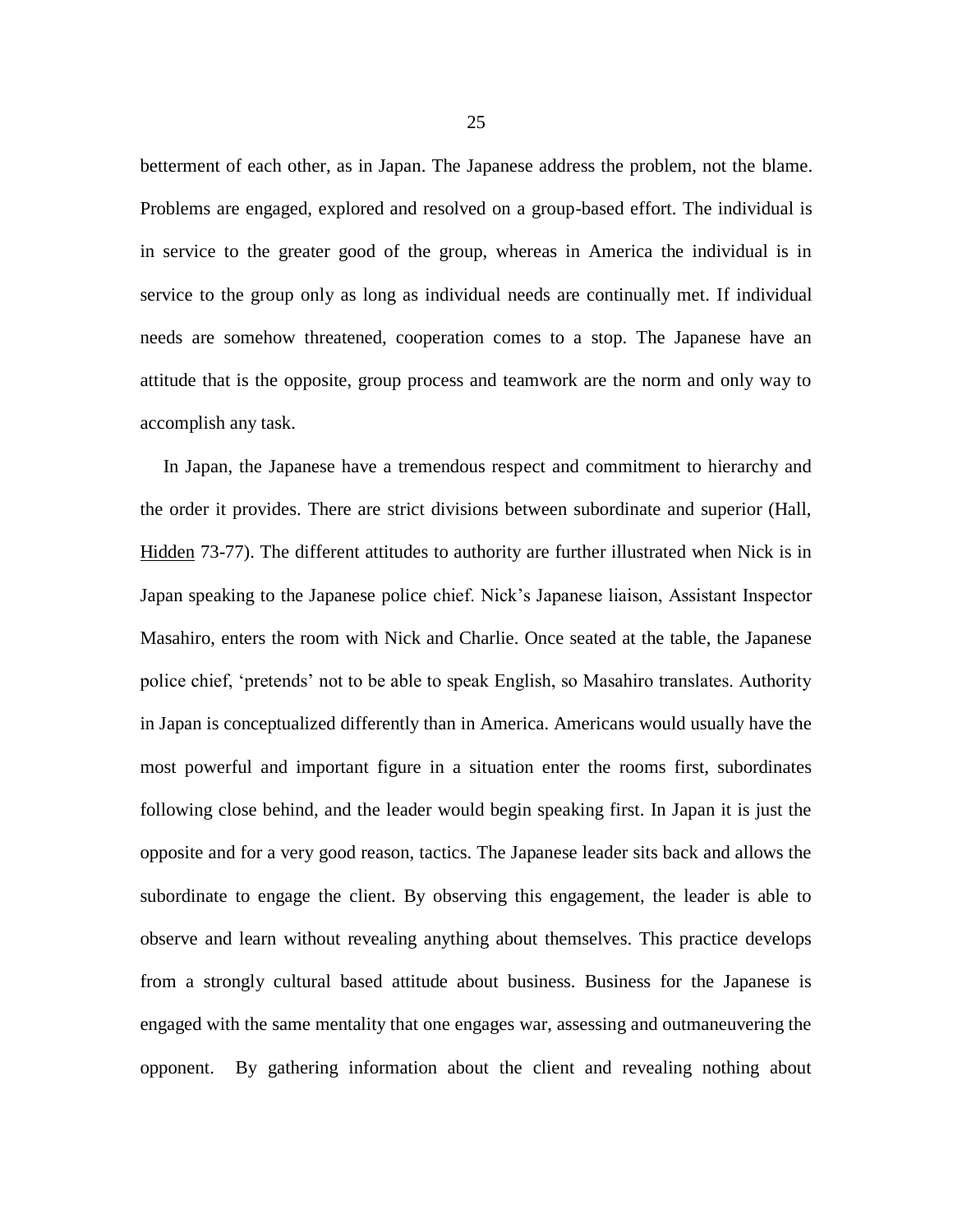betterment of each other, as in Japan. The Japanese address the problem, not the blame. Problems are engaged, explored and resolved on a group-based effort. The individual is in service to the greater good of the group, whereas in America the individual is in service to the group only as long as individual needs are continually met. If individual needs are somehow threatened, cooperation comes to a stop. The Japanese have an attitude that is the opposite, group process and teamwork are the norm and only way to accomplish any task.

In Japan, the Japanese have a tremendous respect and commitment to hierarchy and the order it provides. There are strict divisions between subordinate and superior (Hall, Hidden 73-77). The different attitudes to authority are further illustrated when Nick is in Japan speaking to the Japanese police chief. Nick's Japanese liaison, Assistant Inspector Masahiro, enters the room with Nick and Charlie. Once seated at the table, the Japanese police chief, 'pretends' not to be able to speak English, so Masahiro translates. Authority in Japan is conceptualized differently than in America. Americans would usually have the most powerful and important figure in a situation enter the rooms first, subordinates following close behind, and the leader would begin speaking first. In Japan it is just the opposite and for a very good reason, tactics. The Japanese leader sits back and allows the subordinate to engage the client. By observing this engagement, the leader is able to observe and learn without revealing anything about themselves. This practice develops from a strongly cultural based attitude about business. Business for the Japanese is engaged with the same mentality that one engages war, assessing and outmaneuvering the opponent. By gathering information about the client and revealing nothing about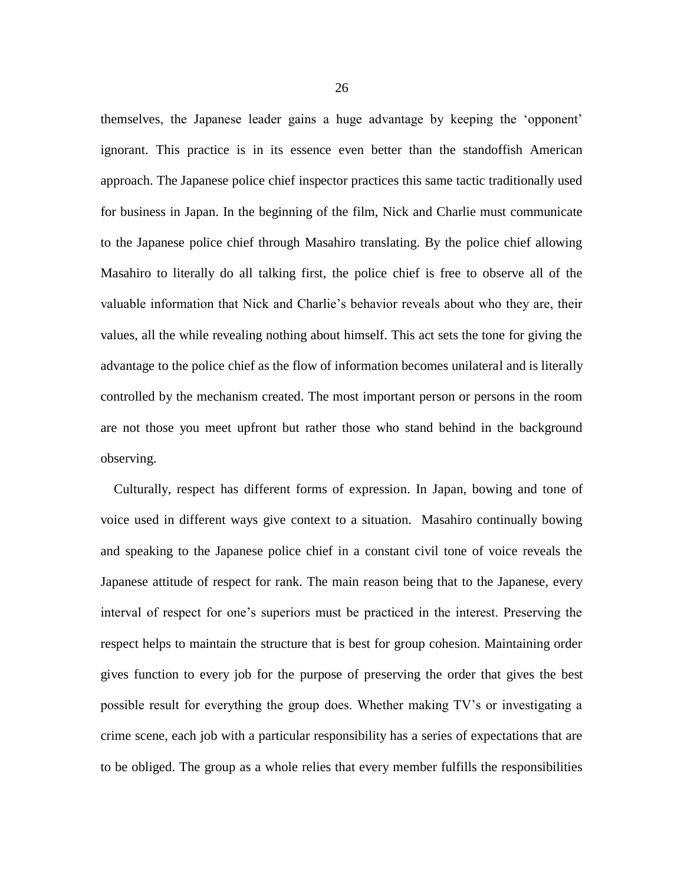themselves, the Japanese leader gains a huge advantage by keeping the 'opponent' ignorant. This practice is in its essence even better than the standoffish American approach. The Japanese police chief inspector practices this same tactic traditionally used for business in Japan. In the beginning of the film, Nick and Charlie must communicate to the Japanese police chief through Masahiro translating. By the police chief allowing Masahiro to literally do all talking first, the police chief is free to observe all of the valuable information that Nick and Charlie's behavior reveals about who they are, their values, all the while revealing nothing about himself. This act sets the tone for giving the advantage to the police chief as the flow of information becomes unilateral and is literally controlled by the mechanism created. The most important person or persons in the room are not those you meet upfront but rather those who stand behind in the background observing.

Culturally, respect has different forms of expression. In Japan, bowing and tone of voice used in different ways give context to a situation. Masahiro continually bowing and speaking to the Japanese police chief in a constant civil tone of voice reveals the Japanese attitude of respect for rank. The main reason being that to the Japanese, every interval of respect for one's superiors must be practiced in the interest. Preserving the respect helps to maintain the structure that is best for group cohesion. Maintaining order gives function to every job for the purpose of preserving the order that gives the best possible result for everything the group does. Whether making TV's or investigating a crime scene, each job with a particular responsibility has a series of expectations that are to be obliged. The group as a whole relies that every member fulfills the responsibilities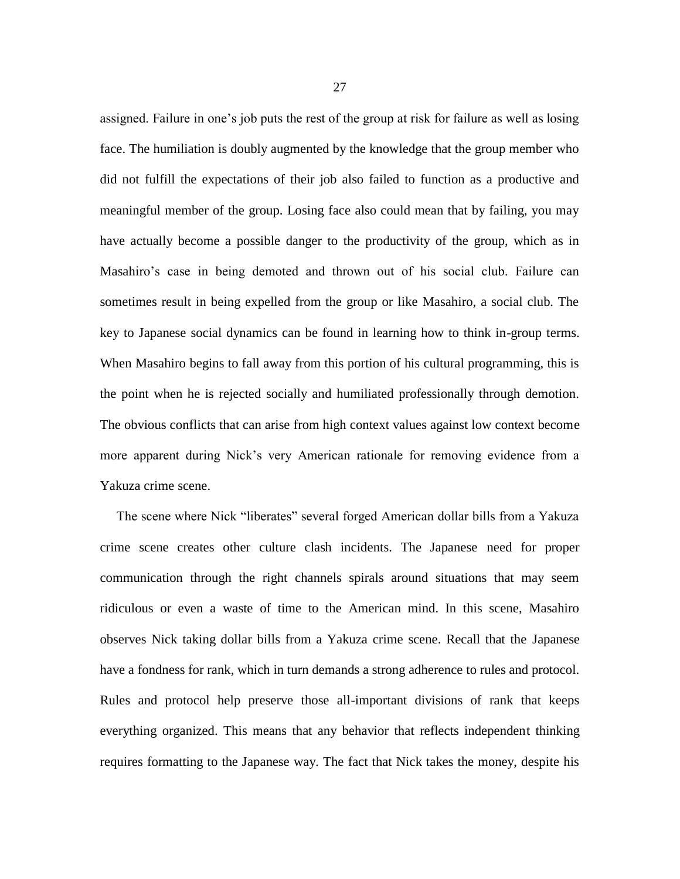assigned. Failure in one's job puts the rest of the group at risk for failure as well as losing face. The humiliation is doubly augmented by the knowledge that the group member who did not fulfill the expectations of their job also failed to function as a productive and meaningful member of the group. Losing face also could mean that by failing, you may have actually become a possible danger to the productivity of the group, which as in Masahiro's case in being demoted and thrown out of his social club. Failure can sometimes result in being expelled from the group or like Masahiro, a social club. The key to Japanese social dynamics can be found in learning how to think in-group terms. When Masahiro begins to fall away from this portion of his cultural programming, this is the point when he is rejected socially and humiliated professionally through demotion. The obvious conflicts that can arise from high context values against low context become more apparent during Nick's very American rationale for removing evidence from a Yakuza crime scene.

The scene where Nick "liberates" several forged American dollar bills from a Yakuza crime scene creates other culture clash incidents. The Japanese need for proper communication through the right channels spirals around situations that may seem ridiculous or even a waste of time to the American mind. In this scene, Masahiro observes Nick taking dollar bills from a Yakuza crime scene. Recall that the Japanese have a fondness for rank, which in turn demands a strong adherence to rules and protocol. Rules and protocol help preserve those all-important divisions of rank that keeps everything organized. This means that any behavior that reflects independent thinking requires formatting to the Japanese way. The fact that Nick takes the money, despite his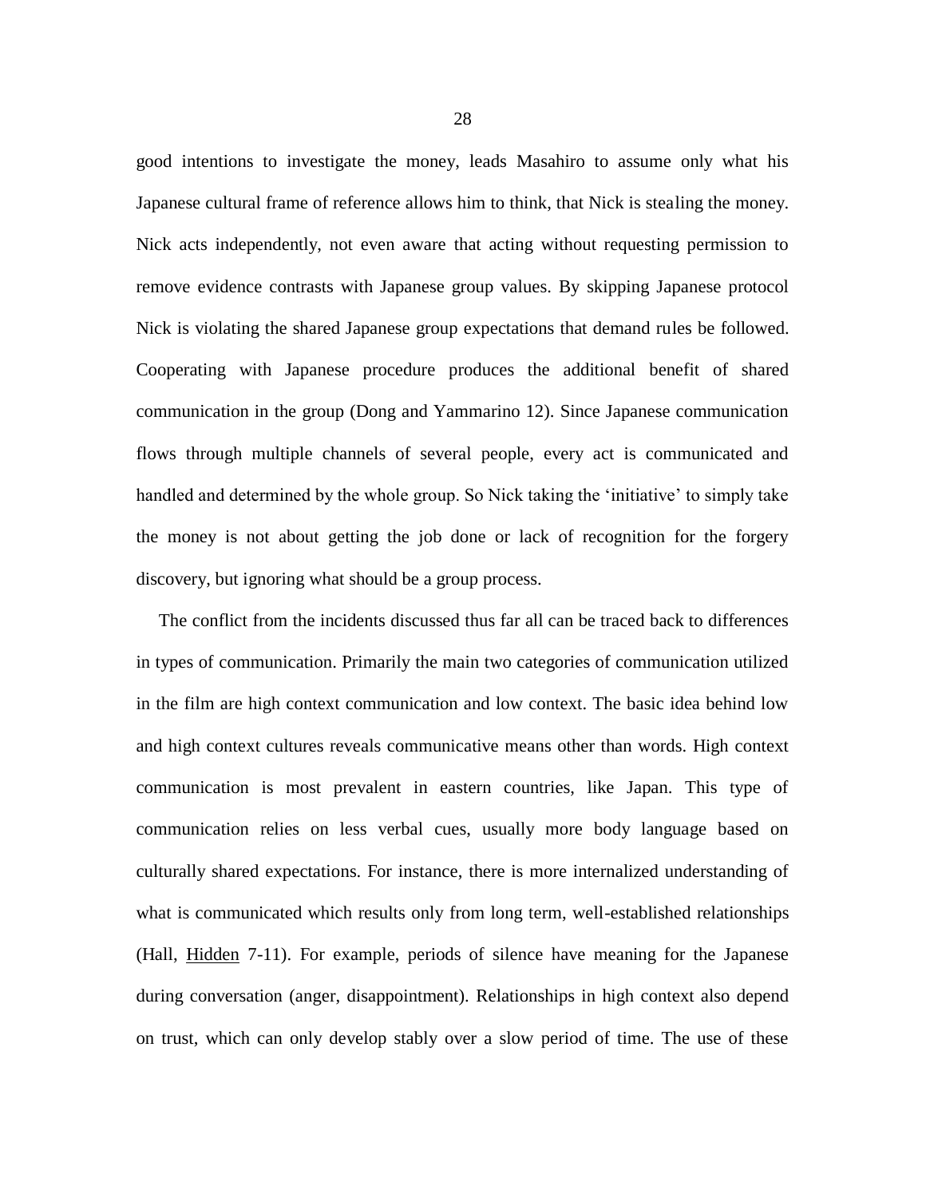good intentions to investigate the money, leads Masahiro to assume only what his Japanese cultural frame of reference allows him to think, that Nick is stealing the money. Nick acts independently, not even aware that acting without requesting permission to remove evidence contrasts with Japanese group values. By skipping Japanese protocol Nick is violating the shared Japanese group expectations that demand rules be followed. Cooperating with Japanese procedure produces the additional benefit of shared communication in the group (Dong and Yammarino 12). Since Japanese communication flows through multiple channels of several people, every act is communicated and handled and determined by the whole group. So Nick taking the 'initiative' to simply take the money is not about getting the job done or lack of recognition for the forgery discovery, but ignoring what should be a group process.

The conflict from the incidents discussed thus far all can be traced back to differences in types of communication. Primarily the main two categories of communication utilized in the film are high context communication and low context. The basic idea behind low and high context cultures reveals communicative means other than words. High context communication is most prevalent in eastern countries, like Japan. This type of communication relies on less verbal cues, usually more body language based on culturally shared expectations. For instance, there is more internalized understanding of what is communicated which results only from long term, well-established relationships (Hall, Hidden 7-11). For example, periods of silence have meaning for the Japanese during conversation (anger, disappointment). Relationships in high context also depend on trust, which can only develop stably over a slow period of time. The use of these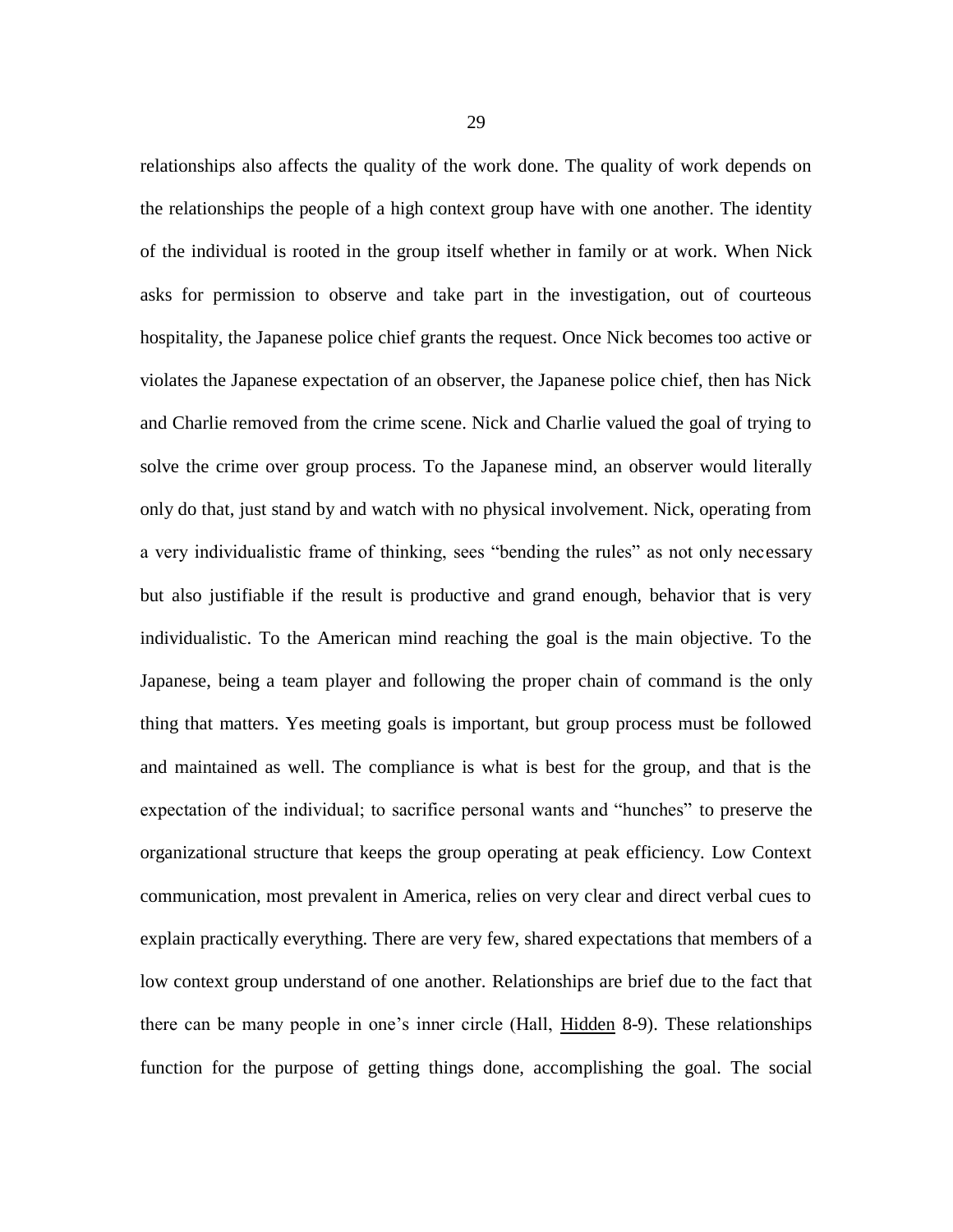relationships also affects the quality of the work done. The quality of work depends on the relationships the people of a high context group have with one another. The identity of the individual is rooted in the group itself whether in family or at work. When Nick asks for permission to observe and take part in the investigation, out of courteous hospitality, the Japanese police chief grants the request. Once Nick becomes too active or violates the Japanese expectation of an observer, the Japanese police chief, then has Nick and Charlie removed from the crime scene. Nick and Charlie valued the goal of trying to solve the crime over group process. To the Japanese mind, an observer would literally only do that, just stand by and watch with no physical involvement. Nick, operating from a very individualistic frame of thinking, sees "bending the rules" as not only necessary but also justifiable if the result is productive and grand enough, behavior that is very individualistic. To the American mind reaching the goal is the main objective. To the Japanese, being a team player and following the proper chain of command is the only thing that matters. Yes meeting goals is important, but group process must be followed and maintained as well. The compliance is what is best for the group, and that is the expectation of the individual; to sacrifice personal wants and "hunches" to preserve the organizational structure that keeps the group operating at peak efficiency. Low Context communication, most prevalent in America, relies on very clear and direct verbal cues to explain practically everything. There are very few, shared expectations that members of a low context group understand of one another. Relationships are brief due to the fact that there can be many people in one's inner circle (Hall, Hidden 8-9). These relationships function for the purpose of getting things done, accomplishing the goal. The social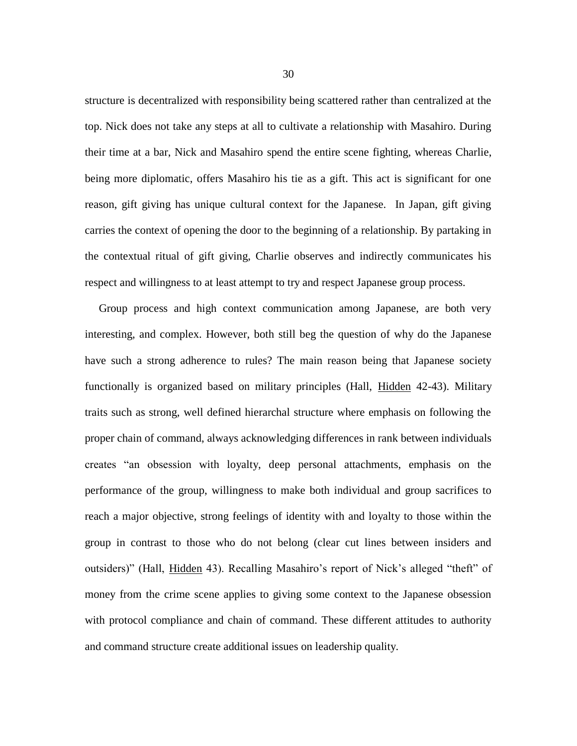structure is decentralized with responsibility being scattered rather than centralized at the top. Nick does not take any steps at all to cultivate a relationship with Masahiro. During their time at a bar, Nick and Masahiro spend the entire scene fighting, whereas Charlie, being more diplomatic, offers Masahiro his tie as a gift. This act is significant for one reason, gift giving has unique cultural context for the Japanese. In Japan, gift giving carries the context of opening the door to the beginning of a relationship. By partaking in the contextual ritual of gift giving, Charlie observes and indirectly communicates his respect and willingness to at least attempt to try and respect Japanese group process.

Group process and high context communication among Japanese, are both very interesting, and complex. However, both still beg the question of why do the Japanese have such a strong adherence to rules? The main reason being that Japanese society functionally is organized based on military principles (Hall, Hidden 42-43). Military traits such as strong, well defined hierarchal structure where emphasis on following the proper chain of command, always acknowledging differences in rank between individuals creates "an obsession with loyalty, deep personal attachments, emphasis on the performance of the group, willingness to make both individual and group sacrifices to reach a major objective, strong feelings of identity with and loyalty to those within the group in contrast to those who do not belong (clear cut lines between insiders and outsiders)" (Hall, Hidden 43). Recalling Masahiro's report of Nick's alleged "theft" of money from the crime scene applies to giving some context to the Japanese obsession with protocol compliance and chain of command. These different attitudes to authority and command structure create additional issues on leadership quality.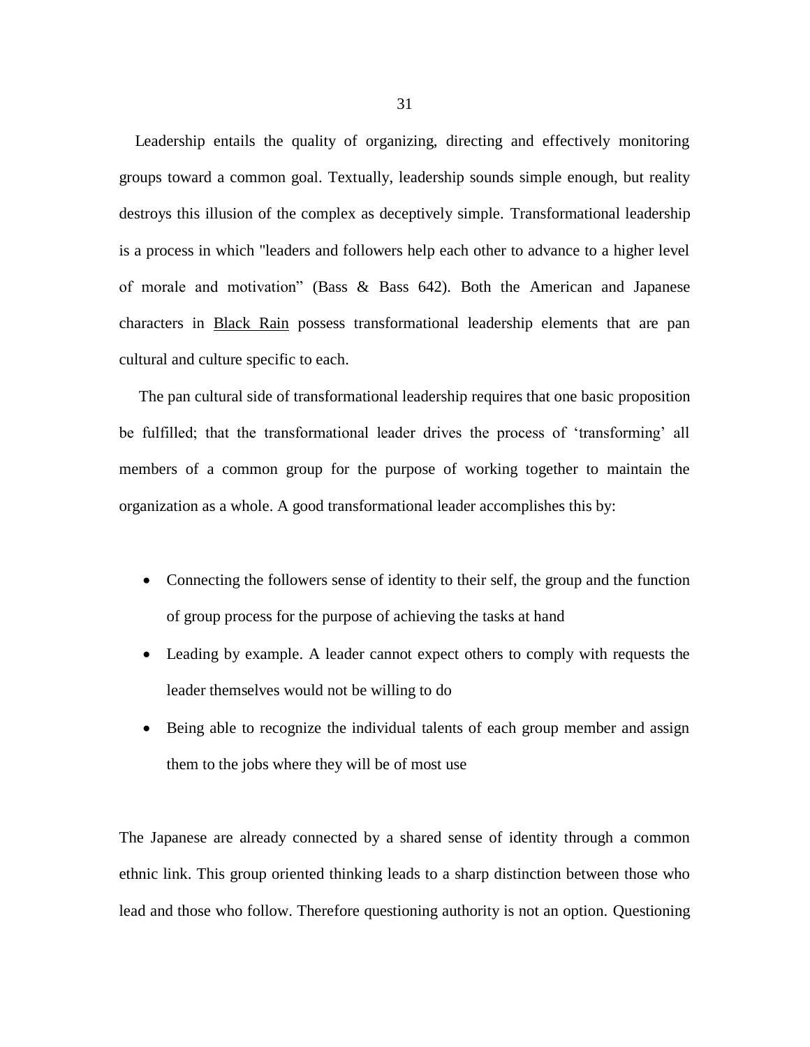Leadership entails the quality of organizing, directing and effectively monitoring groups toward a common goal. Textually, leadership sounds simple enough, but reality destroys this illusion of the complex as deceptively simple. Transformational leadership is a process in which "leaders and followers help each other to advance to a higher level of morale and motivation" (Bass & Bass 642). Both the American and Japanese characters in Black Rain possess transformational leadership elements that are pan cultural and culture specific to each.

The pan cultural side of transformational leadership requires that one basic proposition be fulfilled; that the transformational leader drives the process of 'transforming' all members of a common group for the purpose of working together to maintain the organization as a whole. A good transformational leader accomplishes this by:

- Connecting the followers sense of identity to their self, the group and the function of group process for the purpose of achieving the tasks at hand
- Leading by example. A leader cannot expect others to comply with requests the leader themselves would not be willing to do
- Being able to recognize the individual talents of each group member and assign them to the jobs where they will be of most use

The Japanese are already connected by a shared sense of identity through a common ethnic link. This group oriented thinking leads to a sharp distinction between those who lead and those who follow. Therefore questioning authority is not an option. Questioning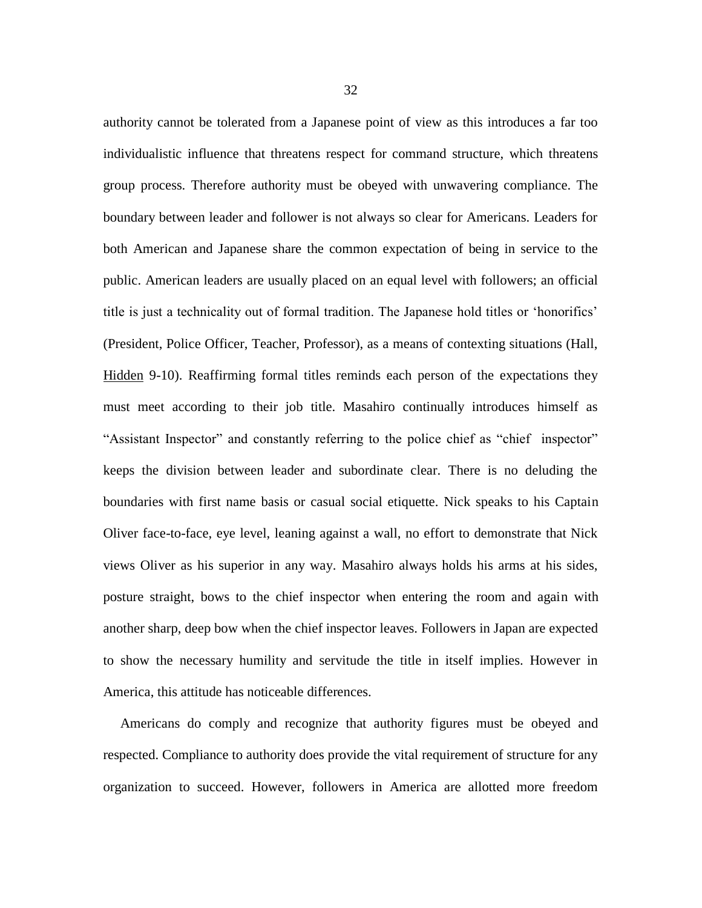authority cannot be tolerated from a Japanese point of view as this introduces a far too individualistic influence that threatens respect for command structure, which threatens group process. Therefore authority must be obeyed with unwavering compliance. The boundary between leader and follower is not always so clear for Americans. Leaders for both American and Japanese share the common expectation of being in service to the public. American leaders are usually placed on an equal level with followers; an official title is just a technicality out of formal tradition. The Japanese hold titles or 'honorifics' (President, Police Officer, Teacher, Professor), as a means of contexting situations (Hall, Hidden 9-10). Reaffirming formal titles reminds each person of the expectations they must meet according to their job title. Masahiro continually introduces himself as "Assistant Inspector" and constantly referring to the police chief as "chief inspector" keeps the division between leader and subordinate clear. There is no deluding the boundaries with first name basis or casual social etiquette. Nick speaks to his Captain Oliver face-to-face, eye level, leaning against a wall, no effort to demonstrate that Nick views Oliver as his superior in any way. Masahiro always holds his arms at his sides, posture straight, bows to the chief inspector when entering the room and again with another sharp, deep bow when the chief inspector leaves. Followers in Japan are expected to show the necessary humility and servitude the title in itself implies. However in America, this attitude has noticeable differences.

Americans do comply and recognize that authority figures must be obeyed and respected. Compliance to authority does provide the vital requirement of structure for any organization to succeed. However, followers in America are allotted more freedom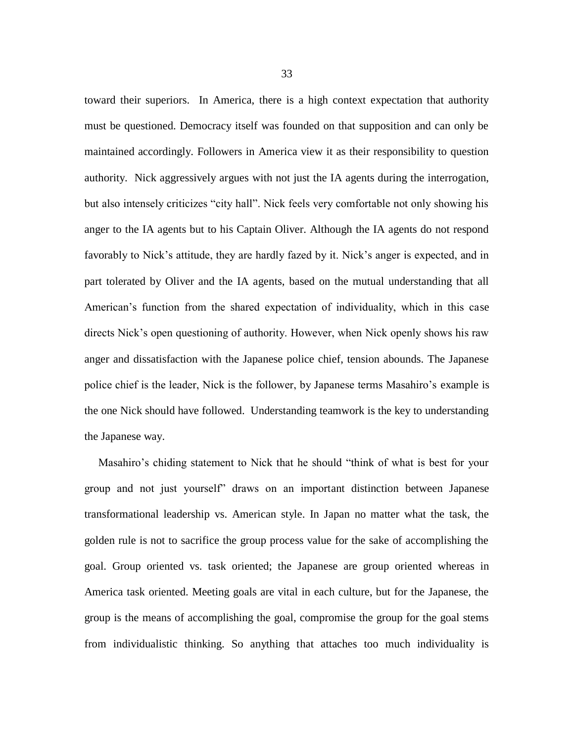toward their superiors. In America, there is a high context expectation that authority must be questioned. Democracy itself was founded on that supposition and can only be maintained accordingly. Followers in America view it as their responsibility to question authority. Nick aggressively argues with not just the IA agents during the interrogation, but also intensely criticizes "city hall". Nick feels very comfortable not only showing his anger to the IA agents but to his Captain Oliver. Although the IA agents do not respond favorably to Nick's attitude, they are hardly fazed by it. Nick's anger is expected, and in part tolerated by Oliver and the IA agents, based on the mutual understanding that all American's function from the shared expectation of individuality, which in this case directs Nick's open questioning of authority. However, when Nick openly shows his raw anger and dissatisfaction with the Japanese police chief, tension abounds. The Japanese police chief is the leader, Nick is the follower, by Japanese terms Masahiro's example is the one Nick should have followed. Understanding teamwork is the key to understanding the Japanese way.

Masahiro's chiding statement to Nick that he should "think of what is best for your group and not just yourself" draws on an important distinction between Japanese transformational leadership vs. American style. In Japan no matter what the task, the golden rule is not to sacrifice the group process value for the sake of accomplishing the goal. Group oriented vs. task oriented; the Japanese are group oriented whereas in America task oriented. Meeting goals are vital in each culture, but for the Japanese, the group is the means of accomplishing the goal, compromise the group for the goal stems from individualistic thinking. So anything that attaches too much individuality is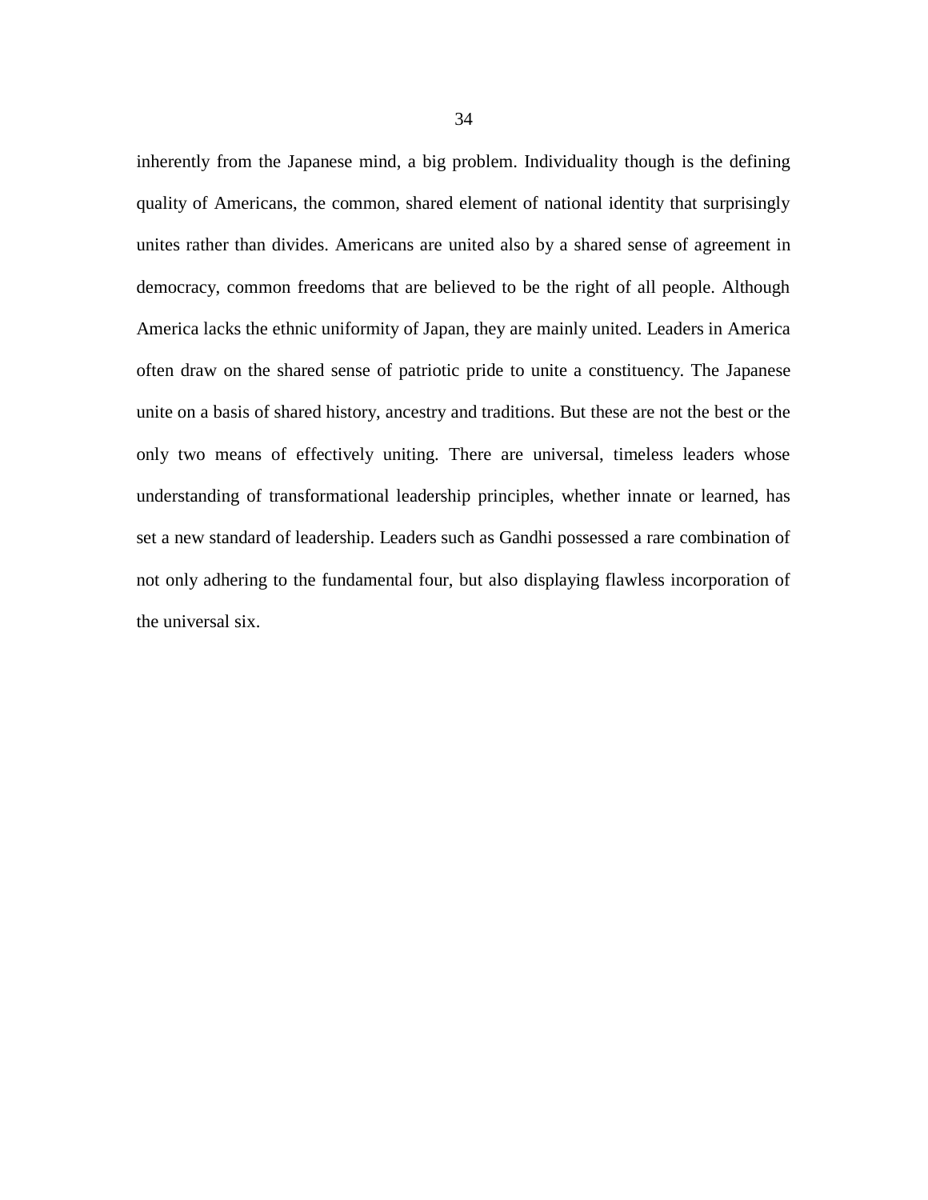inherently from the Japanese mind, a big problem. Individuality though is the defining quality of Americans, the common, shared element of national identity that surprisingly unites rather than divides. Americans are united also by a shared sense of agreement in democracy, common freedoms that are believed to be the right of all people. Although America lacks the ethnic uniformity of Japan, they are mainly united. Leaders in America often draw on the shared sense of patriotic pride to unite a constituency. The Japanese unite on a basis of shared history, ancestry and traditions. But these are not the best or the only two means of effectively uniting. There are universal, timeless leaders whose understanding of transformational leadership principles, whether innate or learned, has set a new standard of leadership. Leaders such as Gandhi possessed a rare combination of not only adhering to the fundamental four, but also displaying flawless incorporation of the universal six.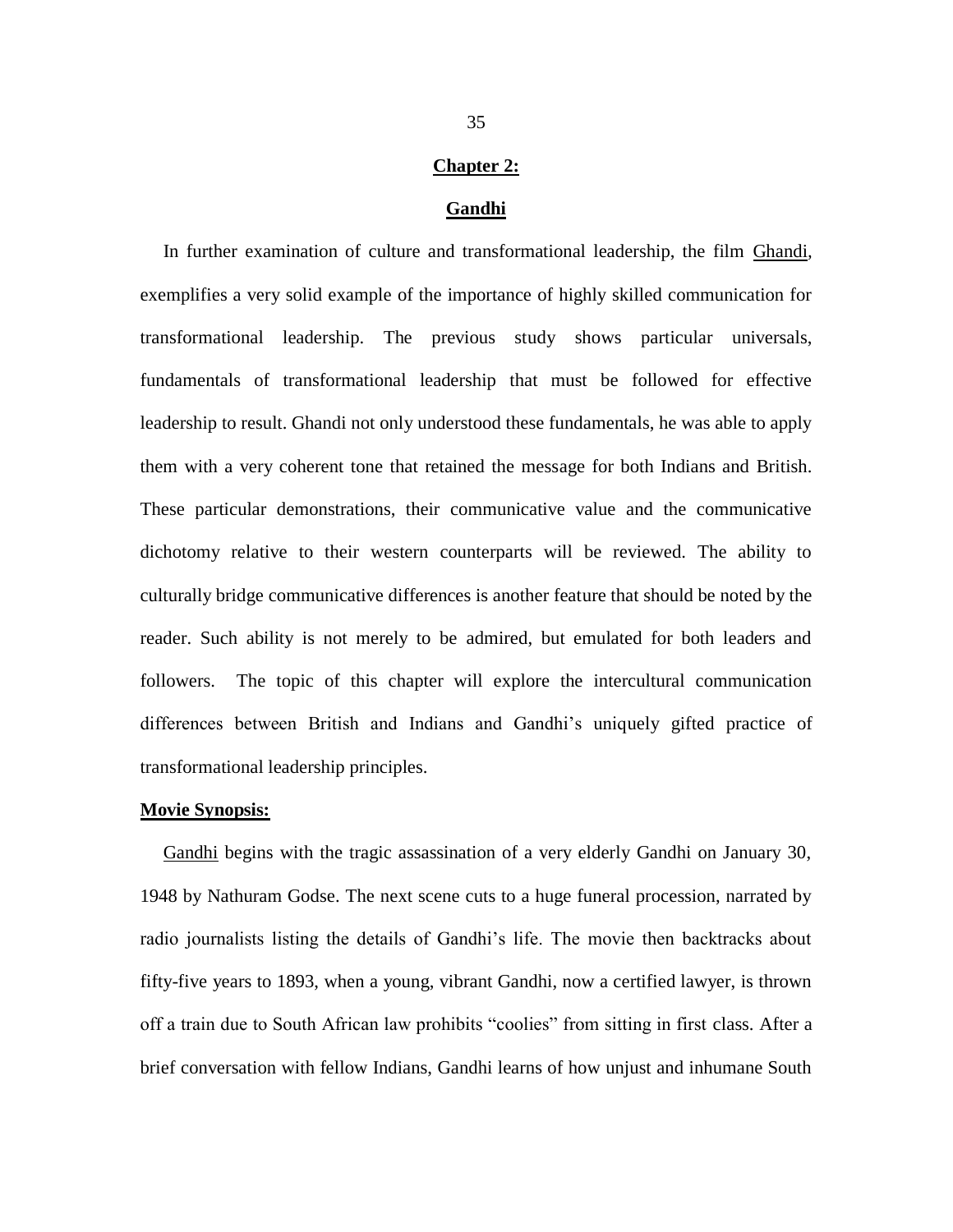## Chapter 2:

## Gandhi

In further examination of culture and transformational leadership, the film Ghandi, exemplifies a very solid example of the importance of highly skilled communication for transformational leadership. The previous study shows particular universals, fundamentals of transformational leadership that must be followed for effective leadership to result. Ghandi not only understood these fundamentals, he was able to apply them with a very coherent tone that retained the message for both Indians and British. These particular demonstrations, their communicative value and the communicative dichotomy relative to their western counterparts will be reviewed. The ability to culturally bridge communicative differences is another feature that should be noted by the reader. Such ability is not merely to be admired, but emulated for both leaders and followers. The topic of this chapter will explore the intercultural communication differences between British and Indians and Gandhi's uniquely gifted practice of transformational leadership principles.

**Movie Synopsis:**

Gandhi begins with the tragic assassination of a very elderly Gandhi on January 30, 1948 by Nathuram Godse. The next scene cuts to a huge funeral procession, narrated by radio journalists listing the details of Gandhi's life. The movie then backtracks about fifty-five years to 1893, when a young, vibrant Gandhi, now a certified lawyer, is thrown off a train due to South African law prohibits "coolies" from sitting in first class. After a brief conversation with fellow Indians, Gandhi learns of how unjust and inhumane South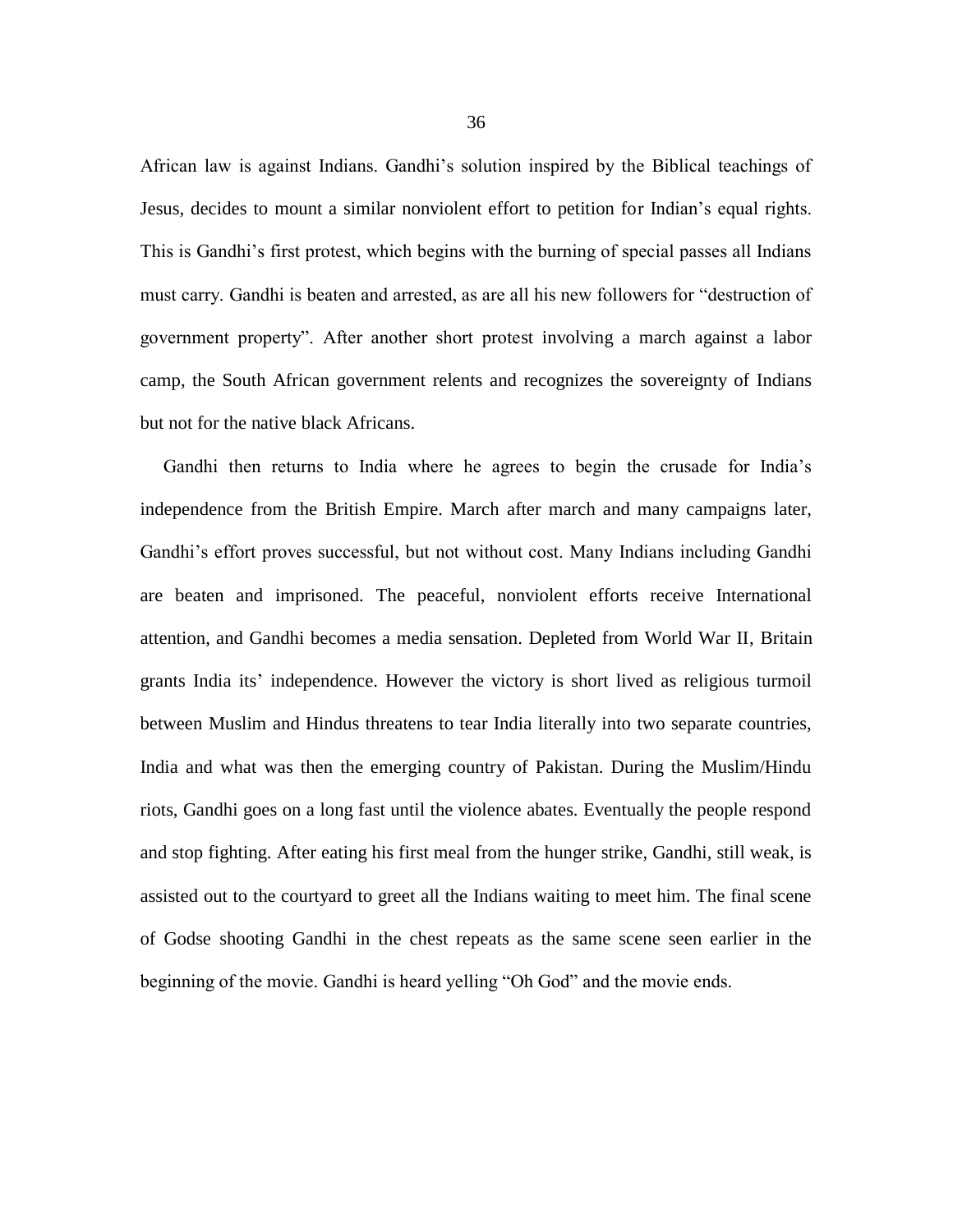African law is against Indians. Gandhi's solution inspired by the Biblical teachings of Jesus, decides to mount a similar nonviolent effort to petition for Indian's equal rights. This is Gandhi's first protest, which begins with the burning of special passes all Indians must carry. Gandhi is beaten and arrested, as are all his new followers for "destruction of government property". After another short protest involving a march against a labor camp, the South African government relents and recognizes the sovereignty of Indians but not for the native black Africans.

Gandhi then returns to India where he agrees to begin the crusade for India's independence from the British Empire. March after march and many campaigns later, Gandhi's effort proves successful, but not without cost. Many Indians including Gandhi are beaten and imprisoned. The peaceful, nonviolent efforts receive International attention, and Gandhi becomes a media sensation. Depleted from World War II, Britain grants India its' independence. However the victory is short lived as religious turmoil between Muslim and Hindus threatens to tear India literally into two separate countries, India and what was then the emerging country of Pakistan. During the Muslim/Hindu riots, Gandhi goes on a long fast until the violence abates. Eventually the people respond and stop fighting. After eating his first meal from the hunger strike, Gandhi, still weak, is assisted out to the courtyard to greet all the Indians waiting to meet him. The final scene of Godse shooting Gandhi in the chest repeats as the same scene seen earlier in the beginning of the movie. Gandhi is heard yelling "Oh God" and the movie ends.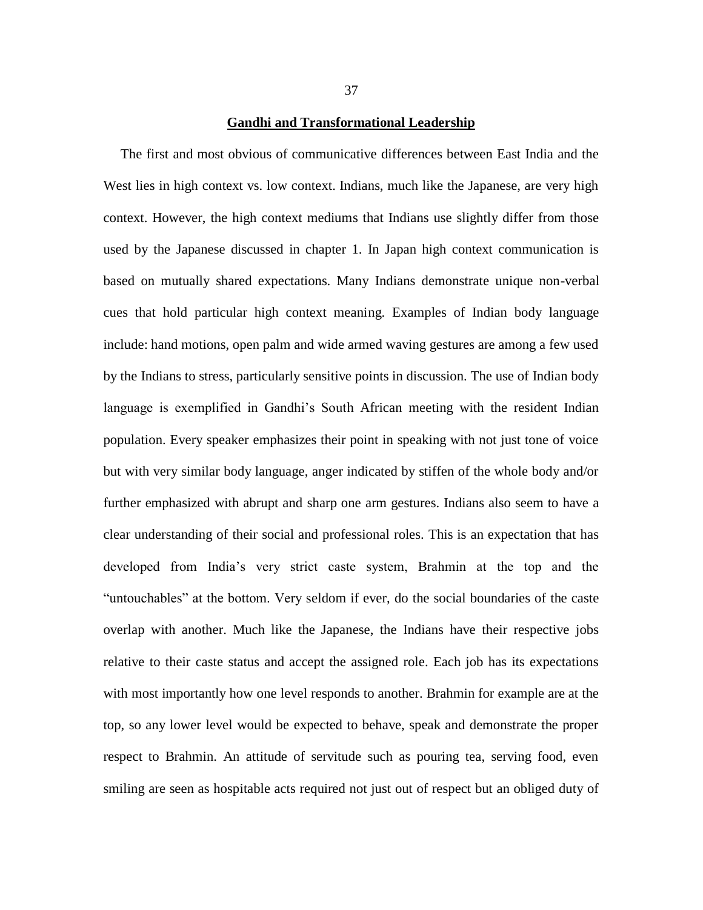## Gandhi and Transformational Leadership

The first and most obvious of communicative differences between East India and the West lies in high context vs. low context. Indians, much like the Japanese, are very high context. However, the high context mediums that Indians use slightly differ from those used by the Japanese discussed in chapter 1. In Japan high context communication is based on mutually shared expectations. Many Indians demonstrate unique non-verbal cues that hold particular high context meaning. Examples of Indian body language include: hand motions, open palm and wide armed waving gestures are among a few used by the Indians to stress, particularly sensitive points in discussion. The use of Indian body language is exemplified in Gandhi's South African meeting with the resident Indian population. Every speaker emphasizes their point in speaking with not just tone of voice but with very similar body language, anger indicated by stiffen of the whole body and/or further emphasized with abrupt and sharp one arm gestures. Indians also seem to have a clear understanding of their social and professional roles. This is an expectation that has developed from India's very strict caste system, Brahmin at the top and the "untouchables" at the bottom. Very seldom if ever, do the social boundaries of the caste overlap with another. Much like the Japanese, the Indians have their respective jobs relative to their caste status and accept the assigned role. Each job has its expectations with most importantly how one level responds to another. Brahmin for example are at the top, so any lower level would be expected to behave, speak and demonstrate the proper respect to Brahmin. An attitude of servitude such as pouring tea, serving food, even smiling are seen as hospitable acts required not just out of respect but an obliged duty of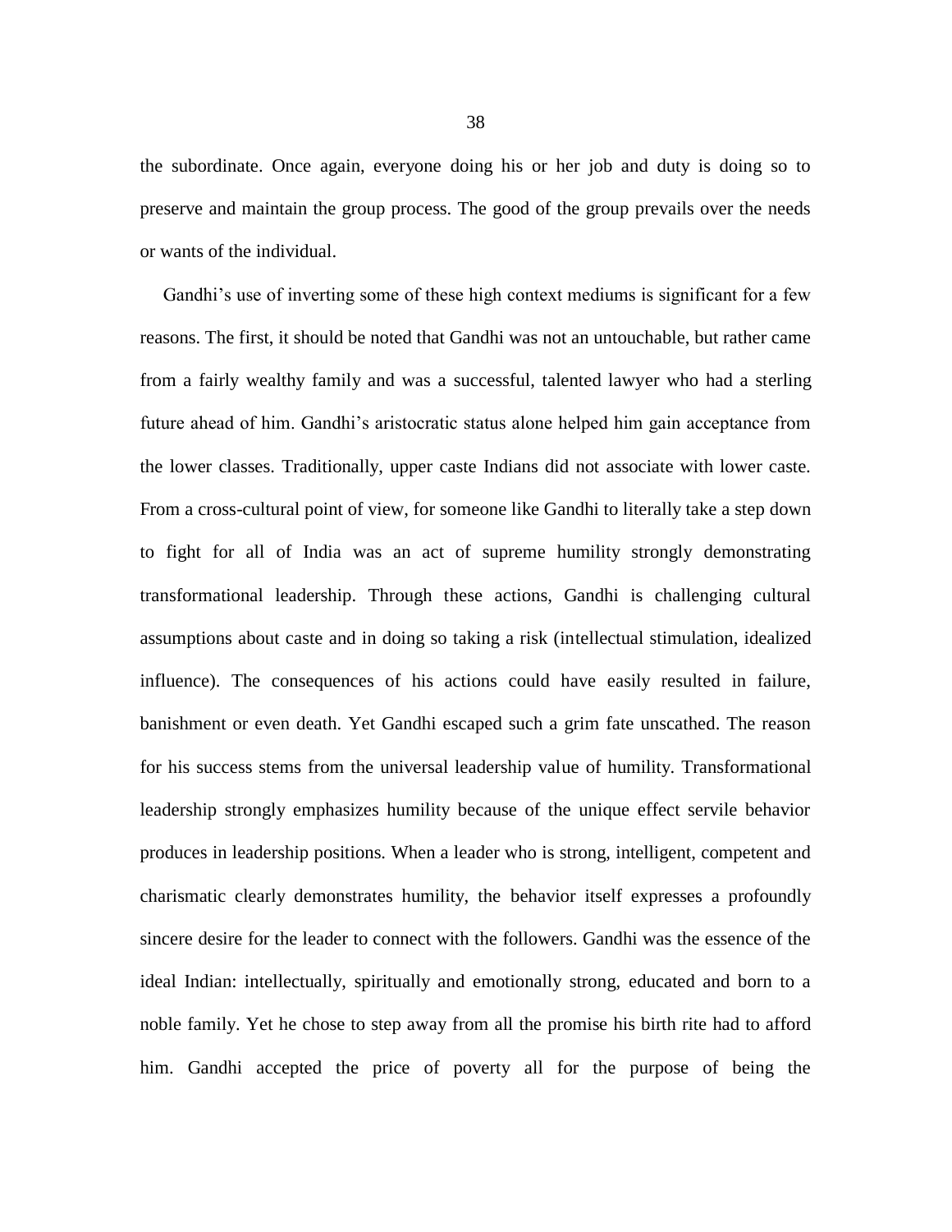the subordinate. Once again, everyone doing his or her job and duty is doing so to preserve and maintain the group process. The good of the group prevails over the needs or wants of the individual.

Gandhi's use of inverting some of these high context mediums is significant for a few reasons. The first, it should be noted that Gandhi was not an untouchable, but rather came from a fairly wealthy family and was a successful, talented lawyer who had a sterling future ahead of him. Gandhi's aristocratic status alone helped him gain acceptance from the lower classes. Traditionally, upper caste Indians did not associate with lower caste. From a cross-cultural point of view, for someone like Gandhi to literally take a step down to fight for all of India was an act of supreme humility strongly demonstrating transformational leadership. Through these actions, Gandhi is challenging cultural assumptions about caste and in doing so taking a risk (intellectual stimulation, idealized influence). The consequences of his actions could have easily resulted in failure, banishment or even death. Yet Gandhi escaped such a grim fate unscathed. The reason for his success stems from the universal leadership value of humility. Transformational leadership strongly emphasizes humility because of the unique effect servile behavior produces in leadership positions. When a leader who is strong, intelligent, competent and charismatic clearly demonstrates humility, the behavior itself expresses a profoundly sincere desire for the leader to connect with the followers. Gandhi was the essence of the ideal Indian: intellectually, spiritually and emotionally strong, educated and born to a noble family. Yet he chose to step away from all the promise his birth rite had to afford him. Gandhi accepted the price of poverty all for the purpose of being the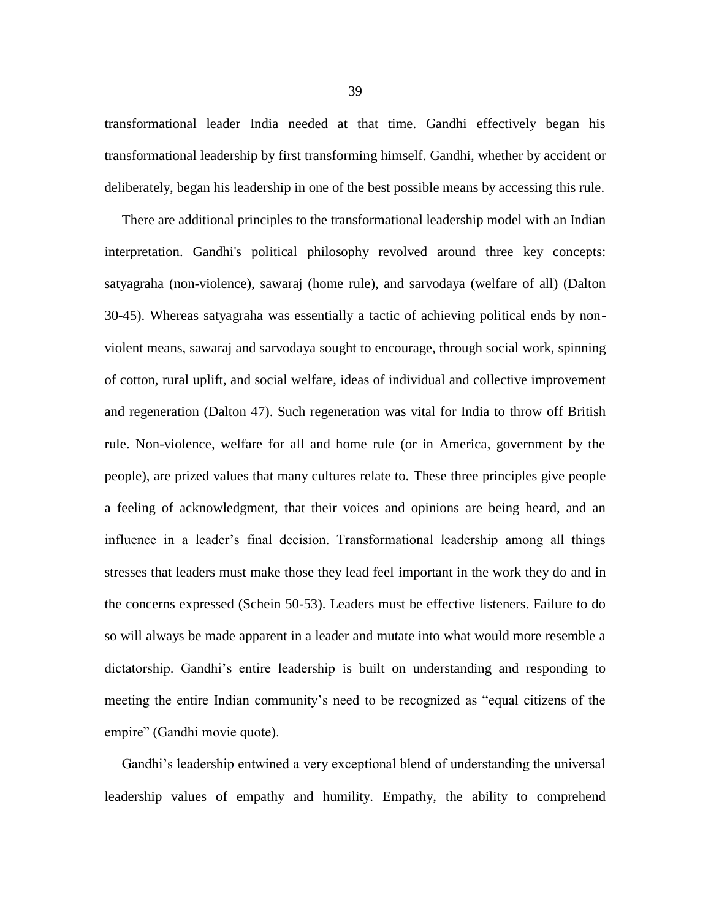transformational leader India needed at that time. Gandhi effectively began his transformational leadership by first transforming himself. Gandhi, whether by accident or deliberately, began his leadership in one of the best possible means by accessing this rule.

There are additional principles to the transformational leadership model with an Indian interpretation. Gandhi's political philosophy revolved around three key concepts: satyagraha (non-violence), sawaraj (home rule), and sarvodaya (welfare of all) (Dalton 30-45). Whereas satyagraha was essentially a tactic of achieving political ends by non-violent means, sawaraj and sarvodaya sought to encourage, through social work, spinning of cotton, rural uplift, and social welfare, ideas of individual and collective improvement and regeneration (Dalton 47). Such regeneration was vital for India to throw off British rule. Non-violence, welfare for all and home rule (or in America, government by the people), are prized values that many cultures relate to. These three principles give people a feeling of acknowledgment, that their voices and opinions are being heard, and an influence in a leader's final decision. Transformational leadership among all things stresses that leaders must make those they lead feel important in the work they do and in the concerns expressed (Schein 50-53). Leaders must be effective listeners. Failure to do so will always be made apparent in a leader and mutate into what would more resemble a dictatorship. Gandhi's entire leadership is built on understanding and responding to meeting the entire Indian community's need to be recognized as "equal citizens of the empire" (Gandhi movie quote).

Gandhi's leadership entwined a very exceptional blend of understanding the universal leadership values of empathy and humility. Empathy, the ability to comprehend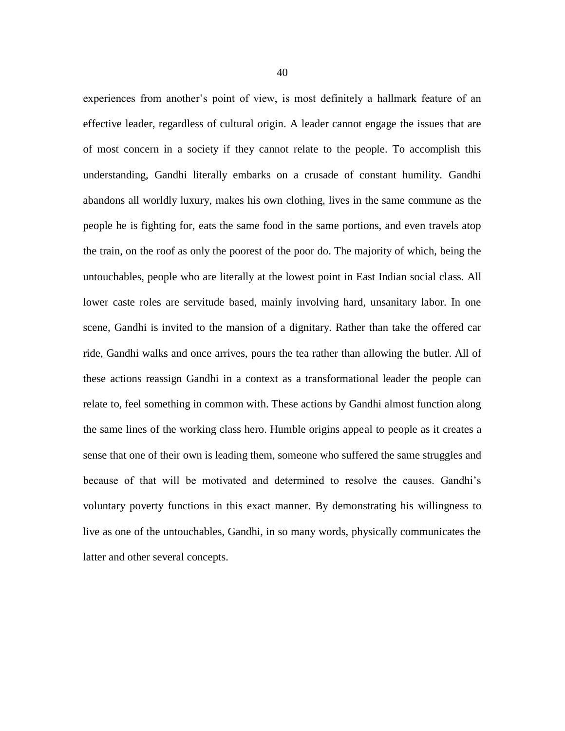experiences from another's point of view, is most definitely a hallmark feature of an effective leader, regardless of cultural origin. A leader cannot engage the issues that are of most concern in a society if they cannot relate to the people. To accomplish this understanding, Gandhi literally embarks on a crusade of constant humility. Gandhi abandons all worldly luxury, makes his own clothing, lives in the same commune as the people he is fighting for, eats the same food in the same portions, and even travels atop the train, on the roof as only the poorest of the poor do. The majority of which, being the untouchables, people who are literally at the lowest point in East Indian social class. All lower caste roles are servitude based, mainly involving hard, unsanitary labor. In one scene, Gandhi is invited to the mansion of a dignitary. Rather than take the offered car ride, Gandhi walks and once arrives, pours the tea rather than allowing the butler. All of these actions reassign Gandhi in a context as a transformational leader the people can relate to, feel something in common with. These actions by Gandhi almost function along the same lines of the working class hero. Humble origins appeal to people as it creates a sense that one of their own is leading them, someone who suffered the same struggles and because of that will be motivated and determined to resolve the causes. Gandhi's voluntary poverty functions in this exact manner. By demonstrating his willingness to live as one of the untouchables, Gandhi, in so many words, physically communicates the latter and other several concepts.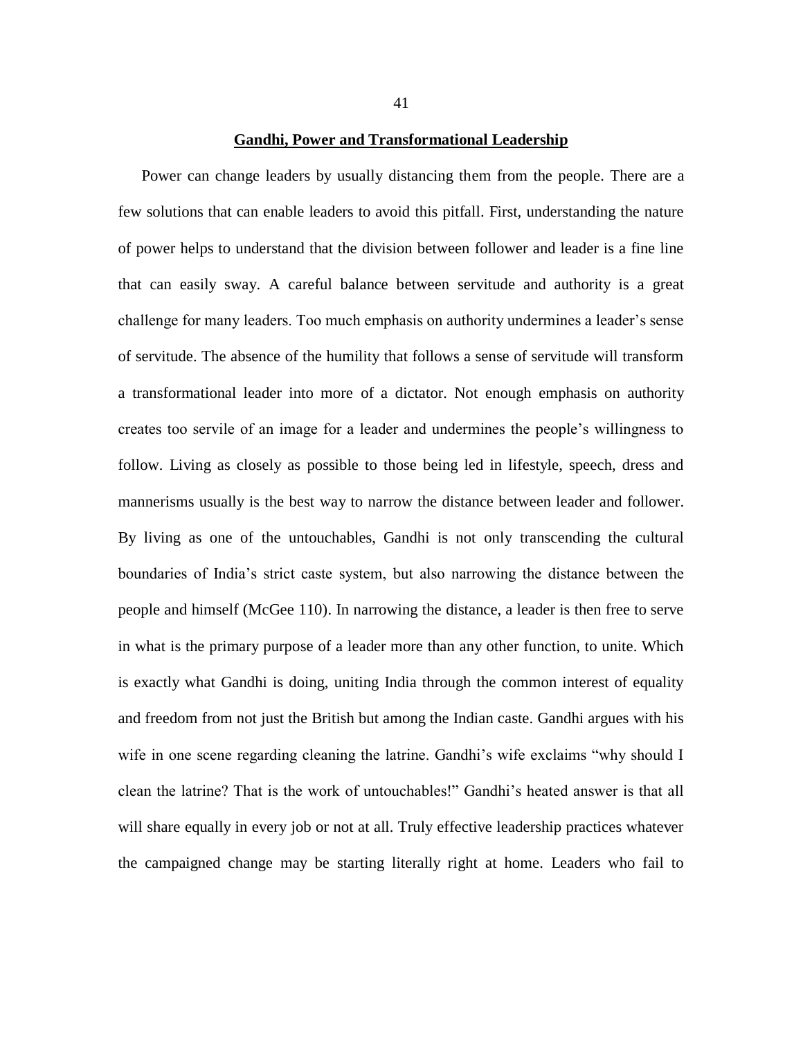## Gandhi, Power and Transformational Leadership

Power can change leaders by usually distancing them from the people. There are a few solutions that can enable leaders to avoid this pitfall. First, understanding the nature of power helps to understand that the division between follower and leader is a fine line that can easily sway. A careful balance between servitude and authority is a great challenge for many leaders. Too much emphasis on authority undermines a leader's sense of servitude. The absence of the humility that follows a sense of servitude will transform a transformational leader into more of a dictator. Not enough emphasis on authority creates too servile of an image for a leader and undermines the people's willingness to follow. Living as closely as possible to those being led in lifestyle, speech, dress and mannerisms usually is the best way to narrow the distance between leader and follower. By living as one of the untouchables, Gandhi is not only transcending the cultural boundaries of India's strict caste system, but also narrowing the distance between the people and himself (McGee 110). In narrowing the distance, a leader is then free to serve in what is the primary purpose of a leader more than any other function, to unite. Which is exactly what Gandhi is doing, uniting India through the common interest of equality and freedom from not just the British but among the Indian caste. Gandhi argues with his wife in one scene regarding cleaning the latrine. Gandhi's wife exclaims "why should I clean the latrine? That is the work of untouchables!" Gandhi's heated answer is that all will share equally in every job or not at all. Truly effective leadership practices whatever the campaigned change may be starting literally right at home. Leaders who fail to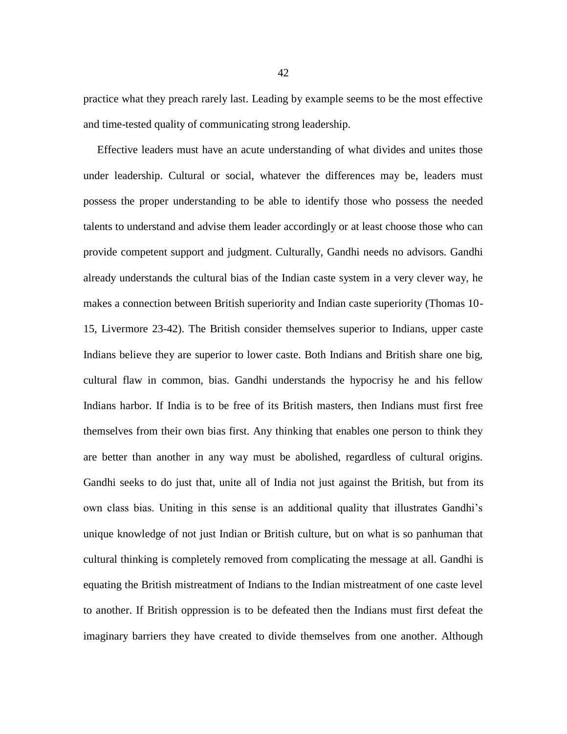practice what they preach rarely last. Leading by example seems to be the most effective and time-tested quality of communicating strong leadership.

Effective leaders must have an acute understanding of what divides and unites those under leadership. Cultural or social, whatever the differences may be, leaders must possess the proper understanding to be able to identify those who possess the needed talents to understand and advise them leader accordingly or at least choose those who can provide competent support and judgment. Culturally, Gandhi needs no advisors. Gandhi already understands the cultural bias of the Indian caste system in a very clever way, he makes a connection between British superiority and Indian caste superiority (Thomas 10-15, Livermore 23-42). The British consider themselves superior to Indians, upper caste Indians believe they are superior to lower caste. Both Indians and British share one big, cultural flaw in common, bias. Gandhi understands the hypocrisy he and his fellow Indians harbor. If India is to be free of its British masters, then Indians must first free themselves from their own bias first. Any thinking that enables one person to think they are better than another in any way must be abolished, regardless of cultural origins. Gandhi seeks to do just that, unite all of India not just against the British, but from its own class bias. Uniting in this sense is an additional quality that illustrates Gandhi's unique knowledge of not just Indian or British culture, but on what is so panhuman that cultural thinking is completely removed from complicating the message at all. Gandhi is equating the British mistreatment of Indians to the Indian mistreatment of one caste level to another. If British oppression is to be defeated then the Indians must first defeat the imaginary barriers they have created to divide themselves from one another. Although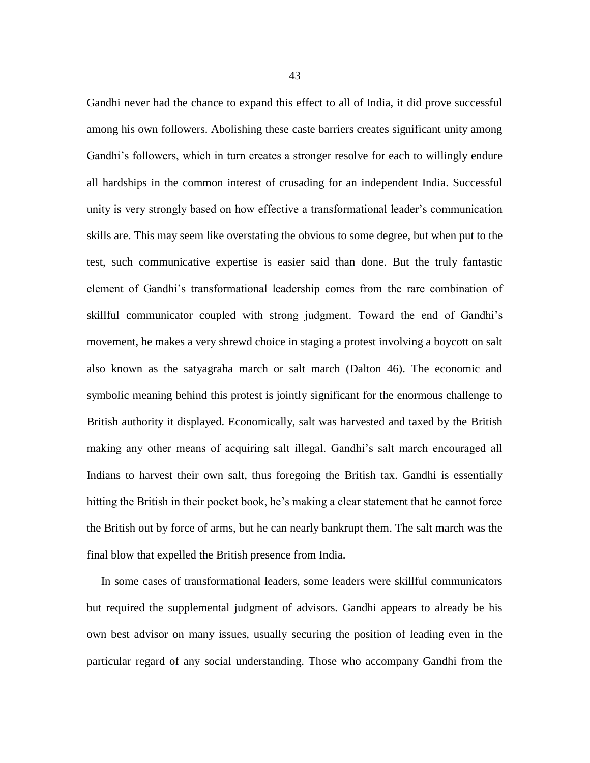Gandhi never had the chance to expand this effect to all of India, it did prove successful among his own followers. Abolishing these caste barriers creates significant unity among Gandhi's followers, which in turn creates a stronger resolve for each to willingly endure all hardships in the common interest of crusading for an independent India. Successful unity is very strongly based on how effective a transformational leader's communication skills are. This may seem like overstating the obvious to some degree, but when put to the test, such communicative expertise is easier said than done. But the truly fantastic element of Gandhi's transformational leadership comes from the rare combination of skillful communicator coupled with strong judgment. Toward the end of Gandhi's movement, he makes a very shrewd choice in staging a protest involving a boycott on salt also known as the satyagraha march or salt march (Dalton 46). The economic and symbolic meaning behind this protest is jointly significant for the enormous challenge to British authority it displayed. Economically, salt was harvested and taxed by the British making any other means of acquiring salt illegal. Gandhi's salt march encouraged all Indians to harvest their own salt, thus foregoing the British tax. Gandhi is essentially hitting the British in their pocket book, he's making a clear statement that he cannot force the British out by force of arms, but he can nearly bankrupt them. The salt march was the final blow that expelled the British presence from India.

In some cases of transformational leaders, some leaders were skillful communicators but required the supplemental judgment of advisors. Gandhi appears to already be his own best advisor on many issues, usually securing the position of leading even in the particular regard of any social understanding. Those who accompany Gandhi from the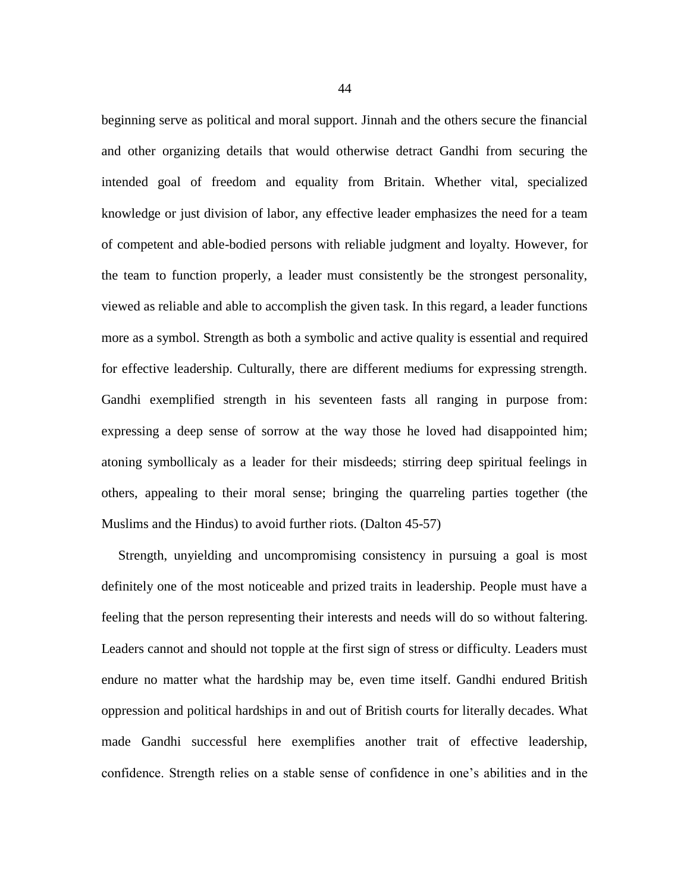beginning serve as political and moral support. Jinnah and the others secure the financial and other organizing details that would otherwise detract Gandhi from securing the intended goal of freedom and equality from Britain. Whether vital, specialized knowledge or just division of labor, any effective leader emphasizes the need for a team of competent and able-bodied persons with reliable judgment and loyalty. However, for the team to function properly, a leader must consistently be the strongest personality, viewed as reliable and able to accomplish the given task. In this regard, a leader functions more as a symbol. Strength as both a symbolic and active quality is essential and required for effective leadership. Culturally, there are different mediums for expressing strength. Gandhi exemplified strength in his seventeen fasts all ranging in purpose from: expressing a deep sense of sorrow at the way those he loved had disappointed him; atoning symbollicaly as a leader for their misdeeds; stirring deep spiritual feelings in others, appealing to their moral sense; bringing the quarreling parties together (the Muslims and the Hindus) to avoid further riots. (Dalton 45-57)

Strength, unyielding and uncompromising consistency in pursuing a goal is most definitely one of the most noticeable and prized traits in leadership. People must have a feeling that the person representing their interests and needs will do so without faltering. Leaders cannot and should not topple at the first sign of stress or difficulty. Leaders must endure no matter what the hardship may be, even time itself. Gandhi endured British oppression and political hardships in and out of British courts for literally decades. What made Gandhi successful here exemplifies another trait of effective leadership, confidence. Strength relies on a stable sense of confidence in one's abilities and in the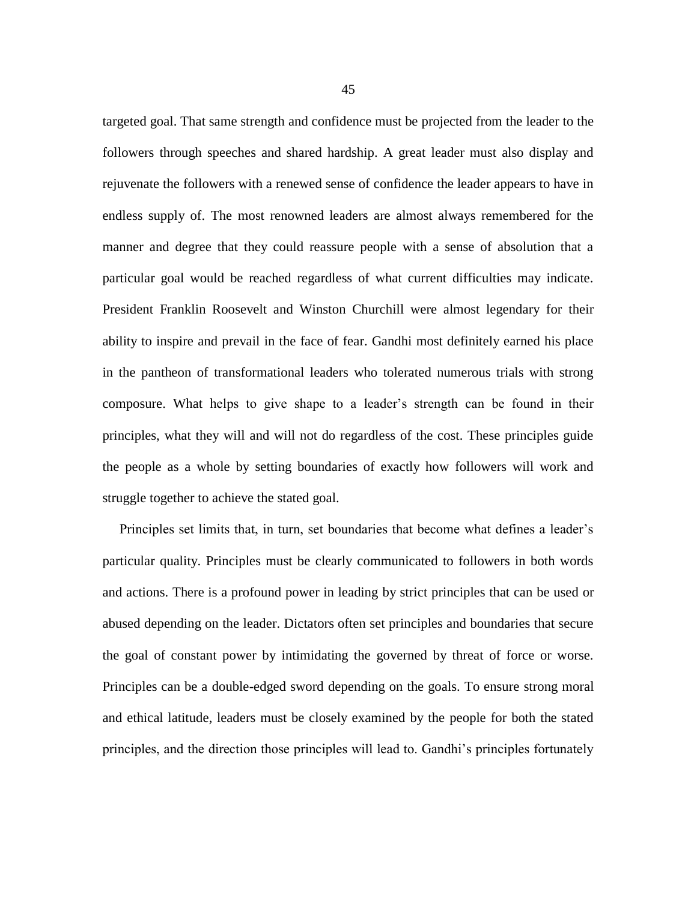targeted goal. That same strength and confidence must be projected from the leader to the followers through speeches and shared hardship. A great leader must also display and rejuvenate the followers with a renewed sense of confidence the leader appears to have in endless supply of. The most renowned leaders are almost always remembered for the manner and degree that they could reassure people with a sense of absolution that a particular goal would be reached regardless of what current difficulties may indicate. President Franklin Roosevelt and Winston Churchill were almost legendary for their ability to inspire and prevail in the face of fear. Gandhi most definitely earned his place in the pantheon of transformational leaders who tolerated numerous trials with strong composure. What helps to give shape to a leader's strength can be found in their principles, what they will and will not do regardless of the cost. These principles guide the people as a whole by setting boundaries of exactly how followers will work and struggle together to achieve the stated goal.

Principles set limits that, in turn, set boundaries that become what defines a leader's particular quality. Principles must be clearly communicated to followers in both words and actions. There is a profound power in leading by strict principles that can be used or abused depending on the leader. Dictators often set principles and boundaries that secure the goal of constant power by intimidating the governed by threat of force or worse. Principles can be a double-edged sword depending on the goals. To ensure strong moral and ethical latitude, leaders must be closely examined by the people for both the stated principles, and the direction those principles will lead to. Gandhi's principles fortunately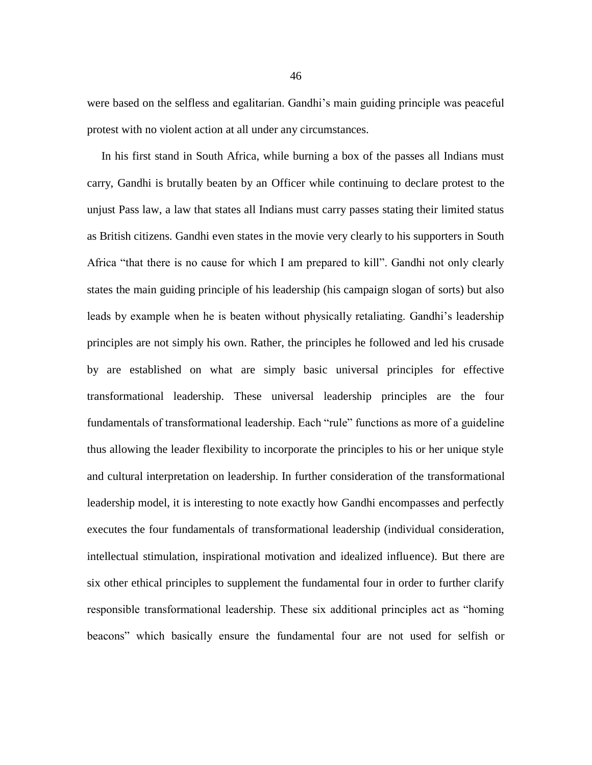were based on the selfless and egalitarian. Gandhi's main guiding principle was peaceful protest with no violent action at all under any circumstances.

In his first stand in South Africa, while burning a box of the passes all Indians must carry, Gandhi is brutally beaten by an Officer while continuing to declare protest to the unjust Pass law, a law that states all Indians must carry passes stating their limited status as British citizens. Gandhi even states in the movie very clearly to his supporters in South Africa "that there is no cause for which I am prepared to kill". Gandhi not only clearly states the main guiding principle of his leadership (his campaign slogan of sorts) but also leads by example when he is beaten without physically retaliating. Gandhi's leadership principles are not simply his own. Rather, the principles he followed and led his crusade by are established on what are simply basic universal principles for effective transformational leadership. These universal leadership principles are the four fundamentals of transformational leadership. Each "rule" functions as more of a guideline thus allowing the leader flexibility to incorporate the principles to his or her unique style and cultural interpretation on leadership. In further consideration of the transformational leadership model, it is interesting to note exactly how Gandhi encompasses and perfectly executes the four fundamentals of transformational leadership (individual consideration, intellectual stimulation, inspirational motivation and idealized influence). But there are six other ethical principles to supplement the fundamental four in order to further clarify responsible transformational leadership. These six additional principles act as "homing beacons" which basically ensure the fundamental four are not used for selfish or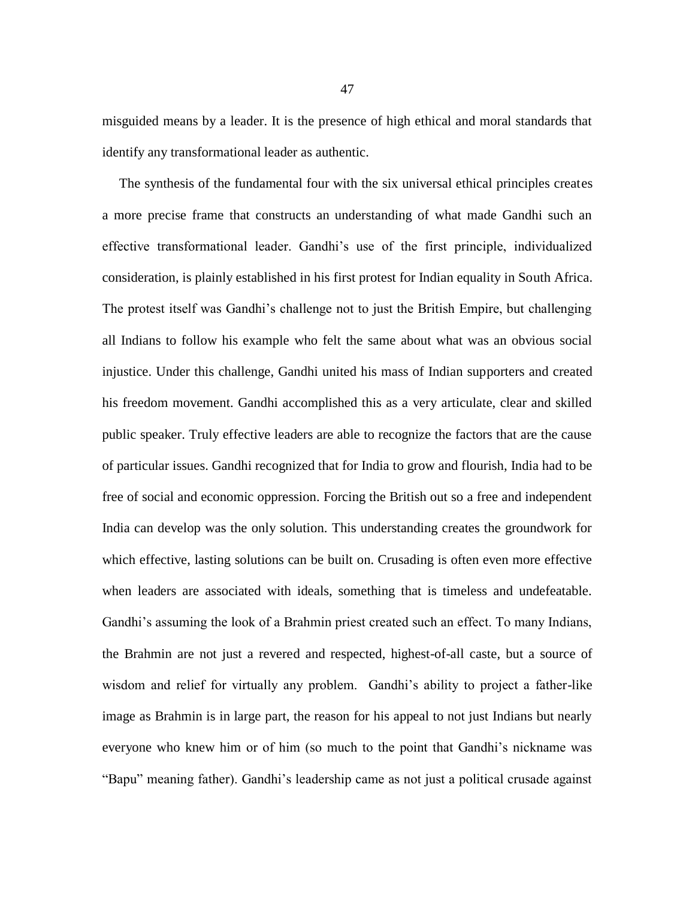misguided means by a leader. It is the presence of high ethical and moral standards that identify any transformational leader as authentic.

The synthesis of the fundamental four with the six universal ethical principles creates a more precise frame that constructs an understanding of what made Gandhi such an effective transformational leader. Gandhi's use of the first principle, individualized consideration, is plainly established in his first protest for Indian equality in South Africa. The protest itself was Gandhi's challenge not to just the British Empire, but challenging all Indians to follow his example who felt the same about what was an obvious social injustice. Under this challenge, Gandhi united his mass of Indian supporters and created his freedom movement. Gandhi accomplished this as a very articulate, clear and skilled public speaker. Truly effective leaders are able to recognize the factors that are the cause of particular issues. Gandhi recognized that for India to grow and flourish, India had to be free of social and economic oppression. Forcing the British out so a free and independent India can develop was the only solution. This understanding creates the groundwork for which effective, lasting solutions can be built on. Crusading is often even more effective when leaders are associated with ideals, something that is timeless and undefeatable. Gandhi's assuming the look of a Brahmin priest created such an effect. To many Indians, the Brahmin are not just a revered and respected, highest-of-all caste, but a source of wisdom and relief for virtually any problem. Gandhi's ability to project a father-like image as Brahmin is in large part, the reason for his appeal to not just Indians but nearly everyone who knew him or of him (so much to the point that Gandhi's nickname was "Bapu" meaning father). Gandhi's leadership came as not just a political crusade against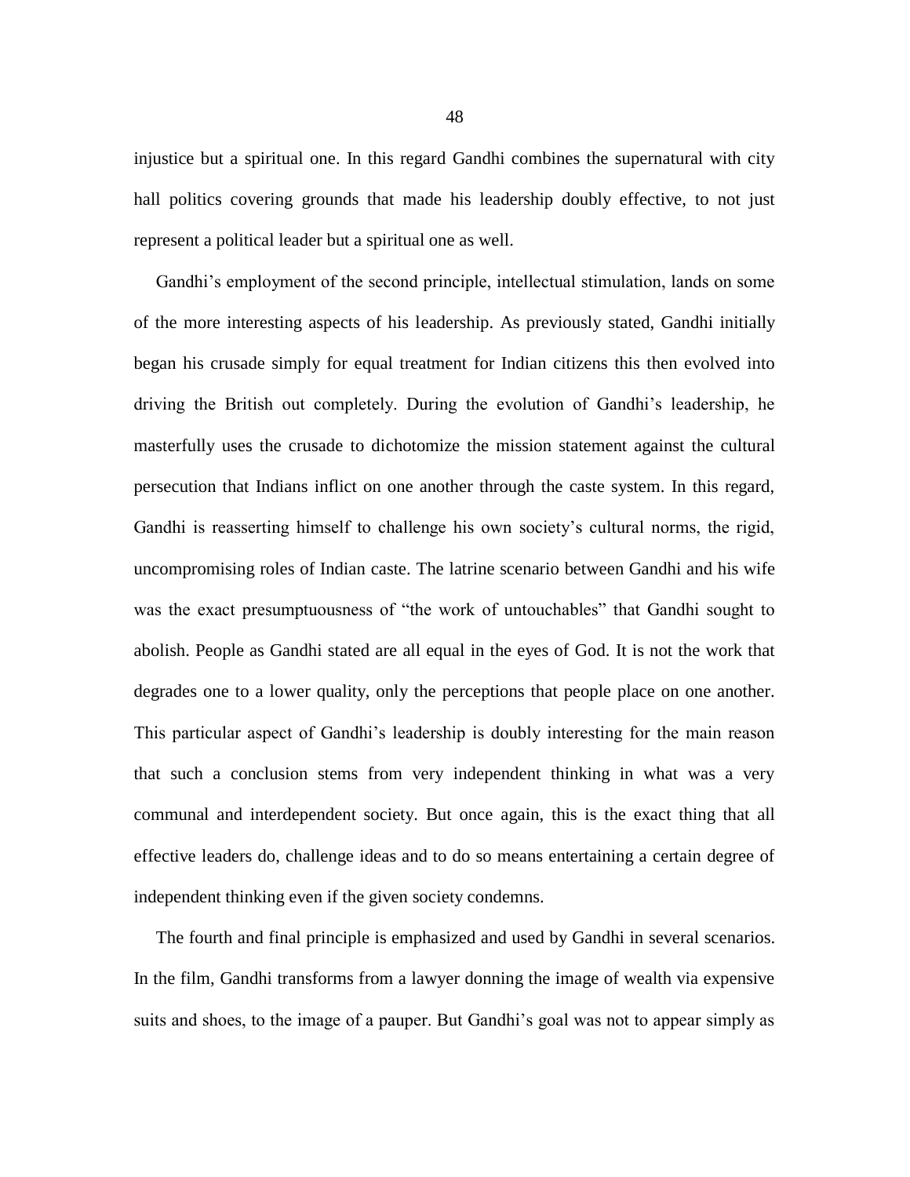injustice but a spiritual one. In this regard Gandhi combines the supernatural with city hall politics covering grounds that made his leadership doubly effective, to not just represent a political leader but a spiritual one as well.

Gandhi's employment of the second principle, intellectual stimulation, lands on some of the more interesting aspects of his leadership. As previously stated, Gandhi initially began his crusade simply for equal treatment for Indian citizens this then evolved into driving the British out completely. During the evolution of Gandhi's leadership, he masterfully uses the crusade to dichotomize the mission statement against the cultural persecution that Indians inflict on one another through the caste system. In this regard, Gandhi is reasserting himself to challenge his own society's cultural norms, the rigid, uncompromising roles of Indian caste. The latrine scenario between Gandhi and his wife was the exact presumptuousness of "the work of untouchables" that Gandhi sought to abolish. People as Gandhi stated are all equal in the eyes of God. It is not the work that degrades one to a lower quality, only the perceptions that people place on one another. This particular aspect of Gandhi's leadership is doubly interesting for the main reason that such a conclusion stems from very independent thinking in what was a very communal and interdependent society. But once again, this is the exact thing that all effective leaders do, challenge ideas and to do so means entertaining a certain degree of independent thinking even if the given society condemns.

The fourth and final principle is emphasized and used by Gandhi in several scenarios. In the film, Gandhi transforms from a lawyer donning the image of wealth via expensive suits and shoes, to the image of a pauper. But Gandhi's goal was not to appear simply as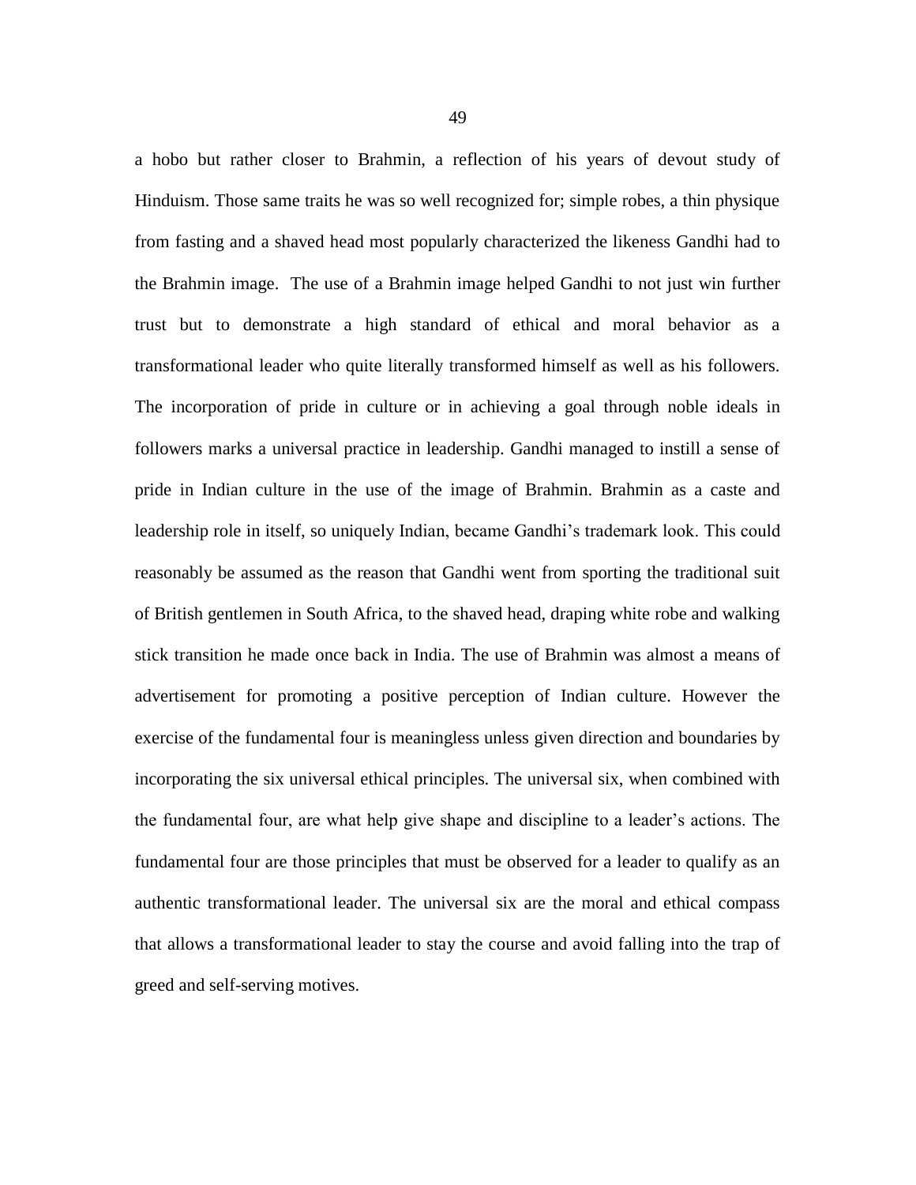a hobo but rather closer to Brahmin, a reflection of his years of devout study of Hinduism. Those same traits he was so well recognized for; simple robes, a thin physique from fasting and a shaved head most popularly characterized the likeness Gandhi had to the Brahmin image. The use of a Brahmin image helped Gandhi to not just win further trust but to demonstrate a high standard of ethical and moral behavior as a transformational leader who quite literally transformed himself as well as his followers. The incorporation of pride in culture or in achieving a goal through noble ideals in followers marks a universal practice in leadership. Gandhi managed to instill a sense of pride in Indian culture in the use of the image of Brahmin. Brahmin as a caste and leadership role in itself, so uniquely Indian, became Gandhi's trademark look. This could reasonably be assumed as the reason that Gandhi went from sporting the traditional suit of British gentlemen in South Africa, to the shaved head, draping white robe and walking stick transition he made once back in India. The use of Brahmin was almost a means of advertisement for promoting a positive perception of Indian culture. However the exercise of the fundamental four is meaningless unless given direction and boundaries by incorporating the six universal ethical principles. The universal six, when combined with the fundamental four, are what help give shape and discipline to a leader's actions. The fundamental four are those principles that must be observed for a leader to qualify as an authentic transformational leader. The universal six are the moral and ethical compass that allows a transformational leader to stay the course and avoid falling into the trap of greed and self-serving motives.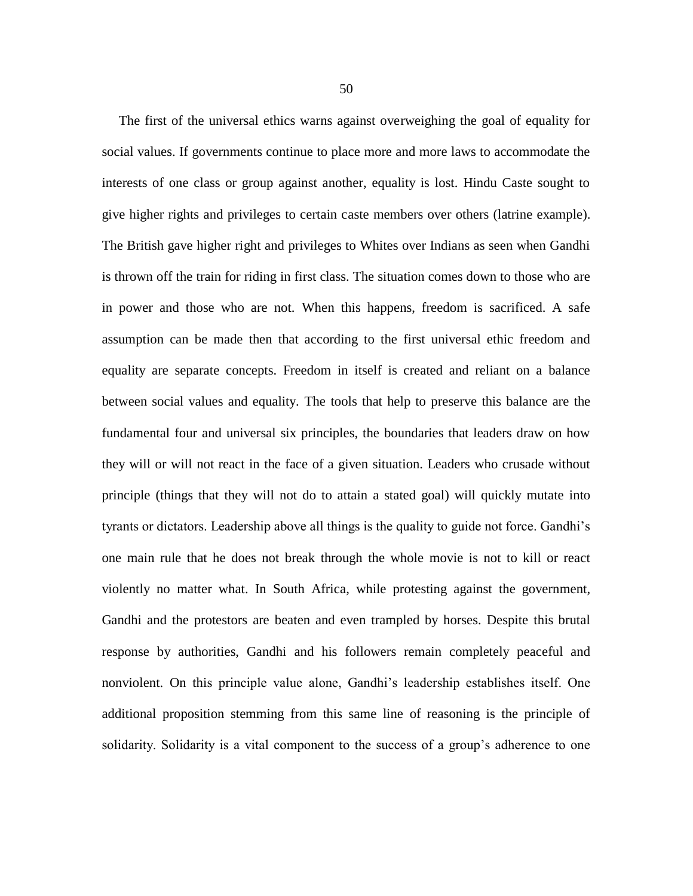The first of the universal ethics warns against overweighing the goal of equality for social values. If governments continue to place more and more laws to accommodate the interests of one class or group against another, equality is lost. Hindu Caste sought to give higher rights and privileges to certain caste members over others (latrine example). The British gave higher right and privileges to Whites over Indians as seen when Gandhi is thrown off the train for riding in first class. The situation comes down to those who are in power and those who are not. When this happens, freedom is sacrificed. A safe assumption can be made then that according to the first universal ethic freedom and equality are separate concepts. Freedom in itself is created and reliant on a balance between social values and equality. The tools that help to preserve this balance are the fundamental four and universal six principles, the boundaries that leaders draw on how they will or will not react in the face of a given situation. Leaders who crusade without principle (things that they will not do to attain a stated goal) will quickly mutate into tyrants or dictators. Leadership above all things is the quality to guide not force. Gandhi's one main rule that he does not break through the whole movie is not to kill or react violently no matter what. In South Africa, while protesting against the government, Gandhi and the protestors are beaten and even trampled by horses. Despite this brutal response by authorities, Gandhi and his followers remain completely peaceful and nonviolent. On this principle value alone, Gandhi's leadership establishes itself. One additional proposition stemming from this same line of reasoning is the principle of solidarity. Solidarity is a vital component to the success of a group's adherence to one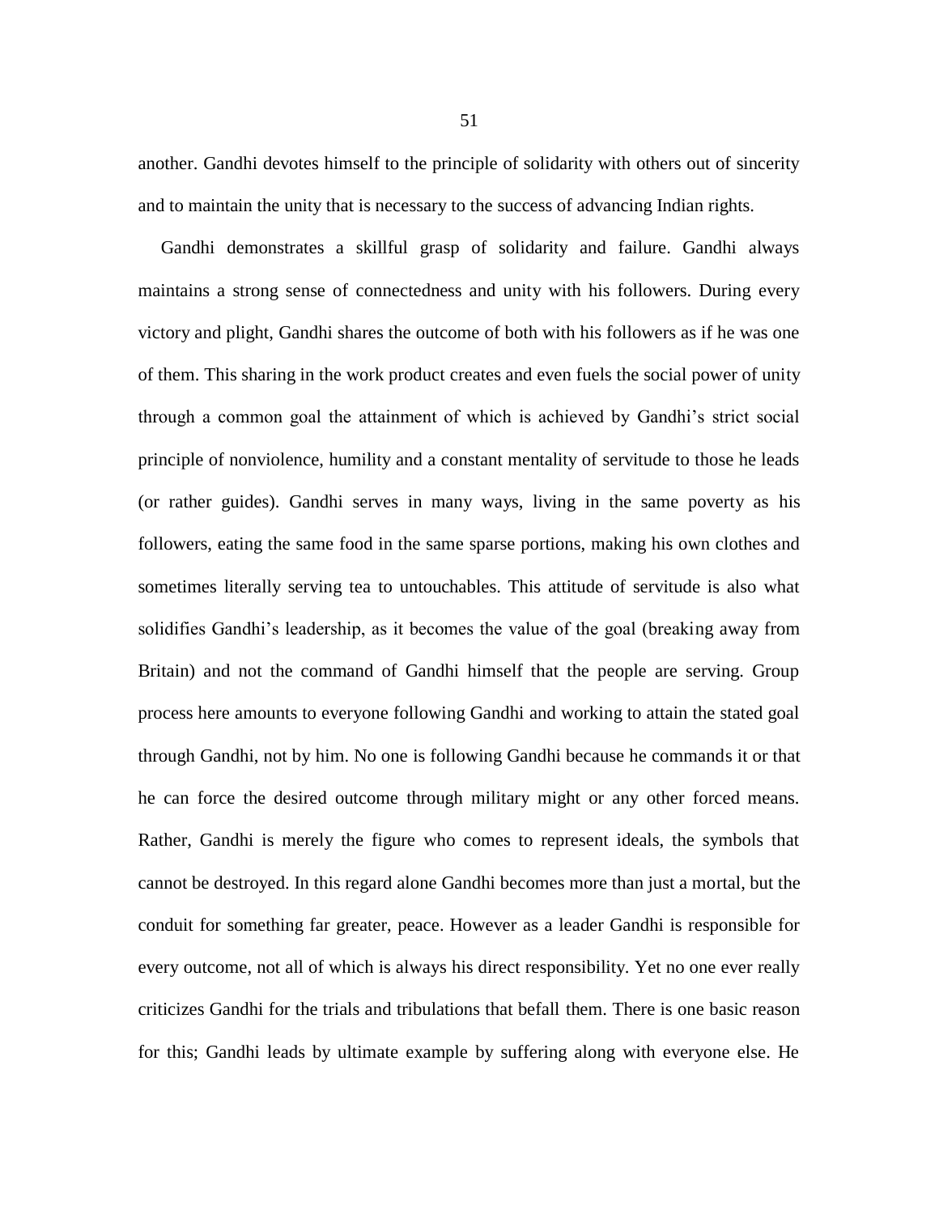another. Gandhi devotes himself to the principle of solidarity with others out of sincerity and to maintain the unity that is necessary to the success of advancing Indian rights.

Gandhi demonstrates a skillful grasp of solidarity and failure. Gandhi always maintains a strong sense of connectedness and unity with his followers. During every victory and plight, Gandhi shares the outcome of both with his followers as if he was one of them. This sharing in the work product creates and even fuels the social power of unity through a common goal the attainment of which is achieved by Gandhi's strict social principle of nonviolence, humility and a constant mentality of servitude to those he leads (or rather guides). Gandhi serves in many ways, living in the same poverty as his followers, eating the same food in the same sparse portions, making his own clothes and sometimes literally serving tea to untouchables. This attitude of servitude is also what solidifies Gandhi's leadership, as it becomes the value of the goal (breaking away from Britain) and not the command of Gandhi himself that the people are serving. Group process here amounts to everyone following Gandhi and working to attain the stated goal through Gandhi, not by him. No one is following Gandhi because he commands it or that he can force the desired outcome through military might or any other forced means. Rather, Gandhi is merely the figure who comes to represent ideals, the symbols that cannot be destroyed. In this regard alone Gandhi becomes more than just a mortal, but the conduit for something far greater, peace. However as a leader Gandhi is responsible for every outcome, not all of which is always his direct responsibility. Yet no one ever really criticizes Gandhi for the trials and tribulations that befall them. There is one basic reason for this; Gandhi leads by ultimate example by suffering along with everyone else. He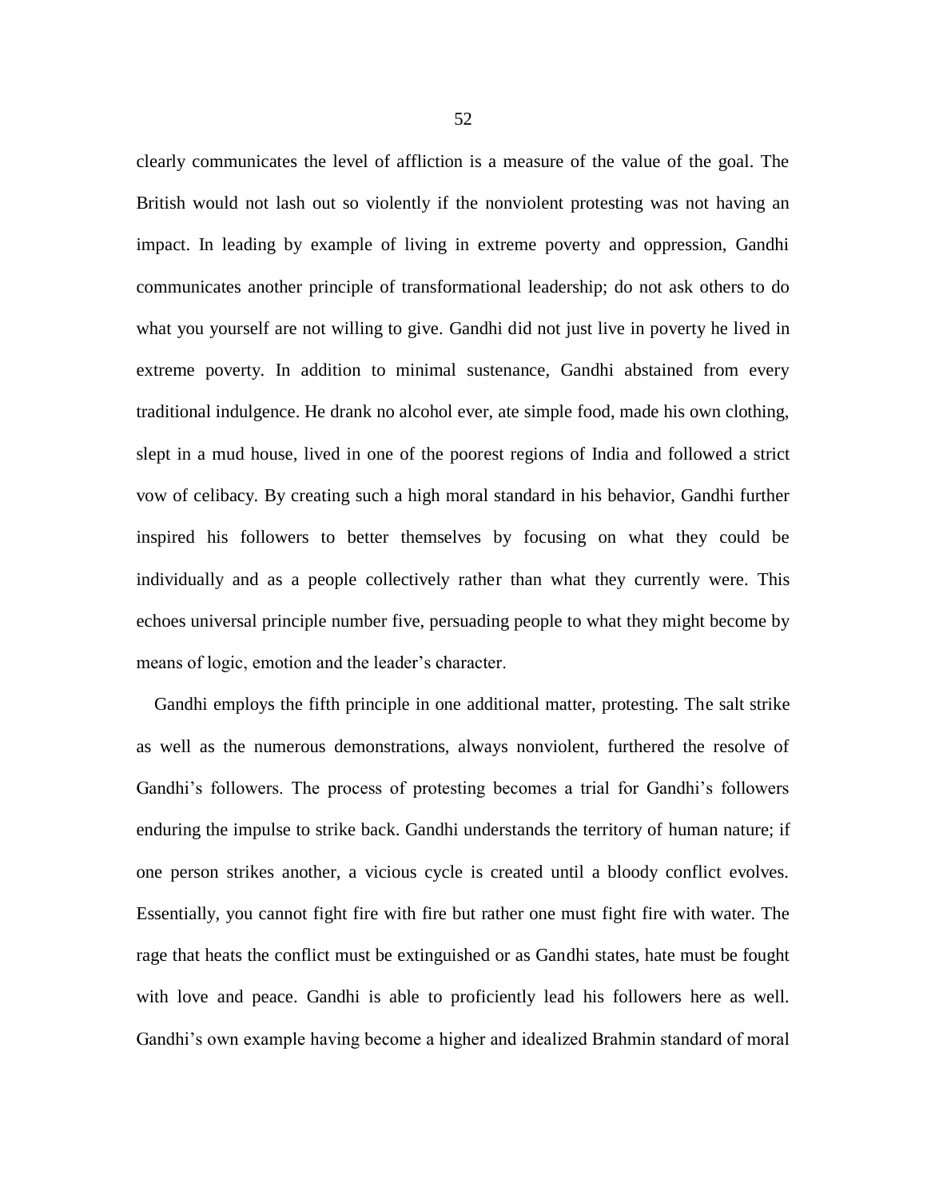clearly communicates the level of affliction is a measure of the value of the goal. The British would not lash out so violently if the nonviolent protesting was not having an impact. In leading by example of living in extreme poverty and oppression, Gandhi communicates another principle of transformational leadership; do not ask others to do what you yourself are not willing to give. Gandhi did not just live in poverty he lived in extreme poverty. In addition to minimal sustenance, Gandhi abstained from every traditional indulgence. He drank no alcohol ever, ate simple food, made his own clothing, slept in a mud house, lived in one of the poorest regions of India and followed a strict vow of celibacy. By creating such a high moral standard in his behavior, Gandhi further inspired his followers to better themselves by focusing on what they could be individually and as a people collectively rather than what they currently were. This echoes universal principle number five, persuading people to what they might become by means of logic, emotion and the leader's character.

Gandhi employs the fifth principle in one additional matter, protesting. The salt strike as well as the numerous demonstrations, always nonviolent, furthered the resolve of Gandhi's followers. The process of protesting becomes a trial for Gandhi's followers enduring the impulse to strike back. Gandhi understands the territory of human nature; if one person strikes another, a vicious cycle is created until a bloody conflict evolves. Essentially, you cannot fight fire with fire but rather one must fight fire with water. The rage that heats the conflict must be extinguished or as Gandhi states, hate must be fought with love and peace. Gandhi is able to proficiently lead his followers here as well. Gandhi's own example having become a higher and idealized Brahmin standard of moral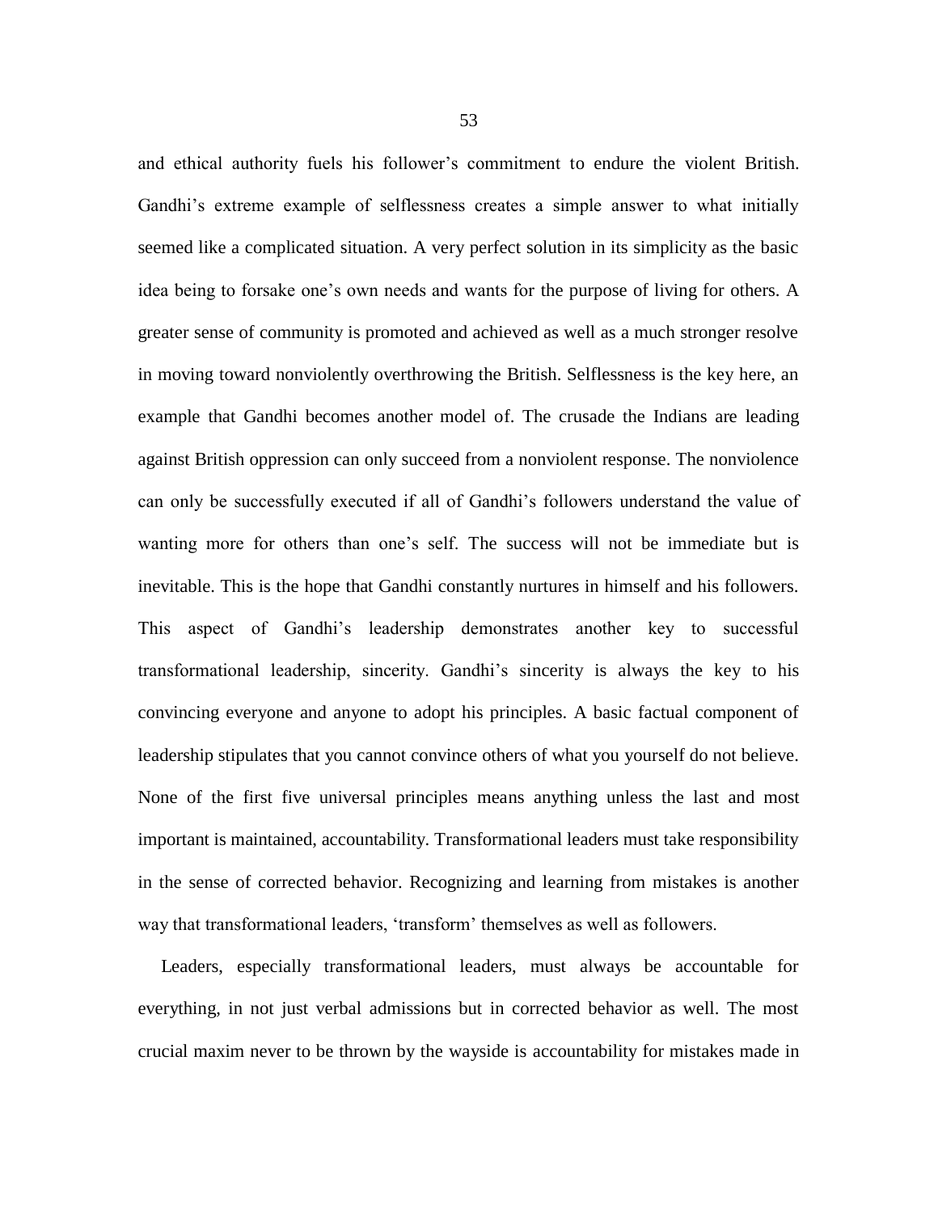and ethical authority fuels his follower's commitment to endure the violent British. Gandhi's extreme example of selflessness creates a simple answer to what initially seemed like a complicated situation. A very perfect solution in its simplicity as the basic idea being to forsake one's own needs and wants for the purpose of living for others. A greater sense of community is promoted and achieved as well as a much stronger resolve in moving toward nonviolently overthrowing the British. Selflessness is the key here, an example that Gandhi becomes another model of. The crusade the Indians are leading against British oppression can only succeed from a nonviolent response. The nonviolence can only be successfully executed if all of Gandhi's followers understand the value of wanting more for others than one's self. The success will not be immediate but is inevitable. This is the hope that Gandhi constantly nurtures in himself and his followers. This aspect of Gandhi's leadership demonstrates another key to successful transformational leadership, sincerity. Gandhi's sincerity is always the key to his convincing everyone and anyone to adopt his principles. A basic factual component of leadership stipulates that you cannot convince others of what you yourself do not believe. None of the first five universal principles means anything unless the last and most important is maintained, accountability. Transformational leaders must take responsibility in the sense of corrected behavior. Recognizing and learning from mistakes is another way that transformational leaders, 'transform' themselves as well as followers.

Leaders, especially transformational leaders, must always be accountable for everything, in not just verbal admissions but in corrected behavior as well. The most crucial maxim never to be thrown by the wayside is accountability for mistakes made in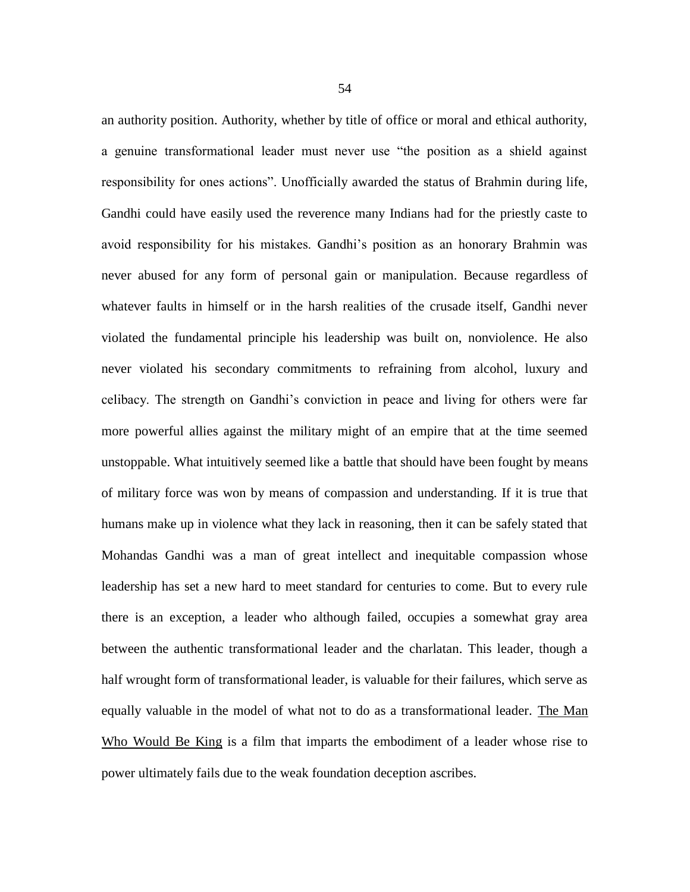an authority position. Authority, whether by title of office or moral and ethical authority, a genuine transformational leader must never use "the position as a shield against responsibility for ones actions". Unofficially awarded the status of Brahmin during life, Gandhi could have easily used the reverence many Indians had for the priestly caste to avoid responsibility for his mistakes. Gandhi's position as an honorary Brahmin was never abused for any form of personal gain or manipulation. Because regardless of whatever faults in himself or in the harsh realities of the crusade itself, Gandhi never violated the fundamental principle his leadership was built on, nonviolence. He also never violated his secondary commitments to refraining from alcohol, luxury and celibacy. The strength on Gandhi's conviction in peace and living for others were far more powerful allies against the military might of an empire that at the time seemed unstoppable. What intuitively seemed like a battle that should have been fought by means of military force was won by means of compassion and understanding. If it is true that humans make up in violence what they lack in reasoning, then it can be safely stated that Mohandas Gandhi was a man of great intellect and inequitable compassion whose leadership has set a new hard to meet standard for centuries to come. But to every rule there is an exception, a leader who although failed, occupies a somewhat gray area between the authentic transformational leader and the charlatan. This leader, though a half wrought form of transformational leader, is valuable for their failures, which serve as equally valuable in the model of what not to do as a transformational leader. <u>The Man Who Would Be King</u> is a film that imparts the embodiment of a leader whose rise to power ultimately fails due to the weak foundation deception ascribes.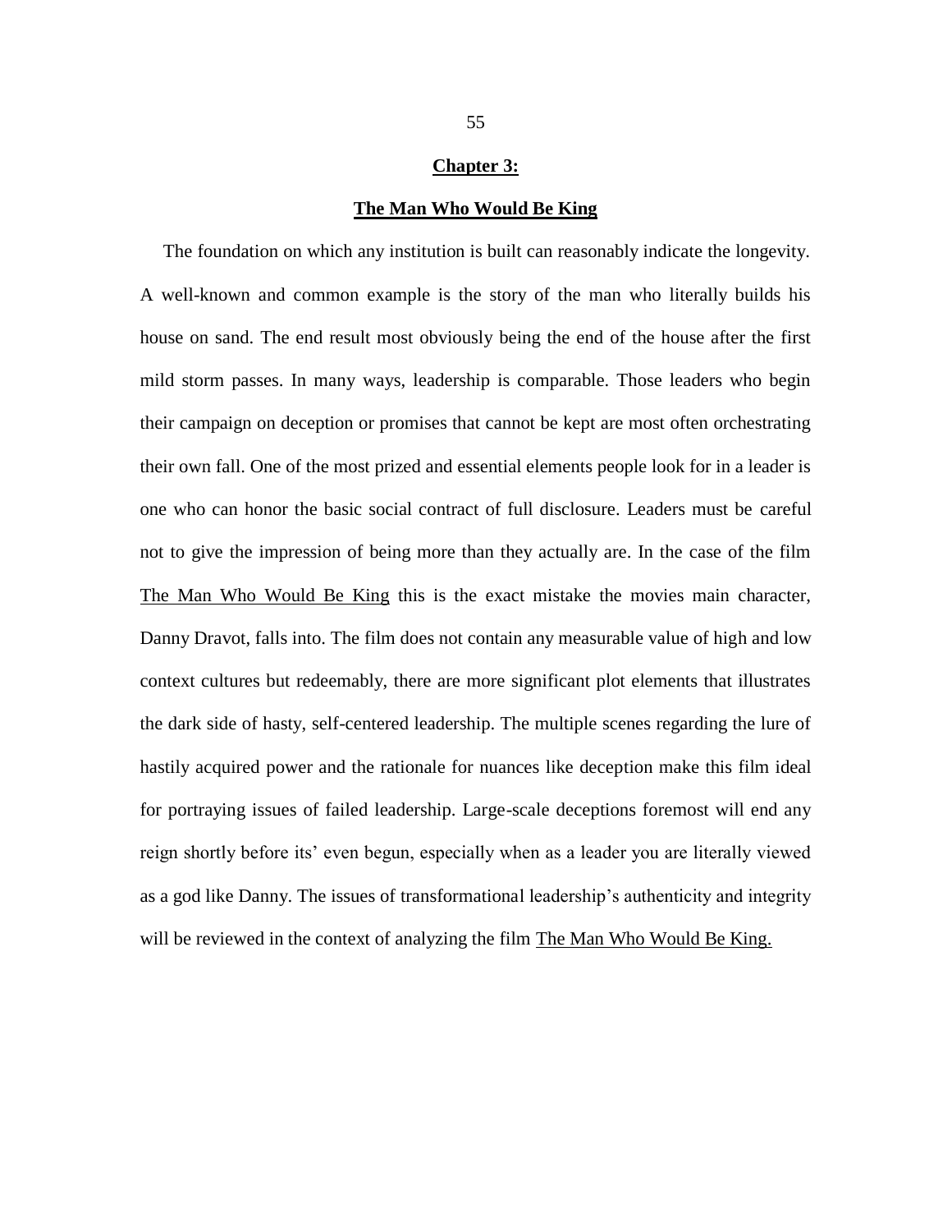## Chapter 3:

## The Man Who Would Be King

The foundation on which any institution is built can reasonably indicate the longevity. A well-known and common example is the story of the man who literally builds his house on sand. The end result most obviously being the end of the house after the first mild storm passes. In many ways, leadership is comparable. Those leaders who begin their campaign on deception or promises that cannot be kept are most often orchestrating their own fall. One of the most prized and essential elements people look for in a leader is one who can honor the basic social contract of full disclosure. Leaders must be careful not to give the impression of being more than they actually are. In the case of the film The Man Who Would Be King this is the exact mistake the movies main character, Danny Dravot, falls into. The film does not contain any measurable value of high and low context cultures but redeemably, there are more significant plot elements that illustrates the dark side of hasty, self-centered leadership. The multiple scenes regarding the lure of hastily acquired power and the rationale for nuances like deception make this film ideal for portraying issues of failed leadership. Large-scale deceptions foremost will end any reign shortly before its' even begun, especially when as a leader you are literally viewed as a god like Danny. The issues of transformational leadership's authenticity and integrity will be reviewed in the context of analyzing the film The Man Who Would Be King.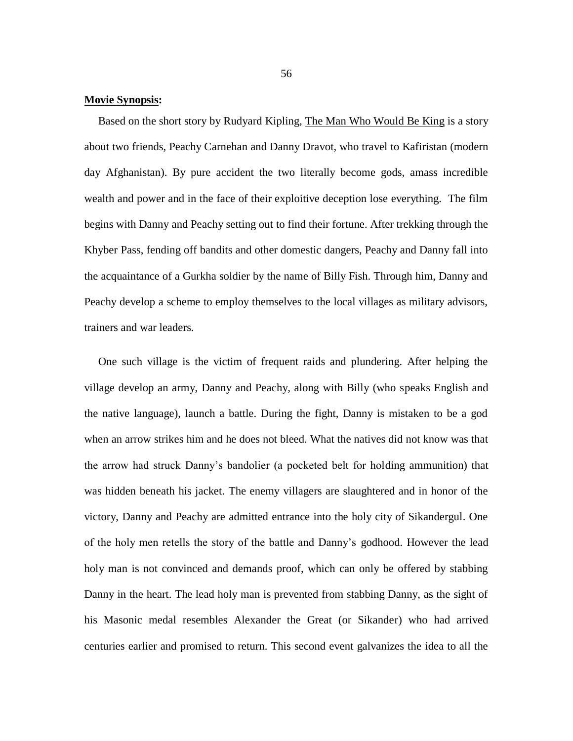**<u>Movie Synopsis</u>:**

Based on the short story by Rudyard Kipling, <u>The Man Who Would Be King</u> is a story about two friends, Peachy Carnehan and Danny Dravot, who travel to Kafiristan (modern day Afghanistan). By pure accident the two literally become gods, amass incredible wealth and power and in the face of their exploitive deception lose everything. The film begins with Danny and Peachy setting out to find their fortune. After trekking through the Khyber Pass, fending off bandits and other domestic dangers, Peachy and Danny fall into the acquaintance of a Gurkha soldier by the name of Billy Fish. Through him, Danny and Peachy develop a scheme to employ themselves to the local villages as military advisors, trainers and war leaders.

One such village is the victim of frequent raids and plundering. After helping the village develop an army, Danny and Peachy, along with Billy (who speaks English and the native language), launch a battle. During the fight, Danny is mistaken to be a god when an arrow strikes him and he does not bleed. What the natives did not know was that the arrow had struck Danny's bandolier (a pocketed belt for holding ammunition) that was hidden beneath his jacket. The enemy villagers are slaughtered and in honor of the victory, Danny and Peachy are admitted entrance into the holy city of Sikandergul. One of the holy men retells the story of the battle and Danny's godhood. However the lead holy man is not convinced and demands proof, which can only be offered by stabbing Danny in the heart. The lead holy man is prevented from stabbing Danny, as the sight of his Masonic medal resembles Alexander the Great (or Sikander) who had arrived centuries earlier and promised to return. This second event galvanizes the idea to all the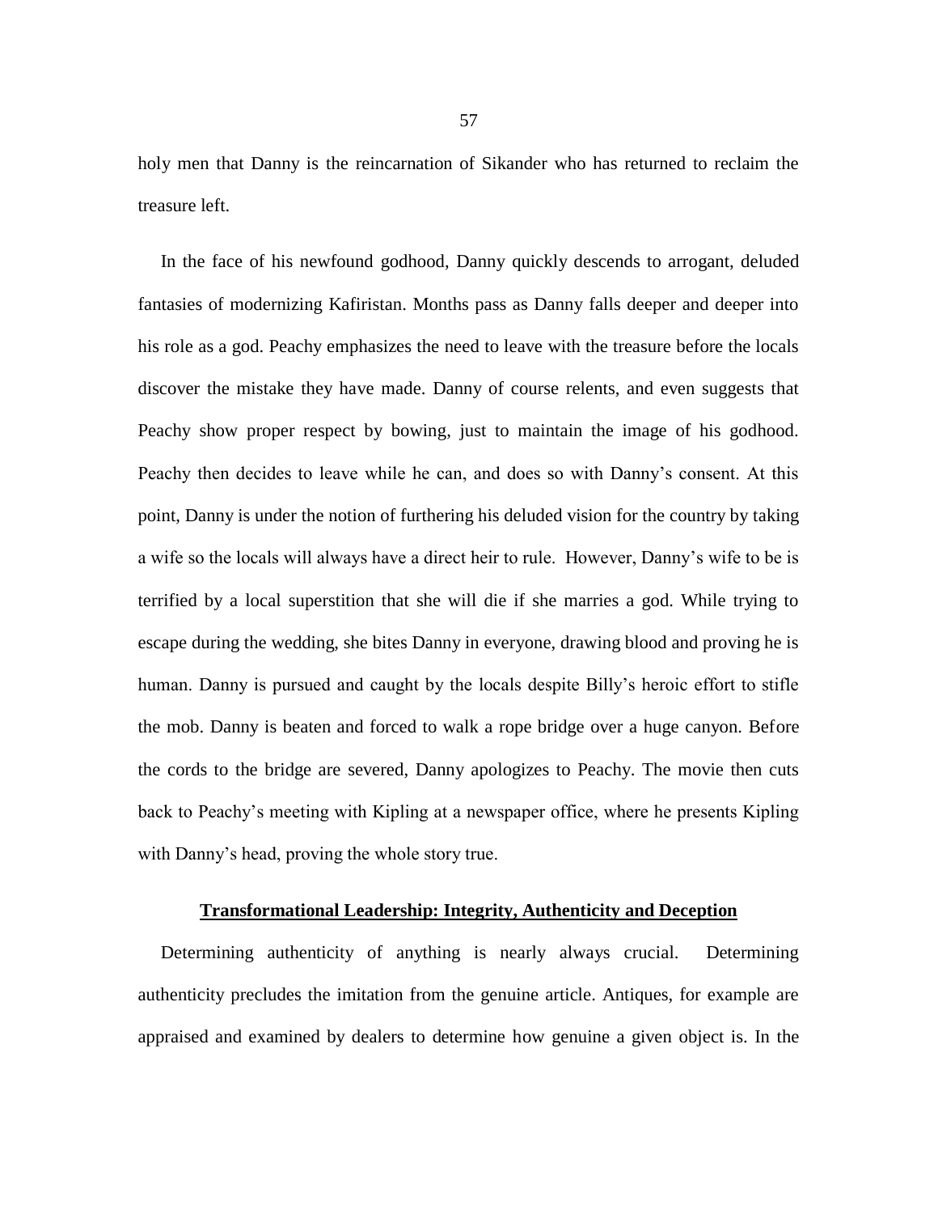holy men that Danny is the reincarnation of Sikander who has returned to reclaim the treasure left.

In the face of his newfound godhood, Danny quickly descends to arrogant, deluded fantasies of modernizing Kafiristan. Months pass as Danny falls deeper and deeper into his role as a god. Peachy emphasizes the need to leave with the treasure before the locals discover the mistake they have made. Danny of course relents, and even suggests that Peachy show proper respect by bowing, just to maintain the image of his godhood. Peachy then decides to leave while he can, and does so with Danny's consent. At this point, Danny is under the notion of furthering his deluded vision for the country by taking a wife so the locals will always have a direct heir to rule. However, Danny's wife to be is terrified by a local superstition that she will die if she marries a god. While trying to escape during the wedding, she bites Danny in everyone, drawing blood and proving he is human. Danny is pursued and caught by the locals despite Billy's heroic effort to stifle the mob. Danny is beaten and forced to walk a rope bridge over a huge canyon. Before the cords to the bridge are severed, Danny apologizes to Peachy. The movie then cuts back to Peachy's meeting with Kipling at a newspaper office, where he presents Kipling with Danny's head, proving the whole story true.

## Transformational Leadership: Integrity, Authenticity and Deception

Determining authenticity of anything is nearly always crucial. Determining authenticity precludes the imitation from the genuine article. Antiques, for example are appraised and examined by dealers to determine how genuine a given object is. In the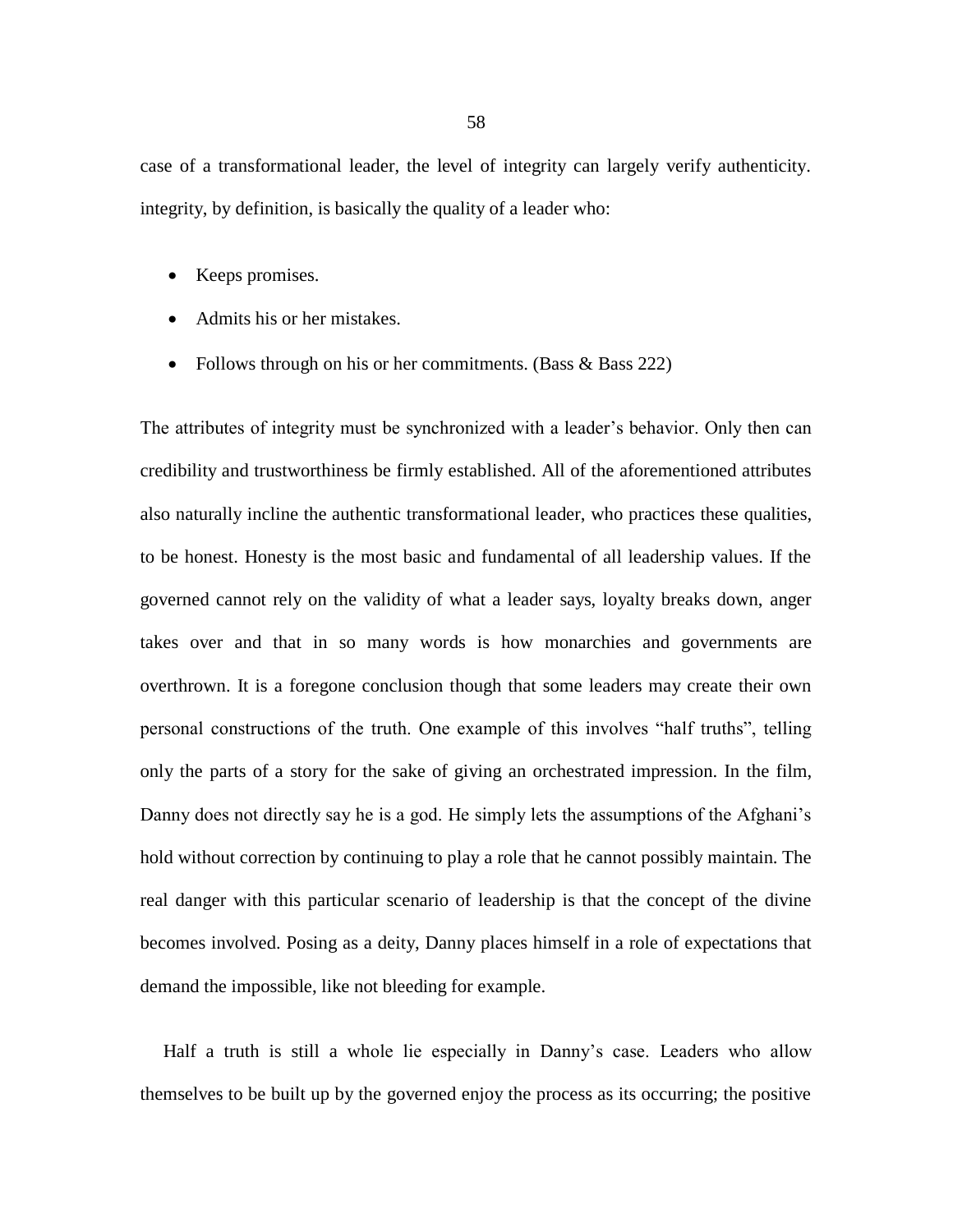case of a transformational leader, the level of integrity can largely verify authenticity. integrity, by definition, is basically the quality of a leader who:

- Keeps promises.
- Admits his or her mistakes.
- Follows through on his or her commitments. (Bass & Bass 222)

The attributes of integrity must be synchronized with a leader's behavior. Only then can credibility and trustworthiness be firmly established. All of the aforementioned attributes also naturally incline the authentic transformational leader, who practices these qualities, to be honest. Honesty is the most basic and fundamental of all leadership values. If the governed cannot rely on the validity of what a leader says, loyalty breaks down, anger takes over and that in so many words is how monarchies and governments are overthrown. It is a foregone conclusion though that some leaders may create their own personal constructions of the truth. One example of this involves "half truths", telling only the parts of a story for the sake of giving an orchestrated impression. In the film, Danny does not directly say he is a god. He simply lets the assumptions of the Afghani's hold without correction by continuing to play a role that he cannot possibly maintain. The real danger with this particular scenario of leadership is that the concept of the divine becomes involved. Posing as a deity, Danny places himself in a role of expectations that demand the impossible, like not bleeding for example.

Half a truth is still a whole lie especially in Danny's case. Leaders who allow themselves to be built up by the governed enjoy the process as its occurring; the positive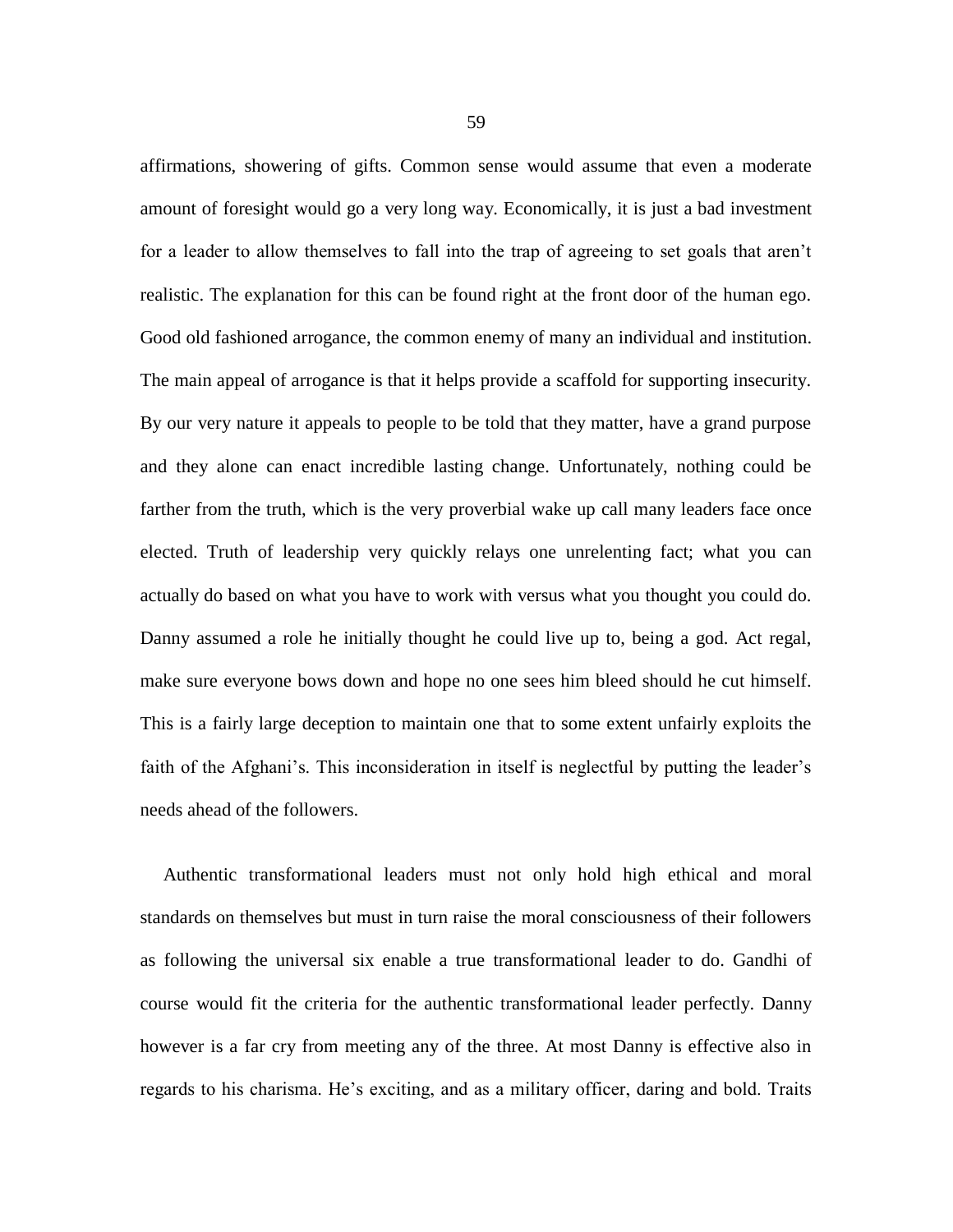affirmations, showering of gifts. Common sense would assume that even a moderate amount of foresight would go a very long way. Economically, it is just a bad investment for a leader to allow themselves to fall into the trap of agreeing to set goals that aren't realistic. The explanation for this can be found right at the front door of the human ego. Good old fashioned arrogance, the common enemy of many an individual and institution. The main appeal of arrogance is that it helps provide a scaffold for supporting insecurity. By our very nature it appeals to people to be told that they matter, have a grand purpose and they alone can enact incredible lasting change. Unfortunately, nothing could be farther from the truth, which is the very proverbial wake up call many leaders face once elected. Truth of leadership very quickly relays one unrelenting fact; what you can actually do based on what you have to work with versus what you thought you could do. Danny assumed a role he initially thought he could live up to, being a god. Act regal, make sure everyone bows down and hope no one sees him bleed should he cut himself. This is a fairly large deception to maintain one that to some extent unfairly exploits the faith of the Afghani's. This inconsideration in itself is neglectful by putting the leader's needs ahead of the followers.

Authentic transformational leaders must not only hold high ethical and moral standards on themselves but must in turn raise the moral consciousness of their followers as following the universal six enable a true transformational leader to do. Gandhi of course would fit the criteria for the authentic transformational leader perfectly. Danny however is a far cry from meeting any of the three. At most Danny is effective also in regards to his charisma. He's exciting, and as a military officer, daring and bold. Traits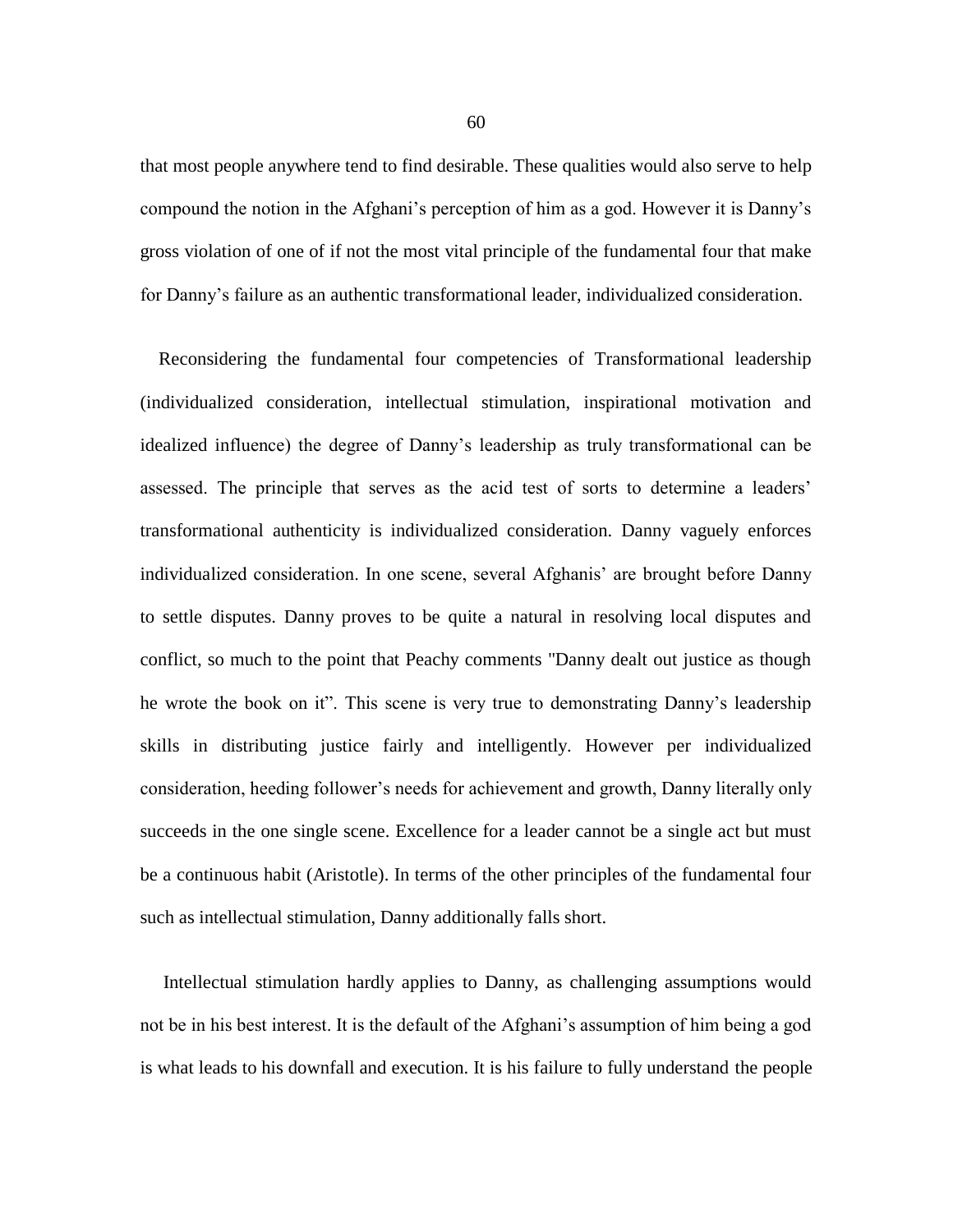that most people anywhere tend to find desirable. These qualities would also serve to help compound the notion in the Afghani's perception of him as a god. However it is Danny's gross violation of one of if not the most vital principle of the fundamental four that make for Danny's failure as an authentic transformational leader, individualized consideration.

Reconsidering the fundamental four competencies of Transformational leadership (individualized consideration, intellectual stimulation, inspirational motivation and idealized influence) the degree of Danny's leadership as truly transformational can be assessed. The principle that serves as the acid test of sorts to determine a leaders' transformational authenticity is individualized consideration. Danny vaguely enforces individualized consideration. In one scene, several Afghanis' are brought before Danny to settle disputes. Danny proves to be quite a natural in resolving local disputes and conflict, so much to the point that Peachy comments "Danny dealt out justice as though he wrote the book on it". This scene is very true to demonstrating Danny's leadership skills in distributing justice fairly and intelligently. However per individualized consideration, heeding follower's needs for achievement and growth, Danny literally only succeeds in the one single scene. Excellence for a leader cannot be a single act but must be a continuous habit (Aristotle). In terms of the other principles of the fundamental four such as intellectual stimulation, Danny additionally falls short.

Intellectual stimulation hardly applies to Danny, as challenging assumptions would not be in his best interest. It is the default of the Afghani's assumption of him being a god is what leads to his downfall and execution. It is his failure to fully understand the people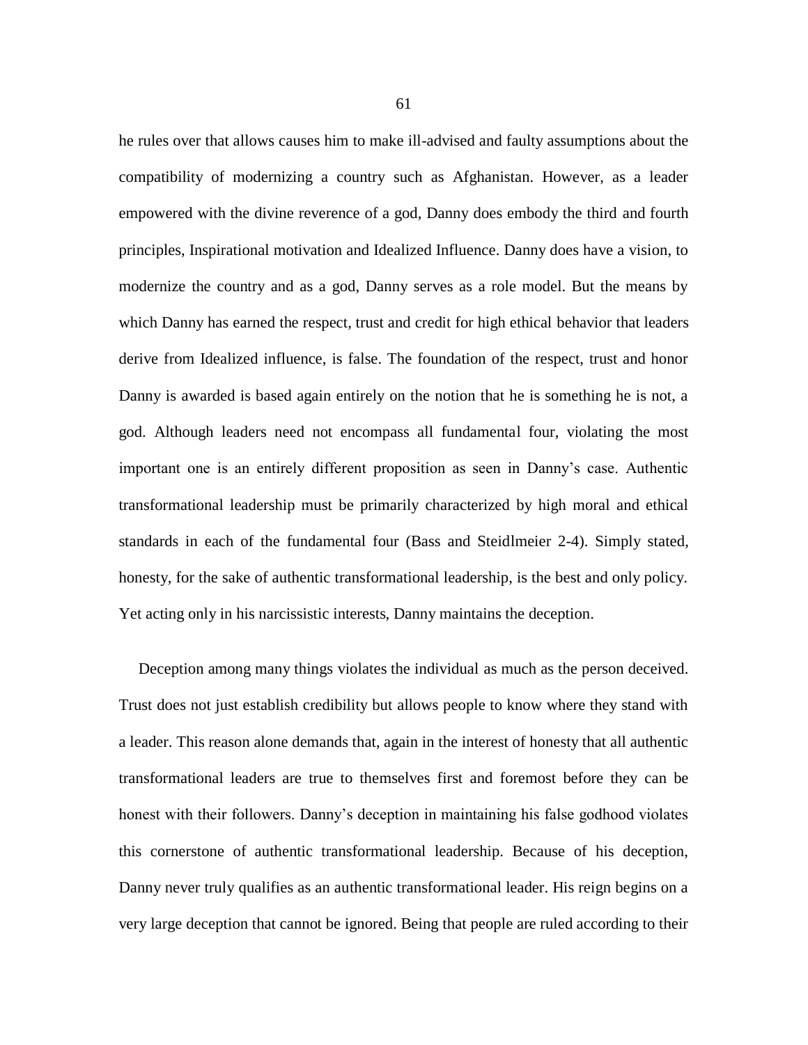he rules over that allows causes him to make ill-advised and faulty assumptions about the compatibility of modernizing a country such as Afghanistan. However, as a leader empowered with the divine reverence of a god, Danny does embody the third and fourth principles, Inspirational motivation and Idealized Influence. Danny does have a vision, to modernize the country and as a god, Danny serves as a role model. But the means by which Danny has earned the respect, trust and credit for high ethical behavior that leaders derive from Idealized influence, is false. The foundation of the respect, trust and honor Danny is awarded is based again entirely on the notion that he is something he is not, a god. Although leaders need not encompass all fundamental four, violating the most important one is an entirely different proposition as seen in Danny's case. Authentic transformational leadership must be primarily characterized by high moral and ethical standards in each of the fundamental four (Bass and Steidlmeier 2-4). Simply stated, honesty, for the sake of authentic transformational leadership, is the best and only policy. Yet acting only in his narcissistic interests, Danny maintains the deception.

Deception among many things violates the individual as much as the person deceived. Trust does not just establish credibility but allows people to know where they stand with a leader. This reason alone demands that, again in the interest of honesty that all authentic transformational leaders are true to themselves first and foremost before they can be honest with their followers. Danny's deception in maintaining his false godhood violates this cornerstone of authentic transformational leadership. Because of his deception, Danny never truly qualifies as an authentic transformational leader. His reign begins on a very large deception that cannot be ignored. Being that people are ruled according to their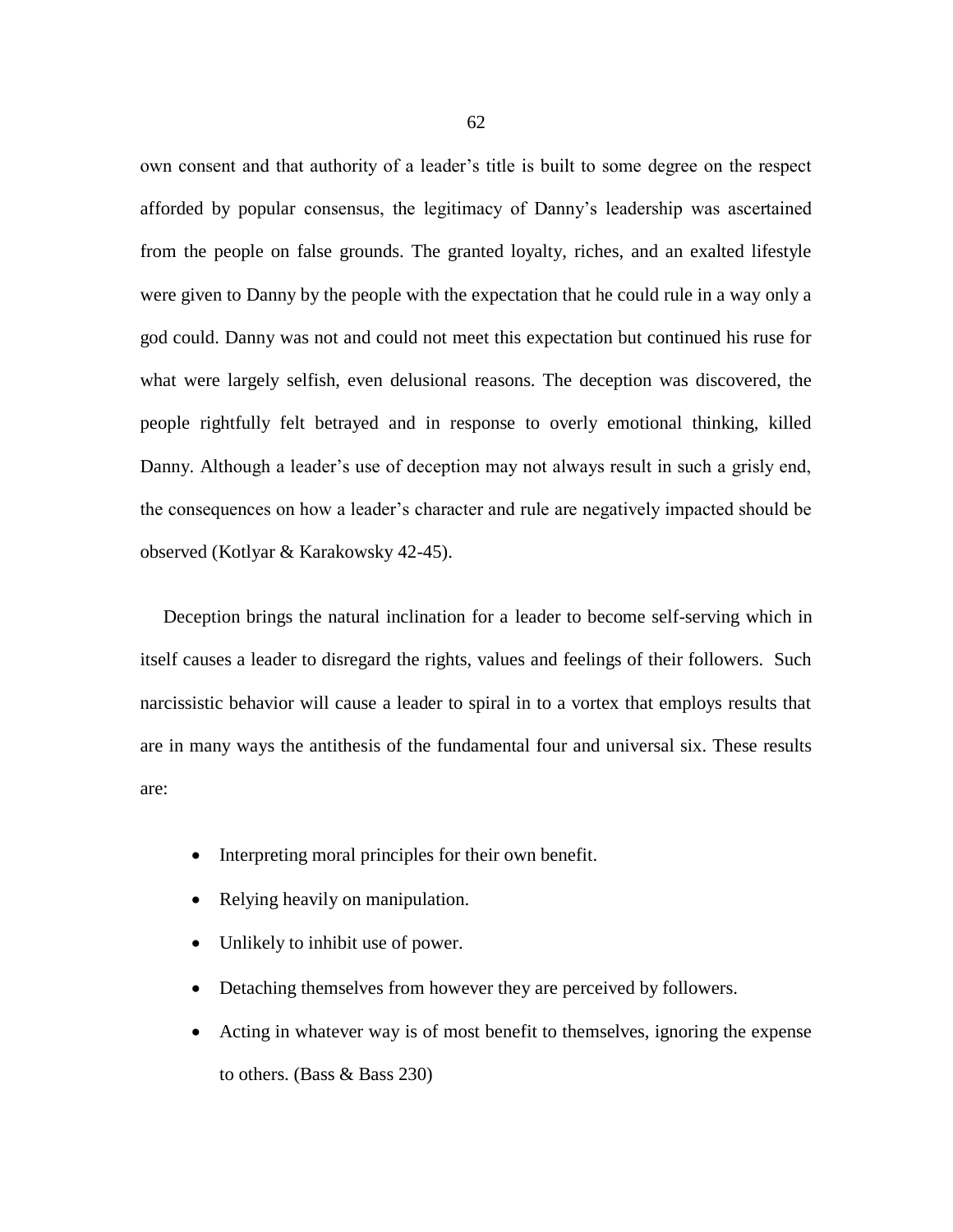own consent and that authority of a leader's title is built to some degree on the respect afforded by popular consensus, the legitimacy of Danny's leadership was ascertained from the people on false grounds. The granted loyalty, riches, and an exalted lifestyle were given to Danny by the people with the expectation that he could rule in a way only a god could. Danny was not and could not meet this expectation but continued his ruse for what were largely selfish, even delusional reasons. The deception was discovered, the people rightfully felt betrayed and in response to overly emotional thinking, killed Danny. Although a leader's use of deception may not always result in such a grisly end, the consequences on how a leader's character and rule are negatively impacted should be observed (Kotlyar & Karakowsky 42-45).

Deception brings the natural inclination for a leader to become self-serving which in itself causes a leader to disregard the rights, values and feelings of their followers. Such narcissistic behavior will cause a leader to spiral in to a vortex that employs results that are in many ways the antithesis of the fundamental four and universal six. These results are:

- Interpreting moral principles for their own benefit.
- Relying heavily on manipulation.
- Unlikely to inhibit use of power.
- Detaching themselves from however they are perceived by followers.
- Acting in whatever way is of most benefit to themselves, ignoring the expense to others. (Bass & Bass 230)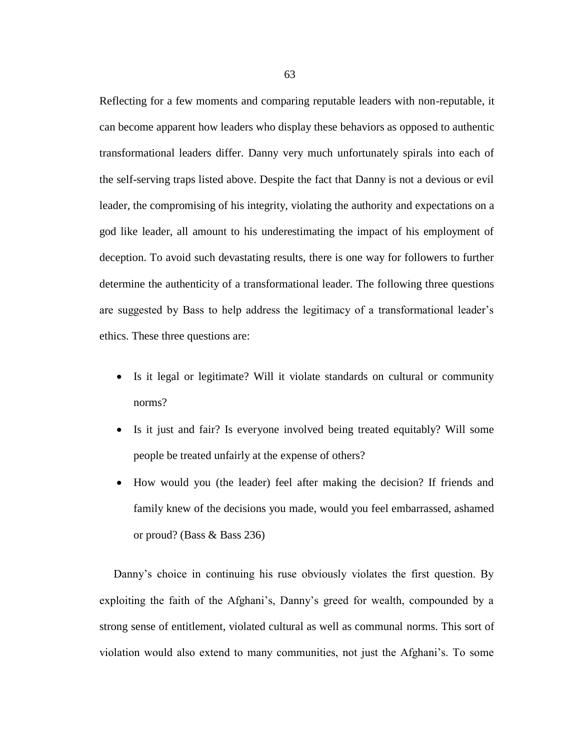Reflecting for a few moments and comparing reputable leaders with non-reputable, it can become apparent how leaders who display these behaviors as opposed to authentic transformational leaders differ. Danny very much unfortunately spirals into each of the self-serving traps listed above. Despite the fact that Danny is not a devious or evil leader, the compromising of his integrity, violating the authority and expectations on a god like leader, all amount to his underestimating the impact of his employment of deception. To avoid such devastating results, there is one way for followers to further determine the authenticity of a transformational leader. The following three questions are suggested by Bass to help address the legitimacy of a transformational leader's ethics. These three questions are:

- Is it legal or legitimate? Will it violate standards on cultural or community norms?
- Is it just and fair? Is everyone involved being treated equitably? Will some people be treated unfairly at the expense of others?
- How would you (the leader) feel after making the decision? If friends and family knew of the decisions you made, would you feel embarrassed, ashamed or proud? (Bass & Bass 236)

Danny's choice in continuing his ruse obviously violates the first question. By exploiting the faith of the Afghani's, Danny's greed for wealth, compounded by a strong sense of entitlement, violated cultural as well as communal norms. This sort of violation would also extend to many communities, not just the Afghani's. To some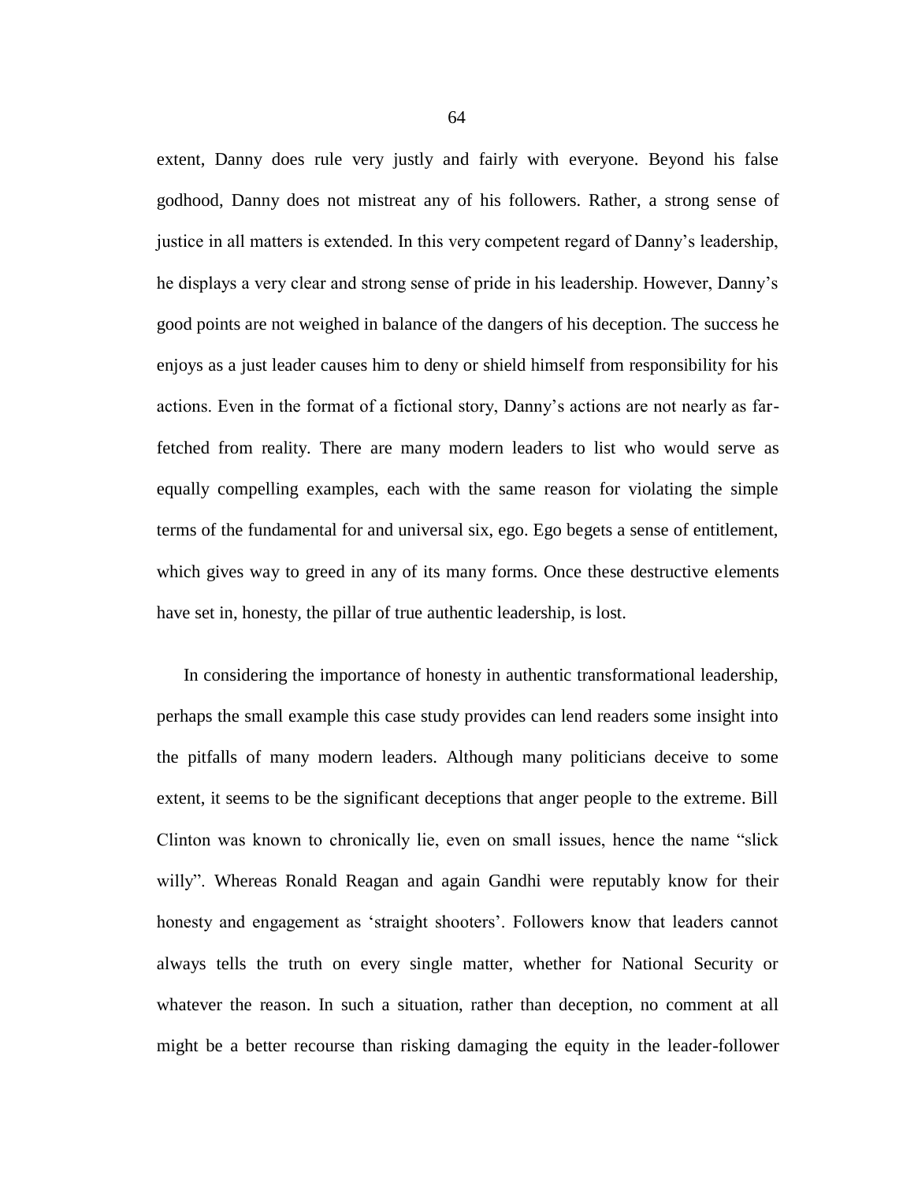extent, Danny does rule very justly and fairly with everyone. Beyond his false godhood, Danny does not mistreat any of his followers. Rather, a strong sense of justice in all matters is extended. In this very competent regard of Danny's leadership, he displays a very clear and strong sense of pride in his leadership. However, Danny's good points are not weighed in balance of the dangers of his deception. The success he enjoys as a just leader causes him to deny or shield himself from responsibility for his actions. Even in the format of a fictional story, Danny's actions are not nearly as far-fetched from reality. There are many modern leaders to list who would serve as equally compelling examples, each with the same reason for violating the simple terms of the fundamental for and universal six, ego. Ego begets a sense of entitlement, which gives way to greed in any of its many forms. Once these destructive elements have set in, honesty, the pillar of true authentic leadership, is lost.

In considering the importance of honesty in authentic transformational leadership, perhaps the small example this case study provides can lend readers some insight into the pitfalls of many modern leaders. Although many politicians deceive to some extent, it seems to be the significant deceptions that anger people to the extreme. Bill Clinton was known to chronically lie, even on small issues, hence the name "slick willy". Whereas Ronald Reagan and again Gandhi were reputably know for their honesty and engagement as 'straight shooters'. Followers know that leaders cannot always tells the truth on every single matter, whether for National Security or whatever the reason. In such a situation, rather than deception, no comment at all might be a better recourse than risking damaging the equity in the leader-follower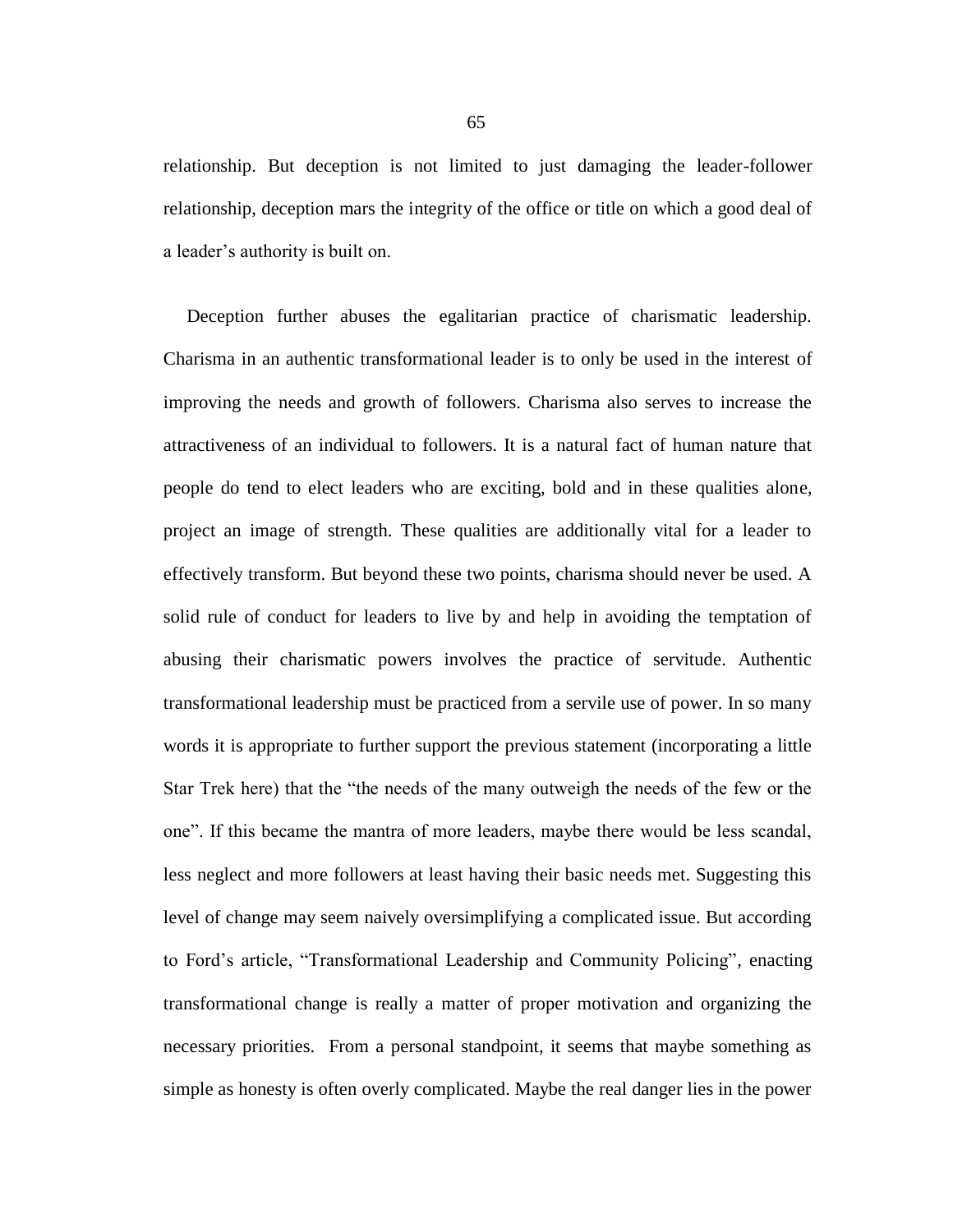relationship. But deception is not limited to just damaging the leader-follower relationship, deception mars the integrity of the office or title on which a good deal of a leader's authority is built on.

Deception further abuses the egalitarian practice of charismatic leadership. Charisma in an authentic transformational leader is to only be used in the interest of improving the needs and growth of followers. Charisma also serves to increase the attractiveness of an individual to followers. It is a natural fact of human nature that people do tend to elect leaders who are exciting, bold and in these qualities alone, project an image of strength. These qualities are additionally vital for a leader to effectively transform. But beyond these two points, charisma should never be used. A solid rule of conduct for leaders to live by and help in avoiding the temptation of abusing their charismatic powers involves the practice of servitude. Authentic transformational leadership must be practiced from a servile use of power. In so many words it is appropriate to further support the previous statement (incorporating a little Star Trek here) that the "the needs of the many outweigh the needs of the few or the one". If this became the mantra of more leaders, maybe there would be less scandal, less neglect and more followers at least having their basic needs met. Suggesting this level of change may seem naively oversimplifying a complicated issue. But according to Ford's article, "Transformational Leadership and Community Policing", enacting transformational change is really a matter of proper motivation and organizing the necessary priorities. From a personal standpoint, it seems that maybe something as simple as honesty is often overly complicated. Maybe the real danger lies in the power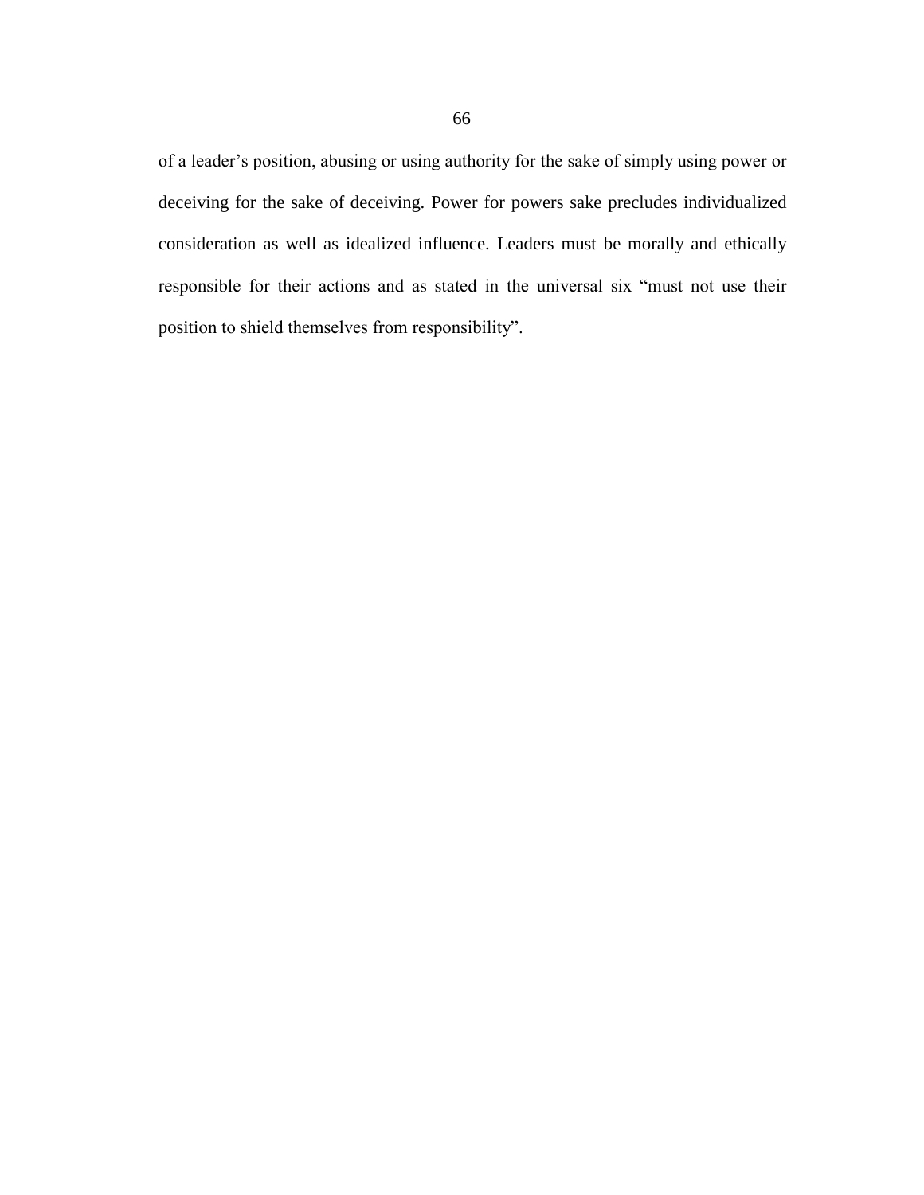of a leader's position, abusing or using authority for the sake of simply using power or deceiving for the sake of deceiving. Power for powers sake precludes individualized consideration as well as idealized influence. Leaders must be morally and ethically responsible for their actions and as stated in the universal six "must not use their position to shield themselves from responsibility".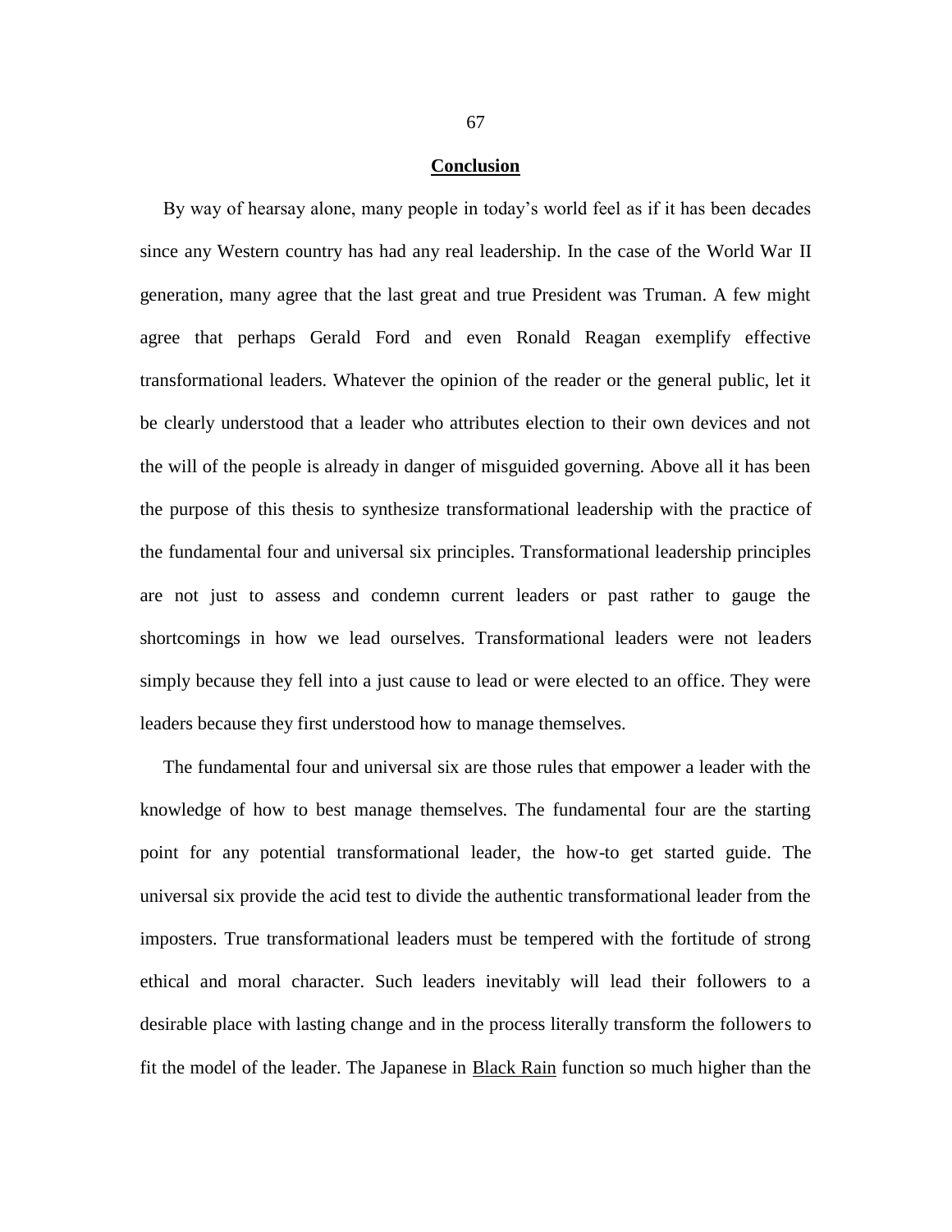## Conclusion

By way of hearsay alone, many people in today's world feel as if it has been decades since any Western country has had any real leadership. In the case of the World War II generation, many agree that the last great and true President was Truman. A few might agree that perhaps Gerald Ford and even Ronald Reagan exemplify effective transformational leaders. Whatever the opinion of the reader or the general public, let it be clearly understood that a leader who attributes election to their own devices and not the will of the people is already in danger of misguided governing. Above all it has been the purpose of this thesis to synthesize transformational leadership with the practice of the fundamental four and universal six principles. Transformational leadership principles are not just to assess and condemn current leaders or past rather to gauge the shortcomings in how we lead ourselves. Transformational leaders were not leaders simply because they fell into a just cause to lead or were elected to an office. They were leaders because they first understood how to manage themselves.

The fundamental four and universal six are those rules that empower a leader with the knowledge of how to best manage themselves. The fundamental four are the starting point for any potential transformational leader, the how-to get started guide. The universal six provide the acid test to divide the authentic transformational leader from the imposters. True transformational leaders must be tempered with the fortitude of strong ethical and moral character. Such leaders inevitably will lead their followers to a desirable place with lasting change and in the process literally transform the followers to fit the model of the leader. The Japanese in Black Rain function so much higher than the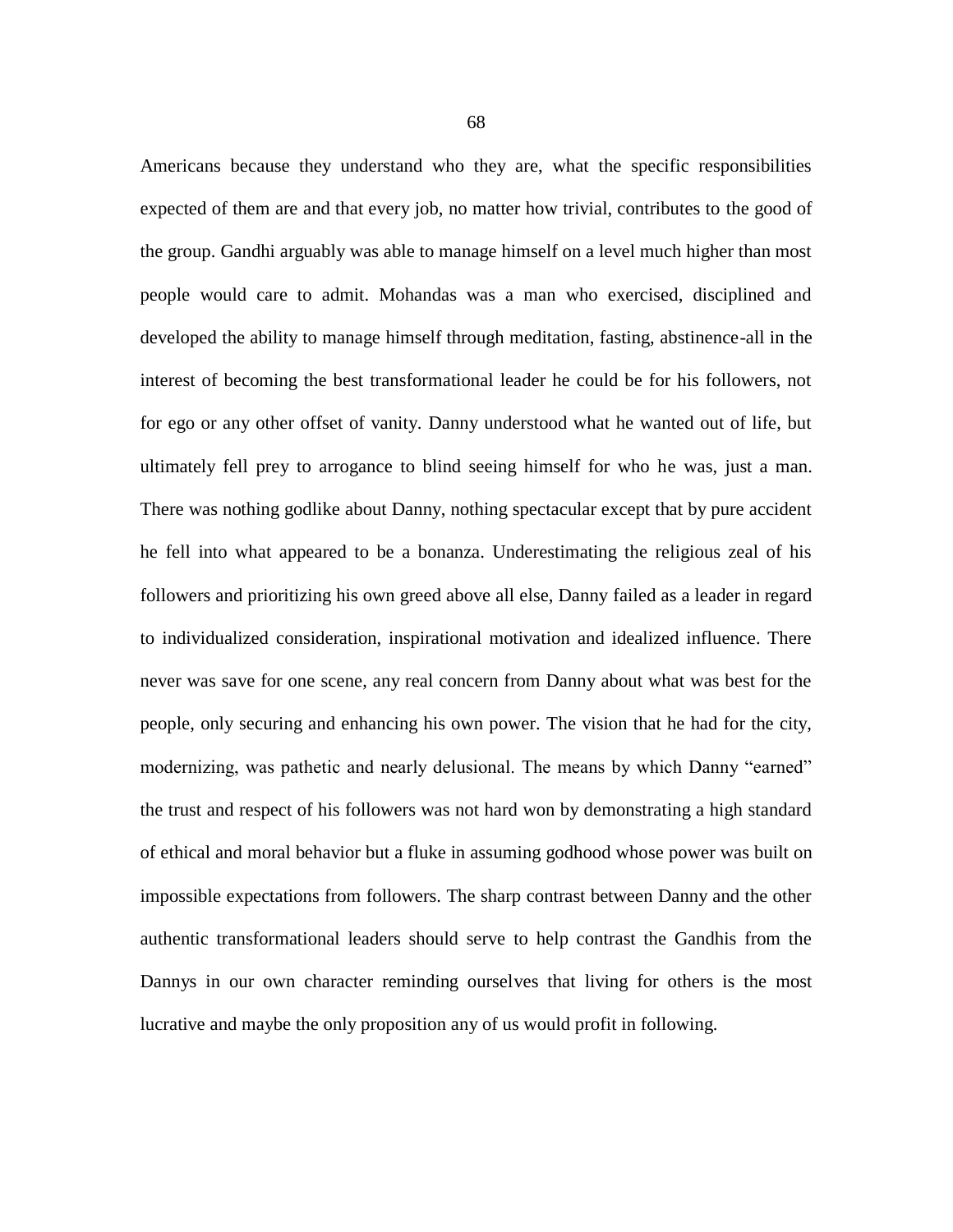Americans because they understand who they are, what the specific responsibilities expected of them are and that every job, no matter how trivial, contributes to the good of the group. Gandhi arguably was able to manage himself on a level much higher than most people would care to admit. Mohandas was a man who exercised, disciplined and developed the ability to manage himself through meditation, fasting, abstinence-all in the interest of becoming the best transformational leader he could be for his followers, not for ego or any other offset of vanity. Danny understood what he wanted out of life, but ultimately fell prey to arrogance to blind seeing himself for who he was, just a man. There was nothing godlike about Danny, nothing spectacular except that by pure accident he fell into what appeared to be a bonanza. Underestimating the religious zeal of his followers and prioritizing his own greed above all else, Danny failed as a leader in regard to individualized consideration, inspirational motivation and idealized influence. There never was save for one scene, any real concern from Danny about what was best for the people, only securing and enhancing his own power. The vision that he had for the city, modernizing, was pathetic and nearly delusional. The means by which Danny "earned" the trust and respect of his followers was not hard won by demonstrating a high standard of ethical and moral behavior but a fluke in assuming godhood whose power was built on impossible expectations from followers. The sharp contrast between Danny and the other authentic transformational leaders should serve to help contrast the Gandhis from the Dannys in our own character reminding ourselves that living for others is the most lucrative and maybe the only proposition any of us would profit in following.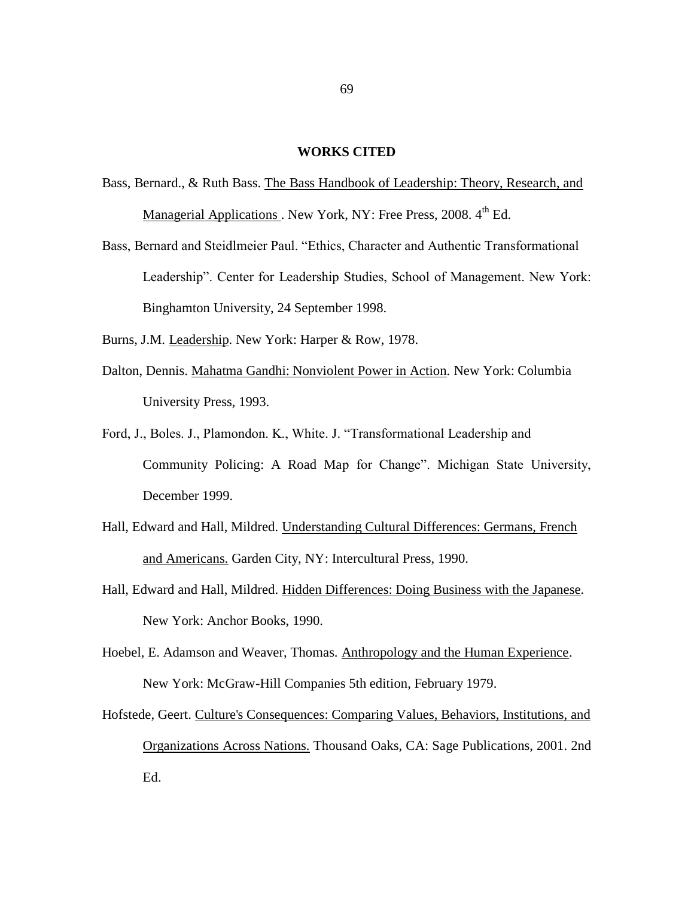**WORKS CITED**

Bass, Bernard., & Ruth Bass. The Bass Handbook of Leadership: Theory, Research, and Managerial Applications . New York, NY: Free Press, 2008. 4th Ed.

Bass, Bernard and Steidlmeier Paul. "Ethics, Character and Authentic Transformational Leadership". Center for Leadership Studies, School of Management. New York: Binghamton University, 24 September 1998.

Burns, J.M. Leadership. New York: Harper & Row, 1978.

Dalton, Dennis. Mahatma Gandhi: Nonviolent Power in Action. New York: Columbia University Press, 1993.

Ford, J., Boles. J., Plamondon. K., White. J. "Transformational Leadership and Community Policing: A Road Map for Change". Michigan State University, December 1999.

Hall, Edward and Hall, Mildred. Understanding Cultural Differences: Germans, French and Americans. Garden City, NY: Intercultural Press, 1990.

Hall, Edward and Hall, Mildred. Hidden Differences: Doing Business with the Japanese. New York: Anchor Books, 1990.

Hoebel, E. Adamson and Weaver, Thomas. Anthropology and the Human Experience. New York: McGraw-Hill Companies 5th edition, February 1979.

Hofstede, Geert. Culture's Consequences: Comparing Values, Behaviors, Institutions, and Organizations Across Nations. Thousand Oaks, CA: Sage Publications, 2001. 2nd Ed.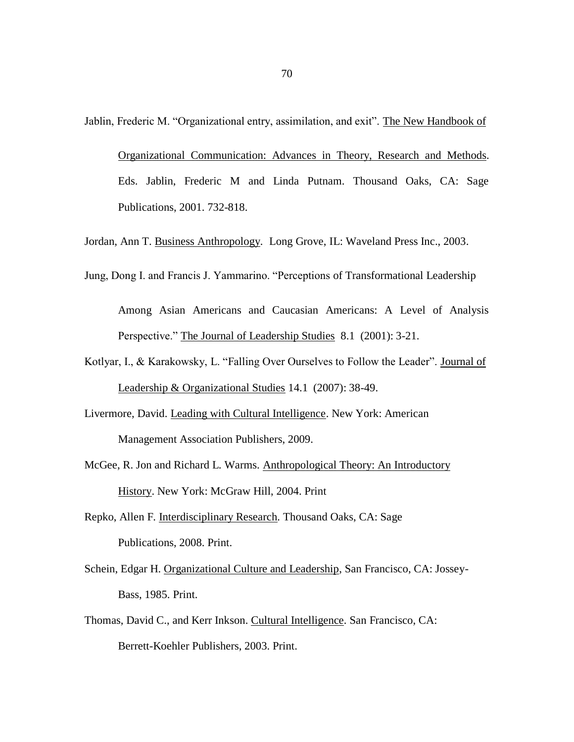Jablin, Frederic M. "Organizational entry, assimilation, and exit". The New Handbook of Organizational Communication: Advances in Theory, Research and Methods. Eds. Jablin, Frederic M and Linda Putnam. Thousand Oaks, CA: Sage Publications, 2001. 732-818.

Jordan, Ann T. Business Anthropology. Long Grove, IL: Waveland Press Inc., 2003.

Jung, Dong I. and Francis J. Yammarino. "Perceptions of Transformational Leadership Among Asian Americans and Caucasian Americans: A Level of Analysis Perspective." The Journal of Leadership Studies 8.1 (2001): 3-21.

Kotlyar, I., & Karakowsky, L. "Falling Over Ourselves to Follow the Leader". Journal of Leadership & Organizational Studies 14.1 (2007): 38-49.

Livermore, David. Leading with Cultural Intelligence. New York: American Management Association Publishers, 2009.

McGee, R. Jon and Richard L. Warms. Anthropological Theory: An Introductory History. New York: McGraw Hill, 2004. Print

Repko, Allen F. Interdisciplinary Research. Thousand Oaks, CA: Sage Publications, 2008. Print.

Schein, Edgar H. Organizational Culture and Leadership, San Francisco, CA: Jossey-Bass, 1985. Print.

Thomas, David C., and Kerr Inkson. Cultural Intelligence. San Francisco, CA: Berrett-Koehler Publishers, 2003. Print.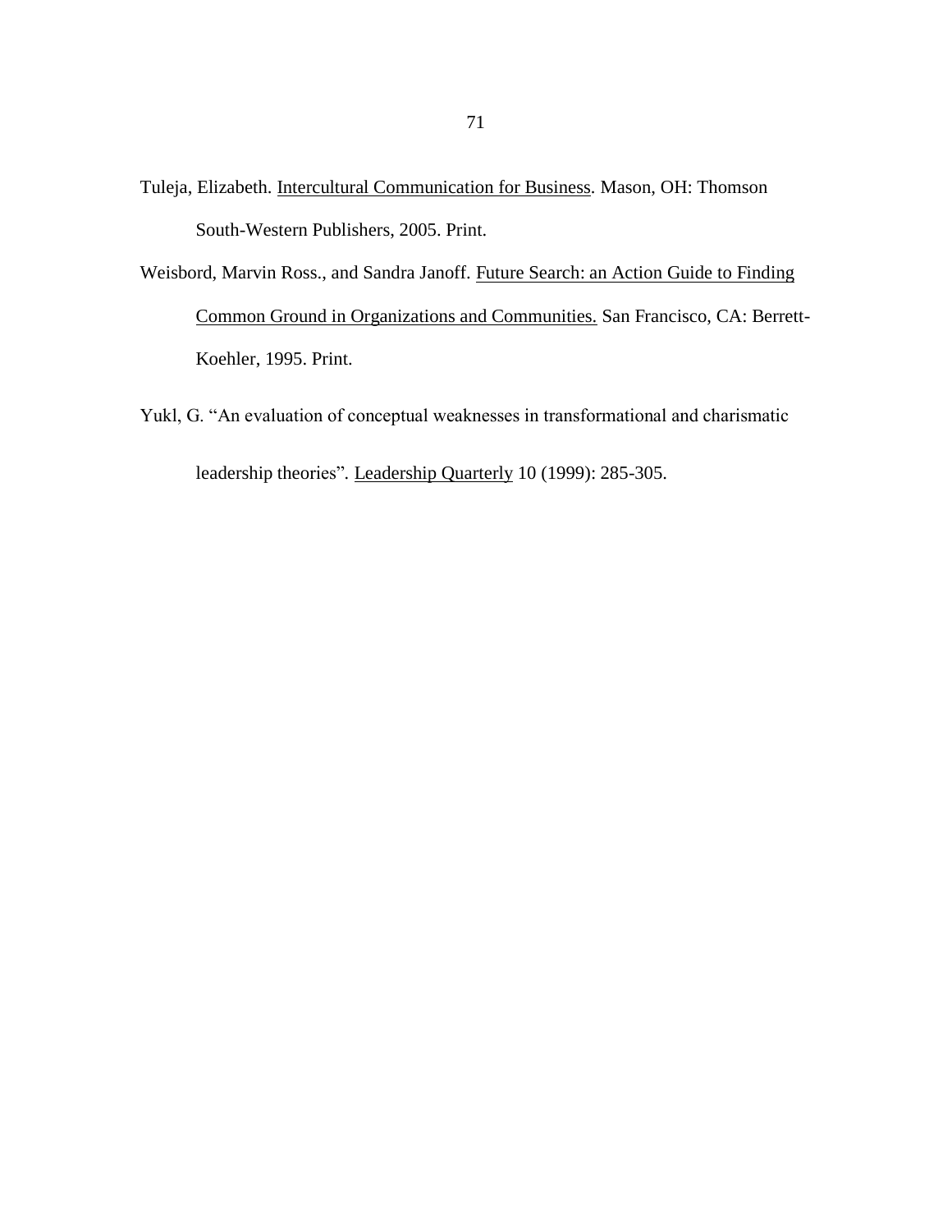Tuleja, Elizabeth. <u>Intercultural Communication for Business</u>. Mason, OH: Thomson South-Western Publishers, 2005. Print.

Weisbord, Marvin Ross., and Sandra Janoff. <u>Future Search: an Action Guide to Finding Common Ground in Organizations and Communities.</u> San Francisco, CA: Berrett-Koehler, 1995. Print.

Yukl, G. "An evaluation of conceptual weaknesses in transformational and charismatic leadership theories". <u>Leadership Quarterly</u> 10 (1999): 285-305.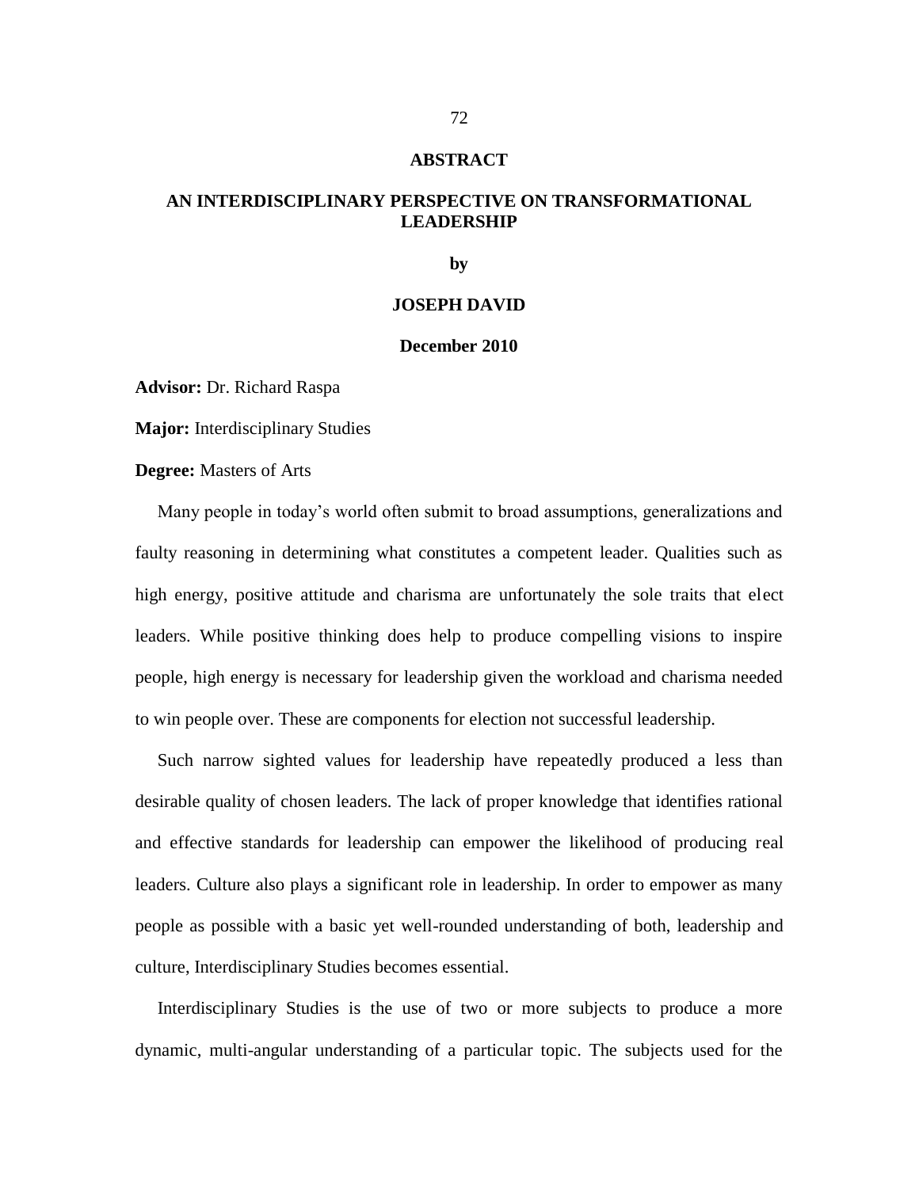# ABSTRACT

## AN INTERDISCIPLINARY PERSPECTIVE ON TRANSFORMATIONAL LEADERSHIP

**by**

**JOSEPH DAVID**

**December 2010**

**Advisor:** Dr. Richard Raspa

**Major:** Interdisciplinary Studies

**Degree:** Masters of Arts

Many people in today's world often submit to broad assumptions, generalizations and faulty reasoning in determining what constitutes a competent leader. Qualities such as high energy, positive attitude and charisma are unfortunately the sole traits that elect leaders. While positive thinking does help to produce compelling visions to inspire people, high energy is necessary for leadership given the workload and charisma needed to win people over. These are components for election not successful leadership.

Such narrow sighted values for leadership have repeatedly produced a less than desirable quality of chosen leaders. The lack of proper knowledge that identifies rational and effective standards for leadership can empower the likelihood of producing real leaders. Culture also plays a significant role in leadership. In order to empower as many people as possible with a basic yet well-rounded understanding of both, leadership and culture, Interdisciplinary Studies becomes essential.

Interdisciplinary Studies is the use of two or more subjects to produce a more dynamic, multi-angular understanding of a particular topic. The subjects used for the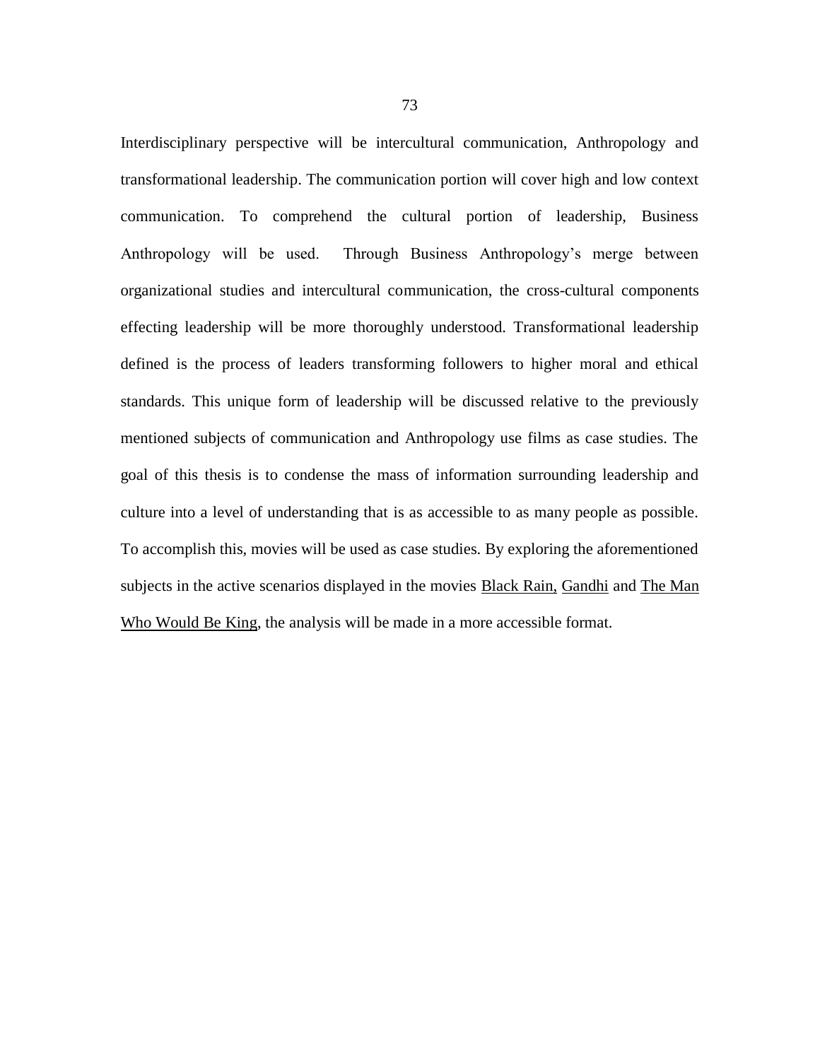Interdisciplinary perspective will be intercultural communication, Anthropology and transformational leadership. The communication portion will cover high and low context communication. To comprehend the cultural portion of leadership, Business Anthropology will be used.  Through Business Anthropology's merge between organizational studies and intercultural communication, the cross-cultural components effecting leadership will be more thoroughly understood. Transformational leadership defined is the process of leaders transforming followers to higher moral and ethical standards. This unique form of leadership will be discussed relative to the previously mentioned subjects of communication and Anthropology use films as case studies. The goal of this thesis is to condense the mass of information surrounding leadership and culture into a level of understanding that is as accessible to as many people as possible. To accomplish this, movies will be used as case studies. By exploring the aforementioned subjects in the active scenarios displayed in the movies <u>Black Rain,</u> <u>Gandhi</u> and <u>The Man Who Would Be King</u>, the analysis will be made in a more accessible format.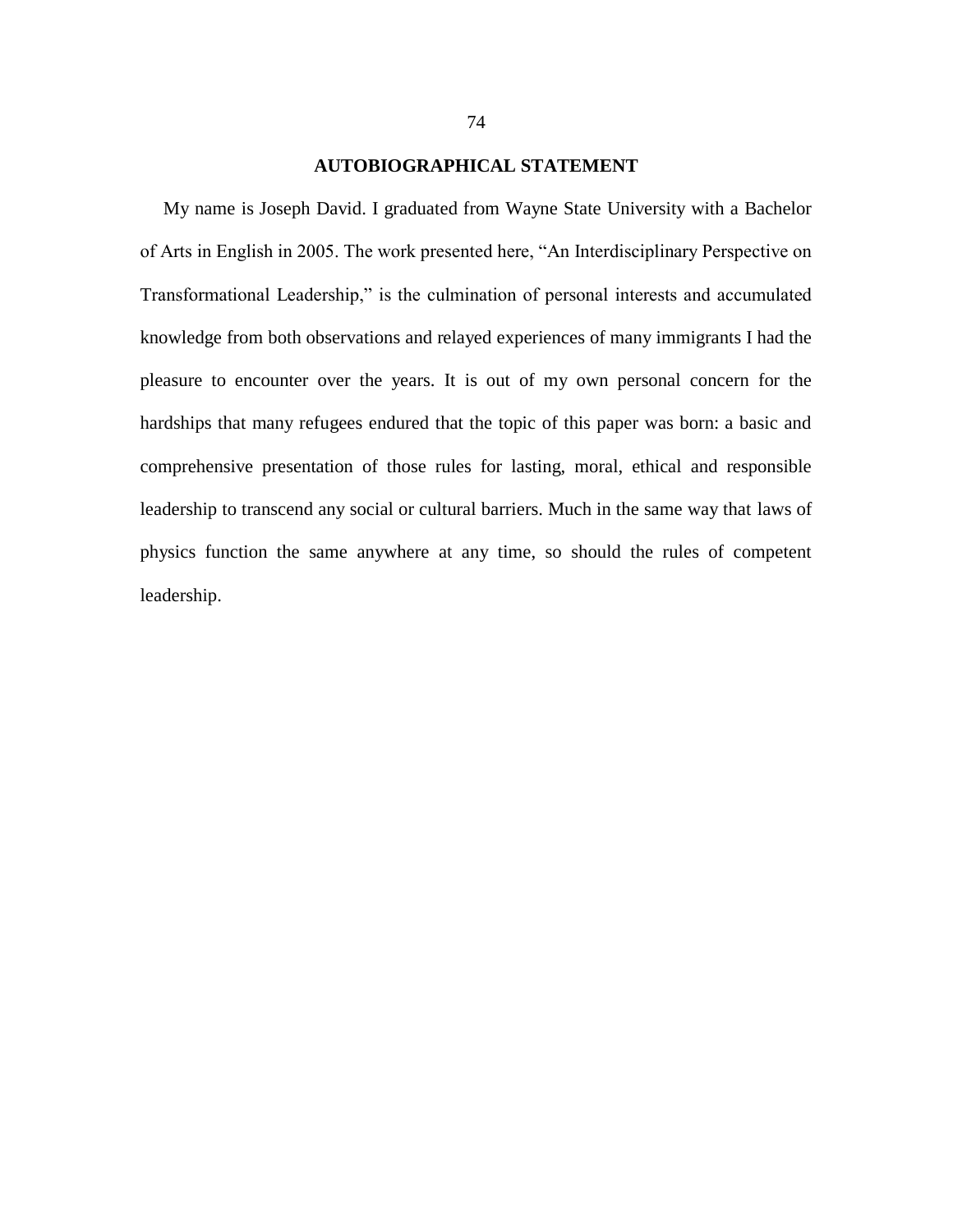# AUTOBIOGRAPHICAL STATEMENT

My name is Joseph David. I graduated from Wayne State University with a Bachelor of Arts in English in 2005. The work presented here, "An Interdisciplinary Perspective on Transformational Leadership," is the culmination of personal interests and accumulated knowledge from both observations and relayed experiences of many immigrants I had the pleasure to encounter over the years. It is out of my own personal concern for the hardships that many refugees endured that the topic of this paper was born: a basic and comprehensive presentation of those rules for lasting, moral, ethical and responsible leadership to transcend any social or cultural barriers. Much in the same way that laws of physics function the same anywhere at any time, so should the rules of competent leadership.